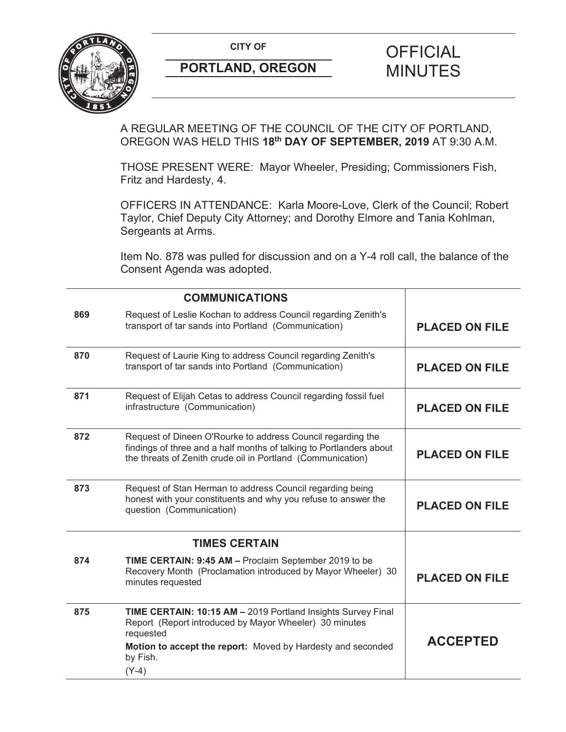**CITY OF**

**PORTLAND, OREGON**

# OFFICIAL MINUTES

A REGULAR MEETING OF THE COUNCIL OF THE CITY OF PORTLAND, OREGON WAS HELD THIS **18th DAY OF SEPTEMBER, 2019** AT 9:30 A.M.

THOSE PRESENT WERE: Mayor Wheeler, Presiding; Commissioners Fish, Fritz and Hardesty, 4.

OFFICERS IN ATTENDANCE: Karla Moore-Love, Clerk of the Council; Robert Taylor, Chief Deputy City Attorney; and Dorothy Elmore and Tania Kohlman, Sergeants at Arms.

Item No. 878 was pulled for discussion and on a Y-4 roll call, the balance of the Consent Agenda was adopted.

| | **COMMUNICATIONS** | |
|---|---|---|
| **869** | Request of Leslie Kochan to address Council regarding Zenith's transport of tar sands into Portland (Communication) | **PLACED ON FILE** |
| **870** | Request of Laurie King to address Council regarding Zenith's transport of tar sands into Portland (Communication) | **PLACED ON FILE** |
| **871** | Request of Elijah Cetas to address Council regarding fossil fuel infrastructure (Communication) | **PLACED ON FILE** |
| **872** | Request of Dineen O'Rourke to address Council regarding the findings of three and a half months of talking to Portlanders about the threats of Zenith crude oil in Portland (Communication) | **PLACED ON FILE** |
| **873** | Request of Stan Herman to address Council regarding being honest with your constituents and why you refuse to answer the question (Communication) | **PLACED ON FILE** |
| | **TIMES CERTAIN** | |
| **874** | **TIME CERTAIN: 9:45 AM –** Proclaim September 2019 to be Recovery Month (Proclamation introduced by Mayor Wheeler) 30 minutes requested | **PLACED ON FILE** |
| **875** | **TIME CERTAIN: 10:15 AM –** 2019 Portland Insights Survey Final Report (Report introduced by Mayor Wheeler) 30 minutes requested<br>**Motion to accept the report:** Moved by Hardesty and seconded by Fish.<br>(Y-4) | **ACCEPTED** |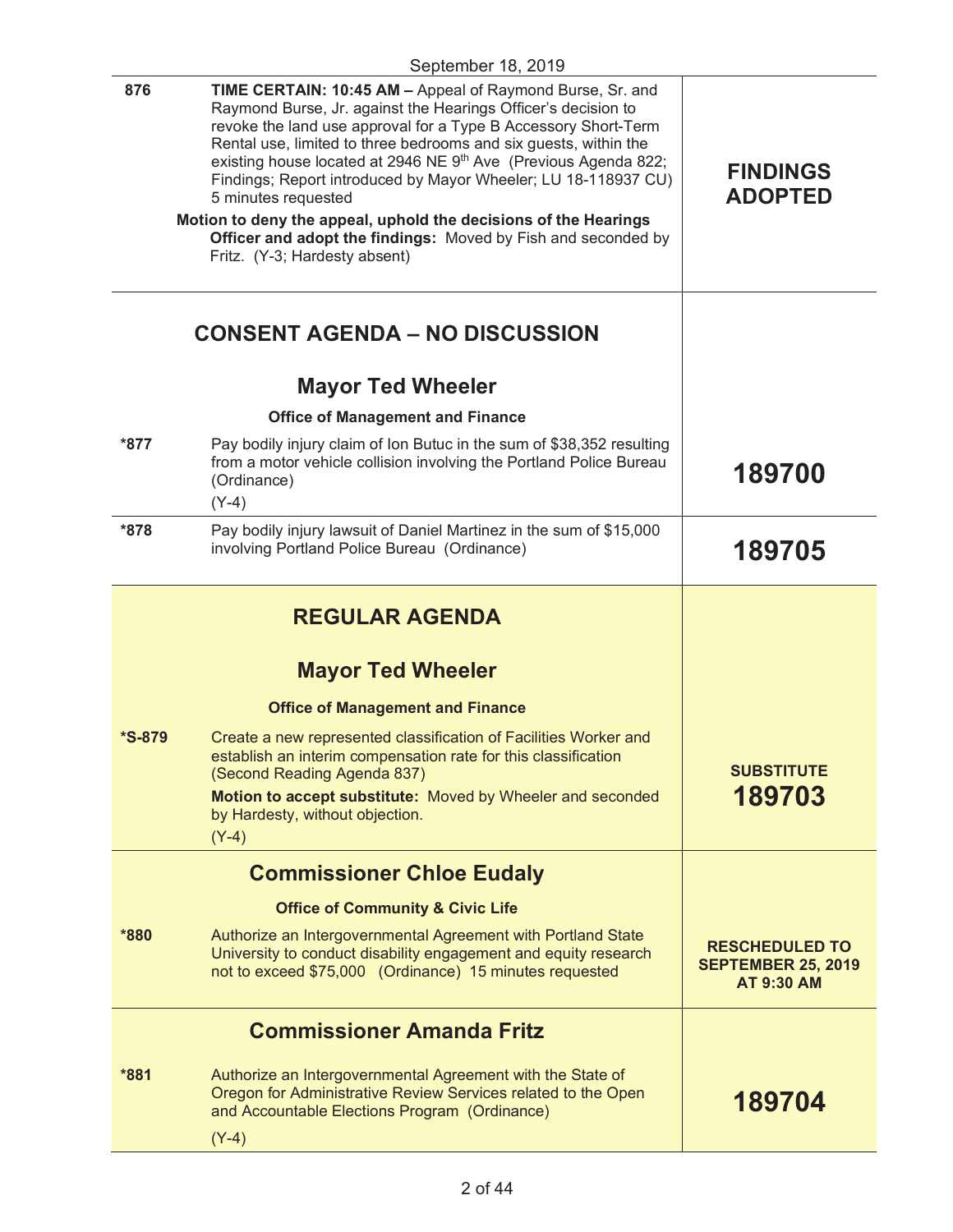September 18, 2019

| | | |
|---|---|---|
| 876 | **TIME CERTAIN: 10:45 AM –** Appeal of Raymond Burse, Sr. and Raymond Burse, Jr. against the Hearings Officer's decision to revoke the land use approval for a Type B Accessory Short-Term Rental use, limited to three bedrooms and six guests, within the existing house located at 2946 NE 9th Ave (Previous Agenda 822; Findings; Report introduced by Mayor Wheeler; LU 18-118937 CU) 5 minutes requested<br><br>**Motion to deny the appeal, uphold the decisions of the Hearings Officer and adopt the findings:** Moved by Fish and seconded by Fritz. (Y-3; Hardesty absent) | **FINDINGS ADOPTED** |

## CONSENT AGENDA – NO DISCUSSION

### Mayor Ted Wheeler

**Office of Management and Finance**

| | | |
|---|---|---|
| *877 | Pay bodily injury claim of Ion Butuc in the sum of $38,352 resulting from a motor vehicle collision involving the Portland Police Bureau (Ordinance)<br>(Y-4) | **189700** |
| *878 | Pay bodily injury lawsuit of Daniel Martinez in the sum of $15,000 involving Portland Police Bureau (Ordinance) | **189705** |

## REGULAR AGENDA

### Mayor Ted Wheeler

**Office of Management and Finance**

| | | |
|---|---|---|
| *S-879 | Create a new represented classification of Facilities Worker and establish an interim compensation rate for this classification (Second Reading Agenda 837)<br>**Motion to accept substitute:** Moved by Wheeler and seconded by Hardesty, without objection.<br>(Y-4) | **SUBSTITUTE 189703** |

### Commissioner Chloe Eudaly

**Office of Community & Civic Life**

| | | |
|---|---|---|
| *880 | Authorize an Intergovernmental Agreement with Portland State University to conduct disability engagement and equity research not to exceed $75,000 (Ordinance) 15 minutes requested | **RESCHEDULED TO SEPTEMBER 25, 2019 AT 9:30 AM** |

### Commissioner Amanda Fritz

| | | |
|---|---|---|
| *881 | Authorize an Intergovernmental Agreement with the State of Oregon for Administrative Review Services related to the Open and Accountable Elections Program (Ordinance)<br>(Y-4) | **189704** |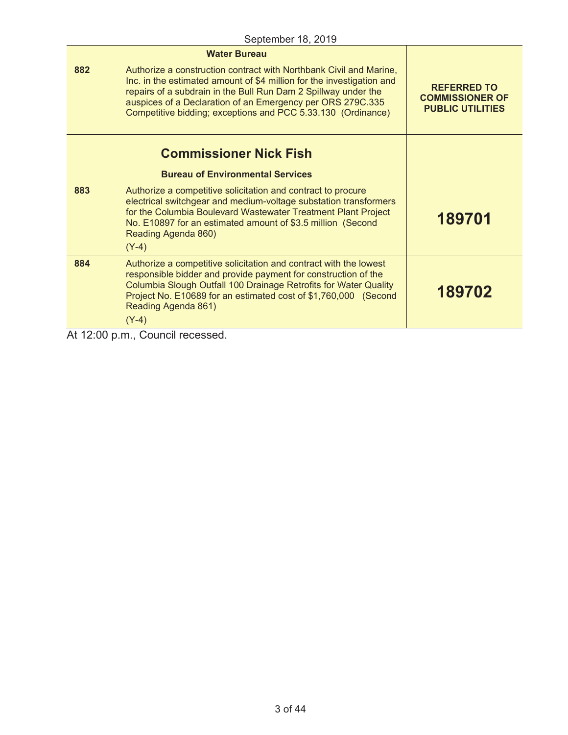September 18, 2019

| | | |
|---|---|---|
| | **Water Bureau** | |
| **882** | Authorize a construction contract with Northbank Civil and Marine, Inc. in the estimated amount of $4 million for the investigation and repairs of a subdrain in the Bull Run Dam 2 Spillway under the auspices of a Declaration of an Emergency per ORS 279C.335 Competitive bidding; exceptions and PCC 5.33.130 (Ordinance) | **REFERRED TO COMMISSIONER OF PUBLIC UTILITIES** |
| | **Commissioner Nick Fish** | |
| | **Bureau of Environmental Services** | |
| **883** | Authorize a competitive solicitation and contract to procure electrical switchgear and medium-voltage substation transformers for the Columbia Boulevard Wastewater Treatment Plant Project No. E10897 for an estimated amount of $3.5 million (Second Reading Agenda 860)<br>(Y-4) | **189701** |
| **884** | Authorize a competitive solicitation and contract with the lowest responsible bidder and provide payment for construction of the Columbia Slough Outfall 100 Drainage Retrofits for Water Quality Project No. E10689 for an estimated cost of $1,760,000 (Second Reading Agenda 861)<br>(Y-4) | **189702** |

At 12:00 p.m., Council recessed.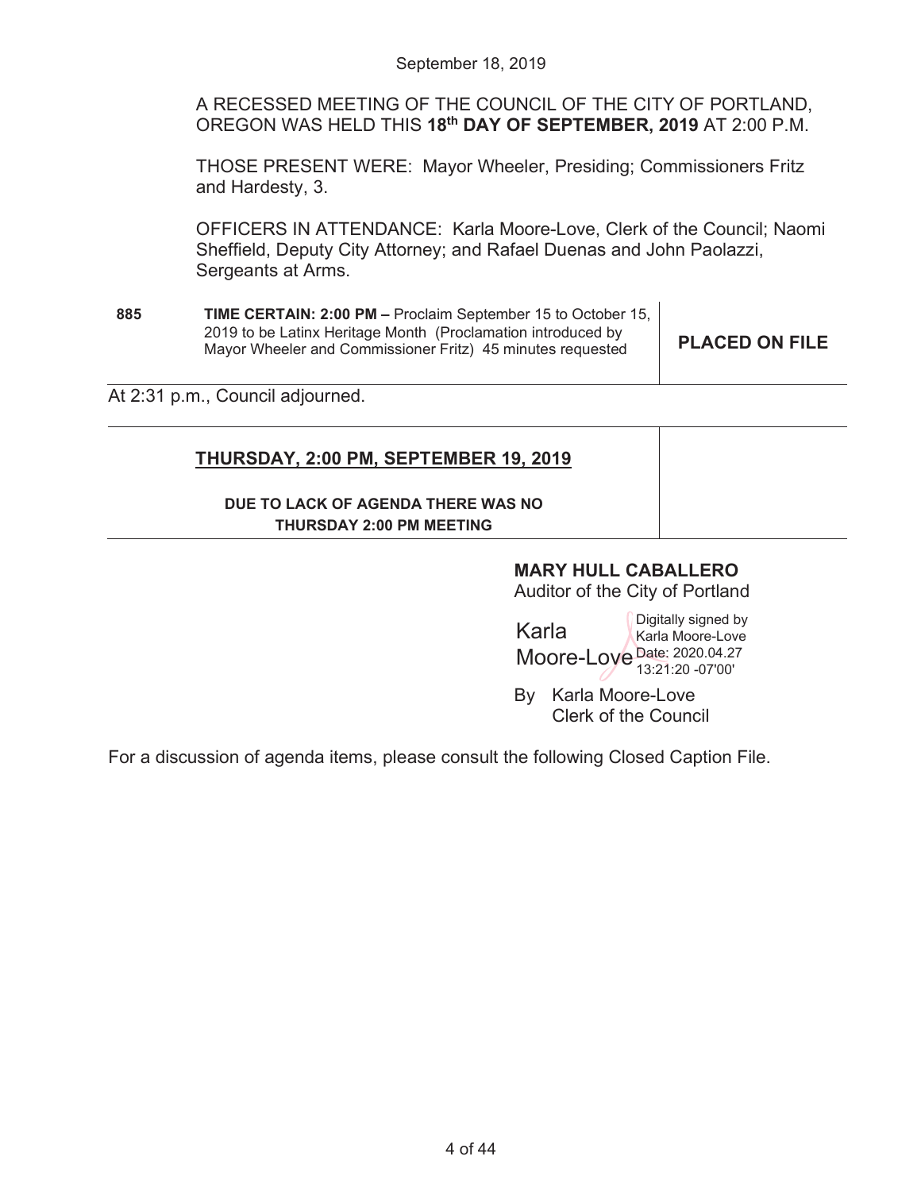September 18, 2019

A RECESSED MEETING OF THE COUNCIL OF THE CITY OF PORTLAND, OREGON WAS HELD THIS **18th DAY OF SEPTEMBER, 2019** AT 2:00 P.M.

THOSE PRESENT WERE: Mayor Wheeler, Presiding; Commissioners Fritz and Hardesty, 3.

OFFICERS IN ATTENDANCE: Karla Moore-Love, Clerk of the Council; Naomi Sheffield, Deputy City Attorney; and Rafael Duenas and John Paolazzi, Sergeants at Arms.

| | | |
|---|---|---|
| **885** | **TIME CERTAIN: 2:00 PM –** Proclaim September 15 to October 15, 2019 to be Latinx Heritage Month (Proclamation introduced by Mayor Wheeler and Commissioner Fritz) 45 minutes requested | **PLACED ON FILE** |

At 2:31 p.m., Council adjourned.

| | |
|---|---|
| **THURSDAY, 2:00 PM, SEPTEMBER 19, 2019** <br> **DUE TO LACK OF AGENDA THERE WAS NO THURSDAY 2:00 PM MEETING** | |

**MARY HULL CABALLERO**
Auditor of the City of Portland

Karla Moore-Love
Digitally signed by Karla Moore-Love
Date: 2020.04.27 13:21:20 -07'00'

By Karla Moore-Love
Clerk of the Council

For a discussion of agenda items, please consult the following Closed Caption File.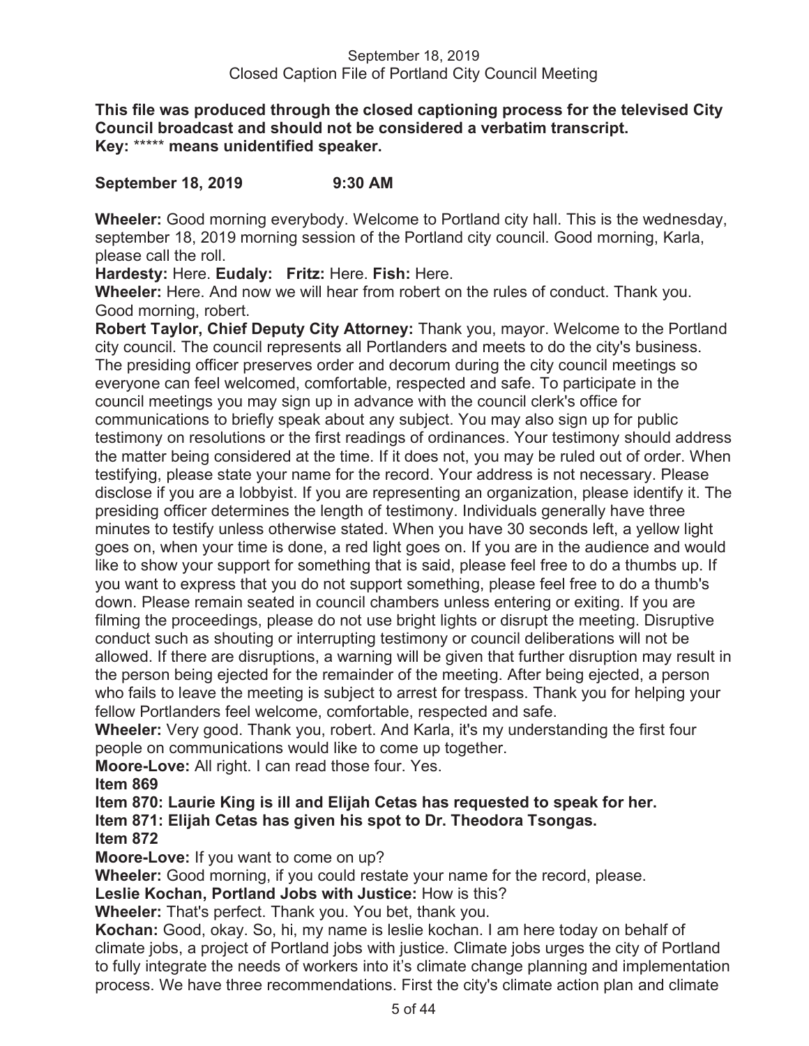September 18, 2019
Closed Caption File of Portland City Council Meeting

**This file was produced through the closed captioning process for the televised City Council broadcast and should not be considered a verbatim transcript.**
**Key:** ***** **means unidentified speaker.**

**September 18, 2019 9:30 AM**

**Wheeler:** Good morning everybody. Welcome to Portland city hall. This is the wednesday, september 18, 2019 morning session of the Portland city council. Good morning, Karla, please call the roll.

**Hardesty:** Here. **Eudaly:** **Fritz:** Here. **Fish:** Here.

**Wheeler:** Here. And now we will hear from robert on the rules of conduct. Thank you. Good morning, robert.

**Robert Taylor, Chief Deputy City Attorney:** Thank you, mayor. Welcome to the Portland city council. The council represents all Portlanders and meets to do the city's business. The presiding officer preserves order and decorum during the city council meetings so everyone can feel welcomed, comfortable, respected and safe. To participate in the council meetings you may sign up in advance with the council clerk's office for communications to briefly speak about any subject. You may also sign up for public testimony on resolutions or the first readings of ordinances. Your testimony should address the matter being considered at the time. If it does not, you may be ruled out of order. When testifying, please state your name for the record. Your address is not necessary. Please disclose if you are a lobbyist. If you are representing an organization, please identify it. The presiding officer determines the length of testimony. Individuals generally have three minutes to testify unless otherwise stated. When you have 30 seconds left, a yellow light goes on, when your time is done, a red light goes on. If you are in the audience and would like to show your support for something that is said, please feel free to do a thumbs up. If you want to express that you do not support something, please feel free to do a thumb's down. Please remain seated in council chambers unless entering or exiting. If you are filming the proceedings, please do not use bright lights or disrupt the meeting. Disruptive conduct such as shouting or interrupting testimony or council deliberations will not be allowed. If there are disruptions, a warning will be given that further disruption may result in the person being ejected for the remainder of the meeting. After being ejected, a person who fails to leave the meeting is subject to arrest for trespass. Thank you for helping your fellow Portlanders feel welcome, comfortable, respected and safe.

**Wheeler:** Very good. Thank you, robert. And Karla, it's my understanding the first four people on communications would like to come up together.

**Moore-Love:** All right. I can read those four. Yes.

**Item 869**

**Item 870: Laurie King is ill and Elijah Cetas has requested to speak for her.**

**Item 871: Elijah Cetas has given his spot to Dr. Theodora Tsongas.**

**Item 872**

**Moore-Love:** If you want to come on up?

**Wheeler:** Good morning, if you could restate your name for the record, please.

**Leslie Kochan, Portland Jobs with Justice:** How is this?

**Wheeler:** That's perfect. Thank you. You bet, thank you.

**Kochan:** Good, okay. So, hi, my name is leslie kochan. I am here today on behalf of climate jobs, a project of Portland jobs with justice. Climate jobs urges the city of Portland to fully integrate the needs of workers into it's climate change planning and implementation process. We have three recommendations. First the city's climate action plan and climate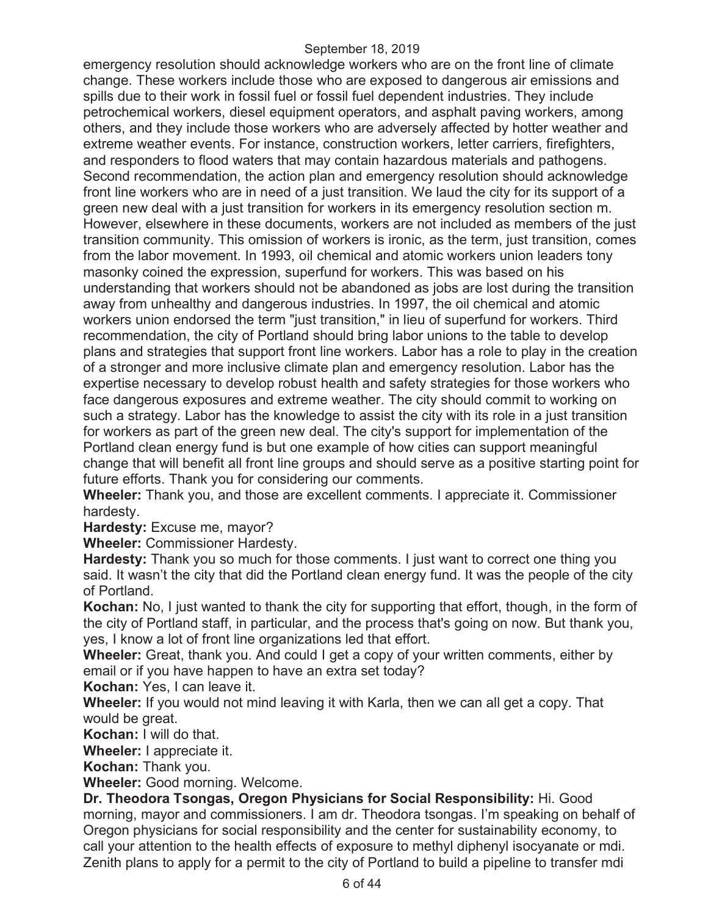emergency resolution should acknowledge workers who are on the front line of climate change. These workers include those who are exposed to dangerous air emissions and spills due to their work in fossil fuel or fossil fuel dependent industries. They include petrochemical workers, diesel equipment operators, and asphalt paving workers, among others, and they include those workers who are adversely affected by hotter weather and extreme weather events. For instance, construction workers, letter carriers, firefighters, and responders to flood waters that may contain hazardous materials and pathogens. Second recommendation, the action plan and emergency resolution should acknowledge front line workers who are in need of a just transition. We laud the city for its support of a green new deal with a just transition for workers in its emergency resolution section m. However, elsewhere in these documents, workers are not included as members of the just transition community. This omission of workers is ironic, as the term, just transition, comes from the labor movement. In 1993, oil chemical and atomic workers union leaders tony masonky coined the expression, superfund for workers. This was based on his understanding that workers should not be abandoned as jobs are lost during the transition away from unhealthy and dangerous industries. In 1997, the oil chemical and atomic workers union endorsed the term "just transition," in lieu of superfund for workers. Third recommendation, the city of Portland should bring labor unions to the table to develop plans and strategies that support front line workers. Labor has a role to play in the creation of a stronger and more inclusive climate plan and emergency resolution. Labor has the expertise necessary to develop robust health and safety strategies for those workers who face dangerous exposures and extreme weather. The city should commit to working on such a strategy. Labor has the knowledge to assist the city with its role in a just transition for workers as part of the green new deal. The city's support for implementation of the Portland clean energy fund is but one example of how cities can support meaningful change that will benefit all front line groups and should serve as a positive starting point for future efforts. Thank you for considering our comments.

**Wheeler:** Thank you, and those are excellent comments. I appreciate it. Commissioner hardesty.

**Hardesty:** Excuse me, mayor?

**Wheeler:** Commissioner Hardesty.

**Hardesty:** Thank you so much for those comments. I just want to correct one thing you said. It wasn't the city that did the Portland clean energy fund. It was the people of the city of Portland.

**Kochan:** No, I just wanted to thank the city for supporting that effort, though, in the form of the city of Portland staff, in particular, and the process that's going on now. But thank you, yes, I know a lot of front line organizations led that effort.

**Wheeler:** Great, thank you. And could I get a copy of your written comments, either by email or if you have happen to have an extra set today?

**Kochan:** Yes, I can leave it.

**Wheeler:** If you would not mind leaving it with Karla, then we can all get a copy. That would be great.

**Kochan:** I will do that.

**Wheeler:** I appreciate it.

**Kochan:** Thank you.

**Wheeler:** Good morning. Welcome.

**Dr. Theodora Tsongas, Oregon Physicians for Social Responsibility:** Hi. Good morning, mayor and commissioners. I am dr. Theodora tsongas. I'm speaking on behalf of Oregon physicians for social responsibility and the center for sustainability economy, to call your attention to the health effects of exposure to methyl diphenyl isocyanate or mdi. Zenith plans to apply for a permit to the city of Portland to build a pipeline to transfer mdi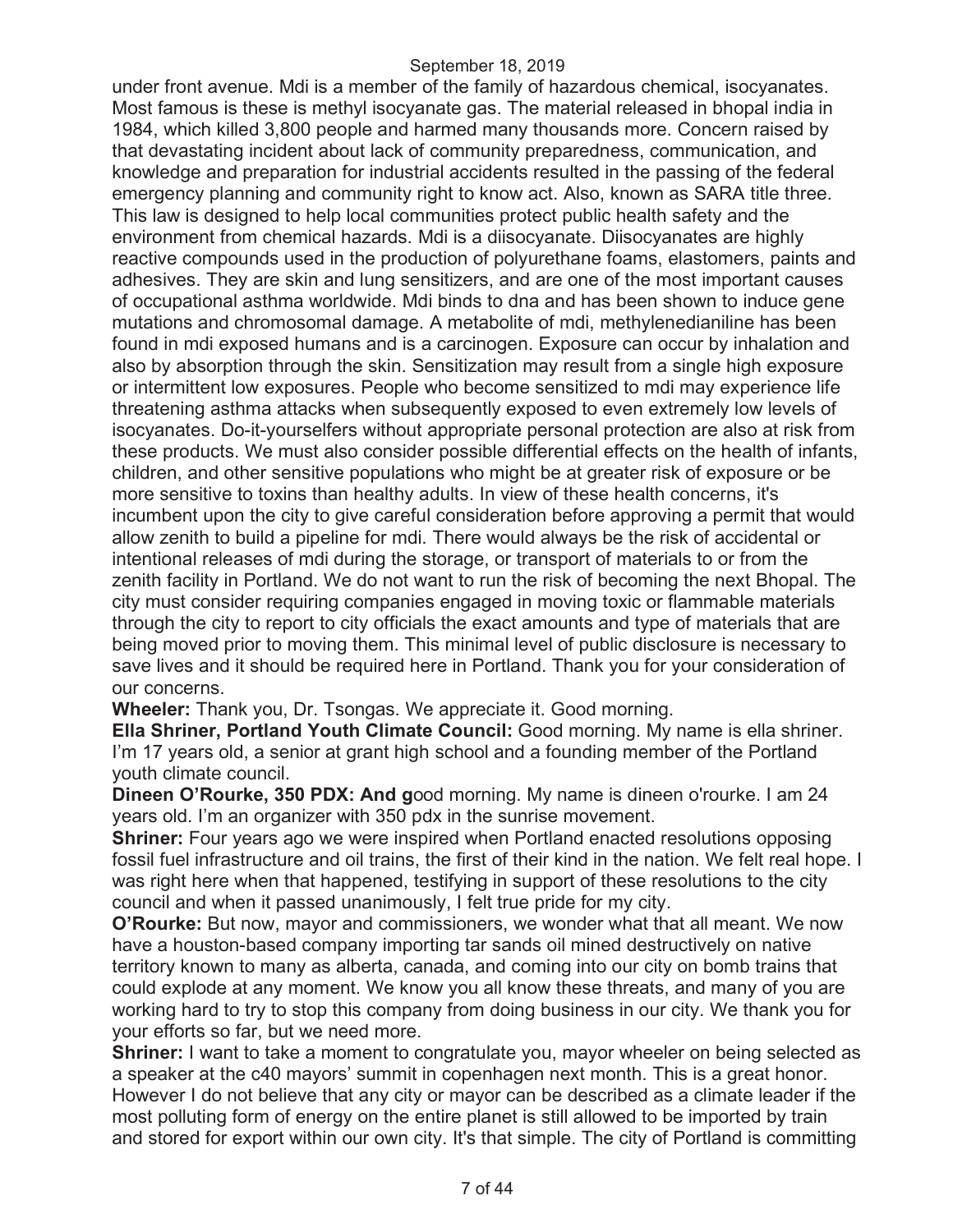under front avenue. Mdi is a member of the family of hazardous chemical, isocyanates. Most famous is these is methyl isocyanate gas. The material released in bhopal india in 1984, which killed 3,800 people and harmed many thousands more. Concern raised by that devastating incident about lack of community preparedness, communication, and knowledge and preparation for industrial accidents resulted in the passing of the federal emergency planning and community right to know act. Also, known as SARA title three. This law is designed to help local communities protect public health safety and the environment from chemical hazards. Mdi is a diisocyanate. Diisocyanates are highly reactive compounds used in the production of polyurethane foams, elastomers, paints and adhesives. They are skin and lung sensitizers, and are one of the most important causes of occupational asthma worldwide. Mdi binds to dna and has been shown to induce gene mutations and chromosomal damage. A metabolite of mdi, methylenedianiline has been found in mdi exposed humans and is a carcinogen. Exposure can occur by inhalation and also by absorption through the skin. Sensitization may result from a single high exposure or intermittent low exposures. People who become sensitized to mdi may experience life threatening asthma attacks when subsequently exposed to even extremely low levels of isocyanates. Do-it-yourselfers without appropriate personal protection are also at risk from these products. We must also consider possible differential effects on the health of infants, children, and other sensitive populations who might be at greater risk of exposure or be more sensitive to toxins than healthy adults. In view of these health concerns, it's incumbent upon the city to give careful consideration before approving a permit that would allow zenith to build a pipeline for mdi. There would always be the risk of accidental or intentional releases of mdi during the storage, or transport of materials to or from the zenith facility in Portland. We do not want to run the risk of becoming the next Bhopal. The city must consider requiring companies engaged in moving toxic or flammable materials through the city to report to city officials the exact amounts and type of materials that are being moved prior to moving them. This minimal level of public disclosure is necessary to save lives and it should be required here in Portland. Thank you for your consideration of our concerns.

**Wheeler:** Thank you, Dr. Tsongas. We appreciate it. Good morning.

**Ella Shriner, Portland Youth Climate Council:** Good morning. My name is ella shriner. I'm 17 years old, a senior at grant high school and a founding member of the Portland youth climate council.

**Dineen O'Rourke, 350 PDX: And g**ood morning. My name is dineen o'rourke. I am 24 years old. I'm an organizer with 350 pdx in the sunrise movement.

**Shriner:** Four years ago we were inspired when Portland enacted resolutions opposing fossil fuel infrastructure and oil trains, the first of their kind in the nation. We felt real hope. I was right here when that happened, testifying in support of these resolutions to the city council and when it passed unanimously, I felt true pride for my city.

**O'Rourke:** But now, mayor and commissioners, we wonder what that all meant. We now have a houston-based company importing tar sands oil mined destructively on native territory known to many as alberta, canada, and coming into our city on bomb trains that could explode at any moment. We know you all know these threats, and many of you are working hard to try to stop this company from doing business in our city. We thank you for your efforts so far, but we need more.

**Shriner:** I want to take a moment to congratulate you, mayor wheeler on being selected as a speaker at the c40 mayors' summit in copenhagen next month. This is a great honor. However I do not believe that any city or mayor can be described as a climate leader if the most polluting form of energy on the entire planet is still allowed to be imported by train and stored for export within our own city. It's that simple. The city of Portland is committing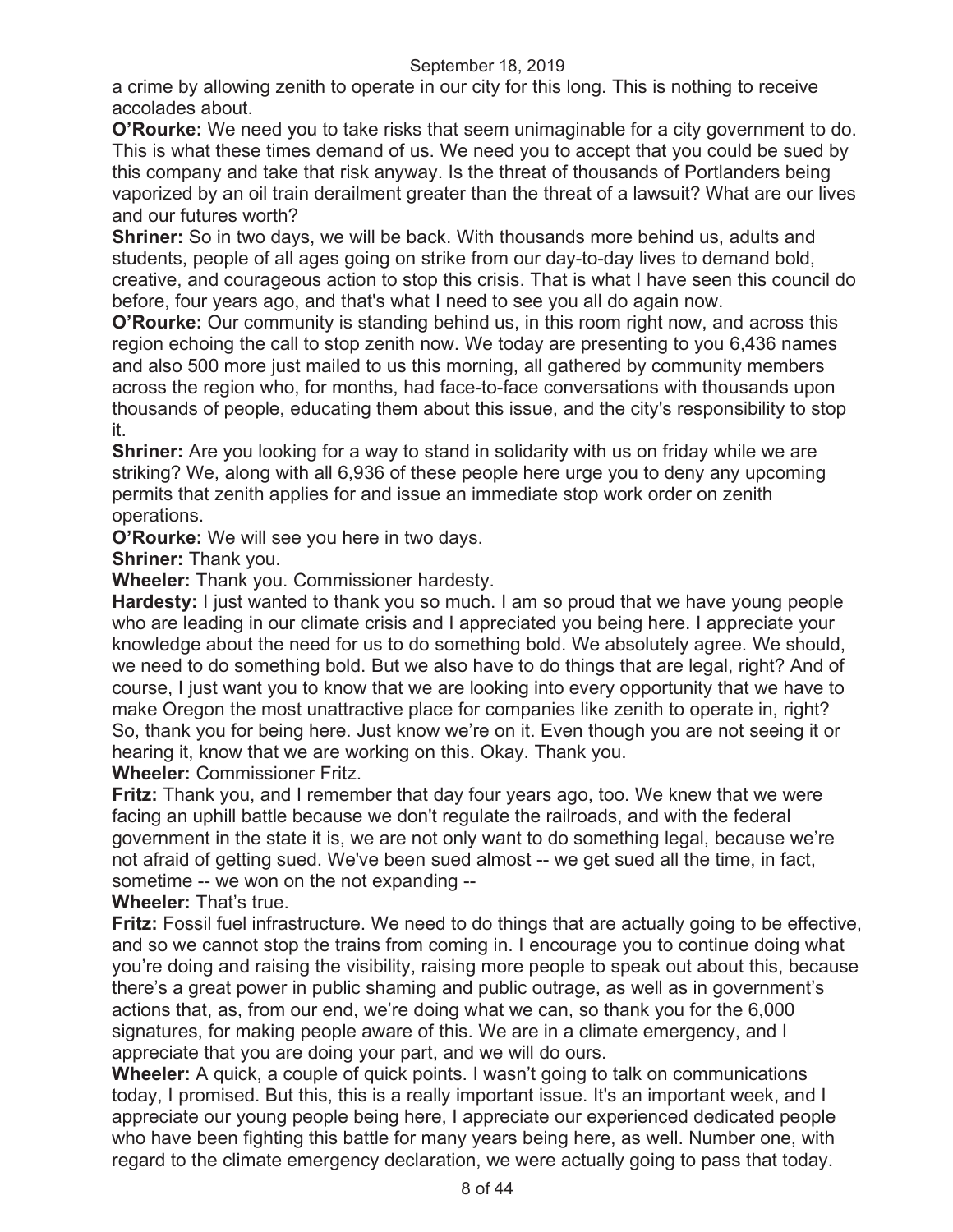a crime by allowing zenith to operate in our city for this long. This is nothing to receive accolades about.

**O'Rourke:** We need you to take risks that seem unimaginable for a city government to do. This is what these times demand of us. We need you to accept that you could be sued by this company and take that risk anyway. Is the threat of thousands of Portlanders being vaporized by an oil train derailment greater than the threat of a lawsuit? What are our lives and our futures worth?

**Shriner:** So in two days, we will be back. With thousands more behind us, adults and students, people of all ages going on strike from our day-to-day lives to demand bold, creative, and courageous action to stop this crisis. That is what I have seen this council do before, four years ago, and that's what I need to see you all do again now.

**O'Rourke:** Our community is standing behind us, in this room right now, and across this region echoing the call to stop zenith now. We today are presenting to you 6,436 names and also 500 more just mailed to us this morning, all gathered by community members across the region who, for months, had face-to-face conversations with thousands upon thousands of people, educating them about this issue, and the city's responsibility to stop it.

**Shriner:** Are you looking for a way to stand in solidarity with us on friday while we are striking? We, along with all 6,936 of these people here urge you to deny any upcoming permits that zenith applies for and issue an immediate stop work order on zenith operations.

**O'Rourke:** We will see you here in two days.

**Shriner:** Thank you.

**Wheeler:** Thank you. Commissioner hardesty.

**Hardesty:** I just wanted to thank you so much. I am so proud that we have young people who are leading in our climate crisis and I appreciated you being here. I appreciate your knowledge about the need for us to do something bold. We absolutely agree. We should, we need to do something bold. But we also have to do things that are legal, right? And of course, I just want you to know that we are looking into every opportunity that we have to make Oregon the most unattractive place for companies like zenith to operate in, right? So, thank you for being here. Just know we're on it. Even though you are not seeing it or hearing it, know that we are working on this. Okay. Thank you.

**Wheeler:** Commissioner Fritz.

**Fritz:** Thank you, and I remember that day four years ago, too. We knew that we were facing an uphill battle because we don't regulate the railroads, and with the federal government in the state it is, we are not only want to do something legal, because we're not afraid of getting sued. We've been sued almost -- we get sued all the time, in fact, sometime -- we won on the not expanding --

**Wheeler:** That's true.

**Fritz:** Fossil fuel infrastructure. We need to do things that are actually going to be effective, and so we cannot stop the trains from coming in. I encourage you to continue doing what you're doing and raising the visibility, raising more people to speak out about this, because there's a great power in public shaming and public outrage, as well as in government's actions that, as, from our end, we're doing what we can, so thank you for the 6,000 signatures, for making people aware of this. We are in a climate emergency, and I appreciate that you are doing your part, and we will do ours.

**Wheeler:** A quick, a couple of quick points. I wasn't going to talk on communications today, I promised. But this, this is a really important issue. It's an important week, and I appreciate our young people being here, I appreciate our experienced dedicated people who have been fighting this battle for many years being here, as well. Number one, with regard to the climate emergency declaration, we were actually going to pass that today.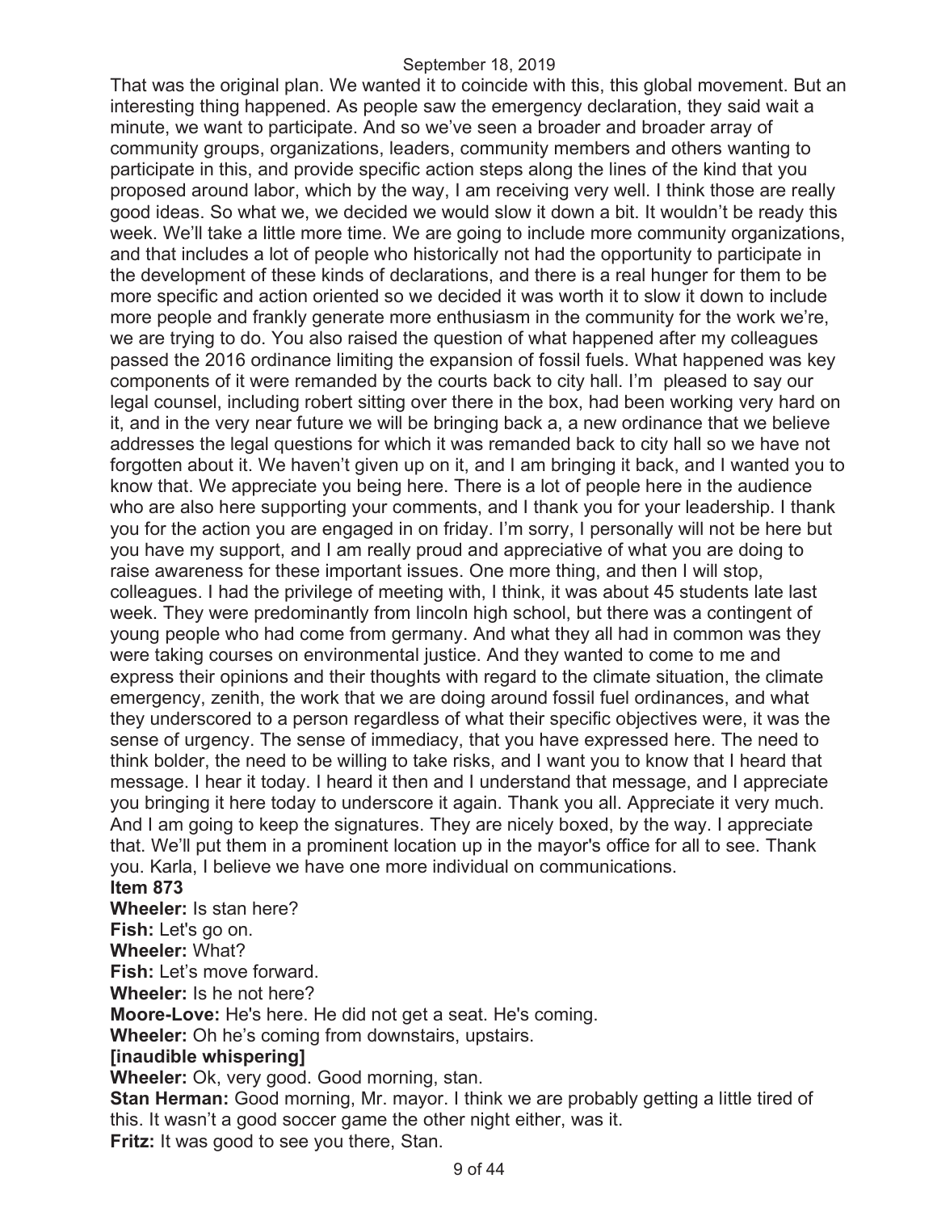That was the original plan. We wanted it to coincide with this, this global movement. But an interesting thing happened. As people saw the emergency declaration, they said wait a minute, we want to participate. And so we've seen a broader and broader array of community groups, organizations, leaders, community members and others wanting to participate in this, and provide specific action steps along the lines of the kind that you proposed around labor, which by the way, I am receiving very well. I think those are really good ideas. So what we, we decided we would slow it down a bit. It wouldn't be ready this week. We'll take a little more time. We are going to include more community organizations, and that includes a lot of people who historically not had the opportunity to participate in the development of these kinds of declarations, and there is a real hunger for them to be more specific and action oriented so we decided it was worth it to slow it down to include more people and frankly generate more enthusiasm in the community for the work we're, we are trying to do. You also raised the question of what happened after my colleagues passed the 2016 ordinance limiting the expansion of fossil fuels. What happened was key components of it were remanded by the courts back to city hall. I'm pleased to say our legal counsel, including robert sitting over there in the box, had been working very hard on it, and in the very near future we will be bringing back a, a new ordinance that we believe addresses the legal questions for which it was remanded back to city hall so we have not forgotten about it. We haven't given up on it, and I am bringing it back, and I wanted you to know that. We appreciate you being here. There is a lot of people here in the audience who are also here supporting your comments, and I thank you for your leadership. I thank you for the action you are engaged in on friday. I'm sorry, I personally will not be here but you have my support, and I am really proud and appreciative of what you are doing to raise awareness for these important issues. One more thing, and then I will stop, colleagues. I had the privilege of meeting with, I think, it was about 45 students late last week. They were predominantly from lincoln high school, but there was a contingent of young people who had come from germany. And what they all had in common was they were taking courses on environmental justice. And they wanted to come to me and express their opinions and their thoughts with regard to the climate situation, the climate emergency, zenith, the work that we are doing around fossil fuel ordinances, and what they underscored to a person regardless of what their specific objectives were, it was the sense of urgency. The sense of immediacy, that you have expressed here. The need to think bolder, the need to be willing to take risks, and I want you to know that I heard that message. I hear it today. I heard it then and I understand that message, and I appreciate you bringing it here today to underscore it again. Thank you all. Appreciate it very much. And I am going to keep the signatures. They are nicely boxed, by the way. I appreciate that. We'll put them in a prominent location up in the mayor's office for all to see. Thank you. Karla, I believe we have one more individual on communications.

**Item 873**

**Wheeler:** Is stan here?

**Fish:** Let's go on.

**Wheeler:** What?

**Fish:** Let's move forward.

**Wheeler:** Is he not here?

**Moore-Love:** He's here. He did not get a seat. He's coming.

**Wheeler:** Oh he's coming from downstairs, upstairs.

**[inaudible whispering]**

**Wheeler:** Ok, very good. Good morning, stan.

**Stan Herman:** Good morning, Mr. mayor. I think we are probably getting a little tired of this. It wasn't a good soccer game the other night either, was it.

**Fritz:** It was good to see you there, Stan.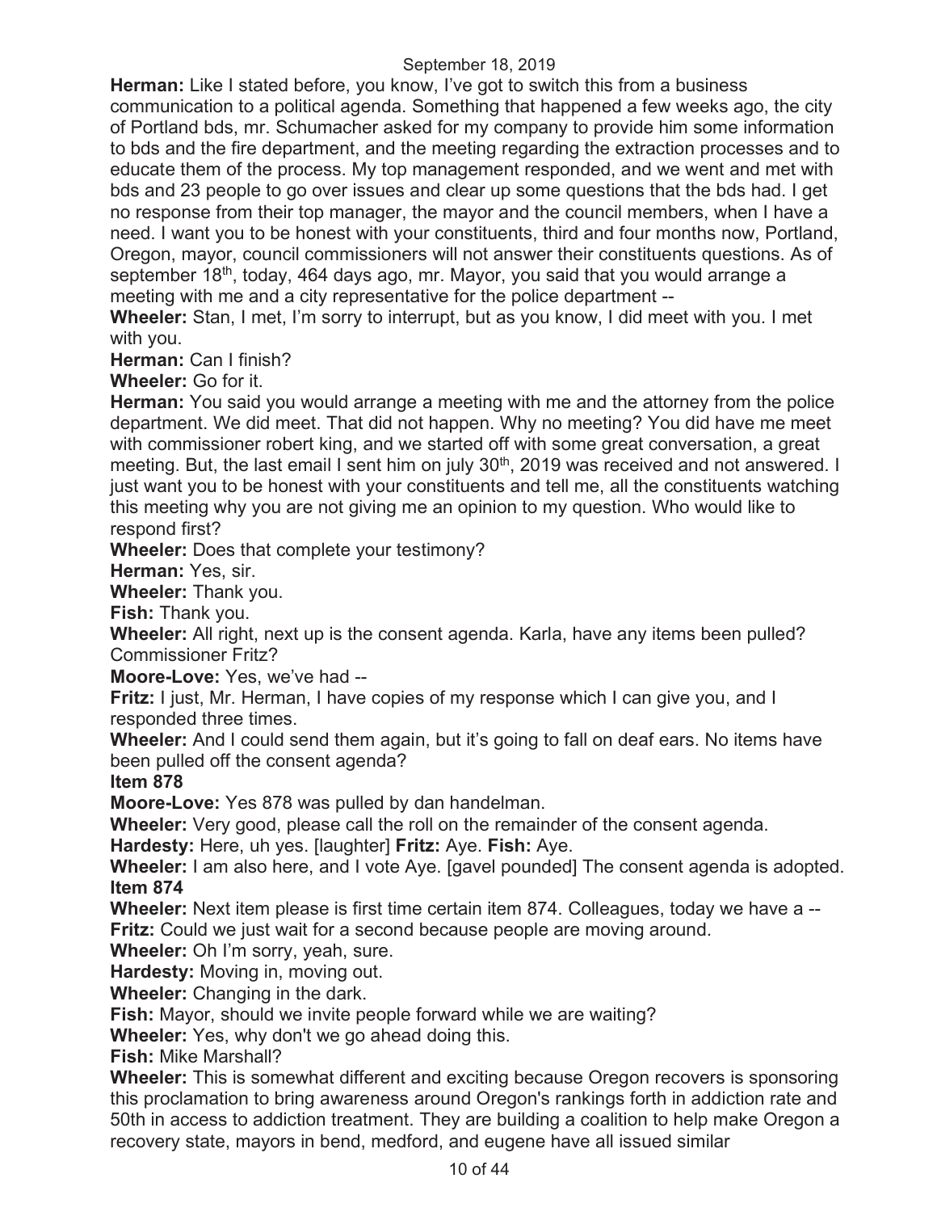**Herman:** Like I stated before, you know, I've got to switch this from a business communication to a political agenda. Something that happened a few weeks ago, the city of Portland bds, mr. Schumacher asked for my company to provide him some information to bds and the fire department, and the meeting regarding the extraction processes and to educate them of the process. My top management responded, and we went and met with bds and 23 people to go over issues and clear up some questions that the bds had. I get no response from their top manager, the mayor and the council members, when I have a need. I want you to be honest with your constituents, third and four months now, Portland, Oregon, mayor, council commissioners will not answer their constituents questions. As of september 18th, today, 464 days ago, mr. Mayor, you said that you would arrange a meeting with me and a city representative for the police department --

**Wheeler:** Stan, I met, I'm sorry to interrupt, but as you know, I did meet with you. I met with you.

**Herman:** Can I finish?

**Wheeler:** Go for it.

**Herman:** You said you would arrange a meeting with me and the attorney from the police department. We did meet. That did not happen. Why no meeting? You did have me meet with commissioner robert king, and we started off with some great conversation, a great meeting. But, the last email I sent him on july 30th, 2019 was received and not answered. I just want you to be honest with your constituents and tell me, all the constituents watching this meeting why you are not giving me an opinion to my question. Who would like to respond first?

**Wheeler:** Does that complete your testimony?

**Herman:** Yes, sir.

**Wheeler:** Thank you.

**Fish:** Thank you.

**Wheeler:** All right, next up is the consent agenda. Karla, have any items been pulled? Commissioner Fritz?

**Moore-Love:** Yes, we've had --

**Fritz:** I just, Mr. Herman, I have copies of my response which I can give you, and I responded three times.

**Wheeler:** And I could send them again, but it's going to fall on deaf ears. No items have been pulled off the consent agenda?

**Item 878**

**Moore-Love:** Yes 878 was pulled by dan handelman.

**Wheeler:** Very good, please call the roll on the remainder of the consent agenda.

**Hardesty:** Here, uh yes. [laughter] **Fritz:** Aye. **Fish:** Aye.

**Wheeler:** I am also here, and I vote Aye. [gavel pounded] The consent agenda is adopted.

**Item 874**

**Wheeler:** Next item please is first time certain item 874. Colleagues, today we have a --

**Fritz:** Could we just wait for a second because people are moving around.

**Wheeler:** Oh I'm sorry, yeah, sure.

**Hardesty:** Moving in, moving out.

**Wheeler:** Changing in the dark.

**Fish:** Mayor, should we invite people forward while we are waiting?

**Wheeler:** Yes, why don't we go ahead doing this.

**Fish:** Mike Marshall?

**Wheeler:** This is somewhat different and exciting because Oregon recovers is sponsoring this proclamation to bring awareness around Oregon's rankings forth in addiction rate and 50th in access to addiction treatment. They are building a coalition to help make Oregon a recovery state, mayors in bend, medford, and eugene have all issued similar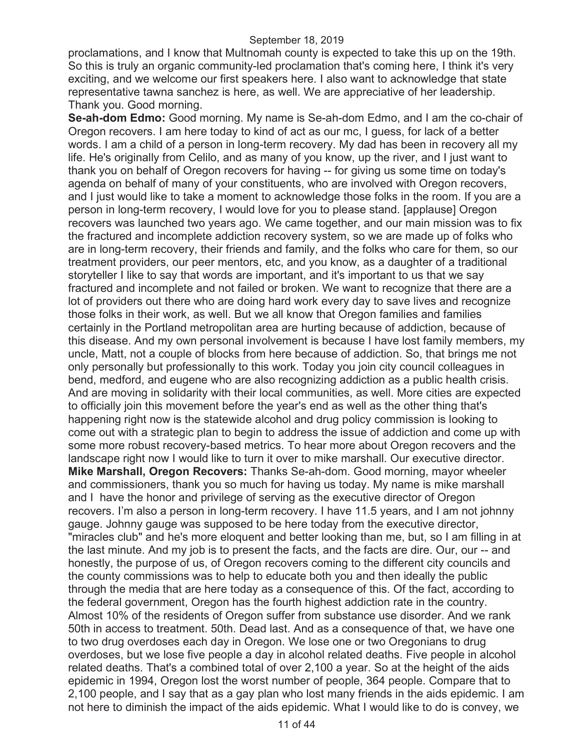proclamations, and I know that Multnomah county is expected to take this up on the 19th. So this is truly an organic community-led proclamation that's coming here, I think it's very exciting, and we welcome our first speakers here. I also want to acknowledge that state representative tawna sanchez is here, as well. We are appreciative of her leadership. Thank you. Good morning.

**Se-ah-dom Edmo:** Good morning. My name is Se-ah-dom Edmo, and I am the co-chair of Oregon recovers. I am here today to kind of act as our mc, I guess, for lack of a better words. I am a child of a person in long-term recovery. My dad has been in recovery all my life. He's originally from Celilo, and as many of you know, up the river, and I just want to thank you on behalf of Oregon recovers for having -- for giving us some time on today's agenda on behalf of many of your constituents, who are involved with Oregon recovers, and I just would like to take a moment to acknowledge those folks in the room. If you are a person in long-term recovery, I would love for you to please stand. [applause] Oregon recovers was launched two years ago. We came together, and our main mission was to fix the fractured and incomplete addiction recovery system, so we are made up of folks who are in long-term recovery, their friends and family, and the folks who care for them, so our treatment providers, our peer mentors, etc, and you know, as a daughter of a traditional storyteller I like to say that words are important, and it's important to us that we say fractured and incomplete and not failed or broken. We want to recognize that there are a lot of providers out there who are doing hard work every day to save lives and recognize those folks in their work, as well. But we all know that Oregon families and families certainly in the Portland metropolitan area are hurting because of addiction, because of this disease. And my own personal involvement is because I have lost family members, my uncle, Matt, not a couple of blocks from here because of addiction. So, that brings me not only personally but professionally to this work. Today you join city council colleagues in bend, medford, and eugene who are also recognizing addiction as a public health crisis. And are moving in solidarity with their local communities, as well. More cities are expected to officially join this movement before the year's end as well as the other thing that's happening right now is the statewide alcohol and drug policy commission is looking to come out with a strategic plan to begin to address the issue of addiction and come up with some more robust recovery-based metrics. To hear more about Oregon recovers and the landscape right now I would like to turn it over to mike marshall. Our executive director.

**Mike Marshall, Oregon Recovers:** Thanks Se-ah-dom. Good morning, mayor wheeler and commissioners, thank you so much for having us today. My name is mike marshall and I have the honor and privilege of serving as the executive director of Oregon recovers. I'm also a person in long-term recovery. I have 11.5 years, and I am not johnny gauge. Johnny gauge was supposed to be here today from the executive director, "miracles club" and he's more eloquent and better looking than me, but, so I am filling in at the last minute. And my job is to present the facts, and the facts are dire. Our, our -- and honestly, the purpose of us, of Oregon recovers coming to the different city councils and the county commissions was to help to educate both you and then ideally the public through the media that are here today as a consequence of this. Of the fact, according to the federal government, Oregon has the fourth highest addiction rate in the country. Almost 10% of the residents of Oregon suffer from substance use disorder. And we rank 50th in access to treatment. 50th. Dead last. And as a consequence of that, we have one to two drug overdoses each day in Oregon. We lose one or two Oregonians to drug overdoses, but we lose five people a day in alcohol related deaths. Five people in alcohol related deaths. That's a combined total of over 2,100 a year. So at the height of the aids epidemic in 1994, Oregon lost the worst number of people, 364 people. Compare that to 2,100 people, and I say that as a gay plan who lost many friends in the aids epidemic. I am not here to diminish the impact of the aids epidemic. What I would like to do is convey, we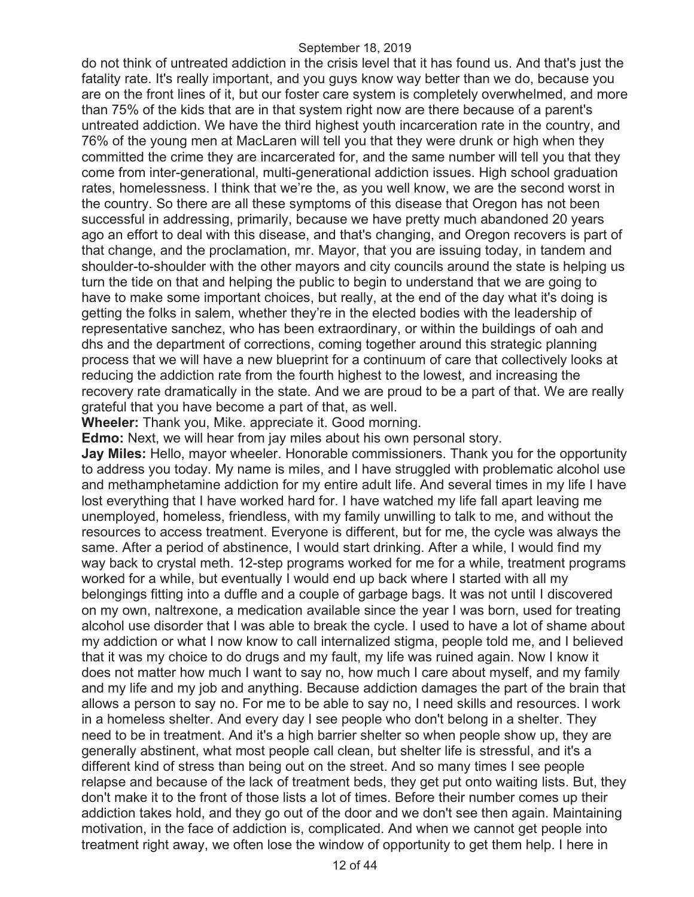do not think of untreated addiction in the crisis level that it has found us. And that's just the fatality rate. It's really important, and you guys know way better than we do, because you are on the front lines of it, but our foster care system is completely overwhelmed, and more than 75% of the kids that are in that system right now are there because of a parent's untreated addiction. We have the third highest youth incarceration rate in the country, and 76% of the young men at MacLaren will tell you that they were drunk or high when they committed the crime they are incarcerated for, and the same number will tell you that they come from inter-generational, multi-generational addiction issues. High school graduation rates, homelessness. I think that we're the, as you well know, we are the second worst in the country. So there are all these symptoms of this disease that Oregon has not been successful in addressing, primarily, because we have pretty much abandoned 20 years ago an effort to deal with this disease, and that's changing, and Oregon recovers is part of that change, and the proclamation, mr. Mayor, that you are issuing today, in tandem and shoulder-to-shoulder with the other mayors and city councils around the state is helping us turn the tide on that and helping the public to begin to understand that we are going to have to make some important choices, but really, at the end of the day what it's doing is getting the folks in salem, whether they're in the elected bodies with the leadership of representative sanchez, who has been extraordinary, or within the buildings of oah and dhs and the department of corrections, coming together around this strategic planning process that we will have a new blueprint for a continuum of care that collectively looks at reducing the addiction rate from the fourth highest to the lowest, and increasing the recovery rate dramatically in the state. And we are proud to be a part of that. We are really grateful that you have become a part of that, as well.

**Wheeler:** Thank you, Mike. appreciate it. Good morning.

**Edmo:** Next, we will hear from jay miles about his own personal story.

**Jay Miles:** Hello, mayor wheeler. Honorable commissioners. Thank you for the opportunity to address you today. My name is miles, and I have struggled with problematic alcohol use and methamphetamine addiction for my entire adult life. And several times in my life I have lost everything that I have worked hard for. I have watched my life fall apart leaving me unemployed, homeless, friendless, with my family unwilling to talk to me, and without the resources to access treatment. Everyone is different, but for me, the cycle was always the same. After a period of abstinence, I would start drinking. After a while, I would find my way back to crystal meth. 12-step programs worked for me for a while, treatment programs worked for a while, but eventually I would end up back where I started with all my belongings fitting into a duffle and a couple of garbage bags. It was not until I discovered on my own, naltrexone, a medication available since the year I was born, used for treating alcohol use disorder that I was able to break the cycle. I used to have a lot of shame about my addiction or what I now know to call internalized stigma, people told me, and I believed that it was my choice to do drugs and my fault, my life was ruined again. Now I know it does not matter how much I want to say no, how much I care about myself, and my family and my life and my job and anything. Because addiction damages the part of the brain that allows a person to say no. For me to be able to say no, I need skills and resources. I work in a homeless shelter. And every day I see people who don't belong in a shelter. They need to be in treatment. And it's a high barrier shelter so when people show up, they are generally abstinent, what most people call clean, but shelter life is stressful, and it's a different kind of stress than being out on the street. And so many times I see people relapse and because of the lack of treatment beds, they get put onto waiting lists. But, they don't make it to the front of those lists a lot of times. Before their number comes up their addiction takes hold, and they go out of the door and we don't see then again. Maintaining motivation, in the face of addiction is, complicated. And when we cannot get people into treatment right away, we often lose the window of opportunity to get them help. I here in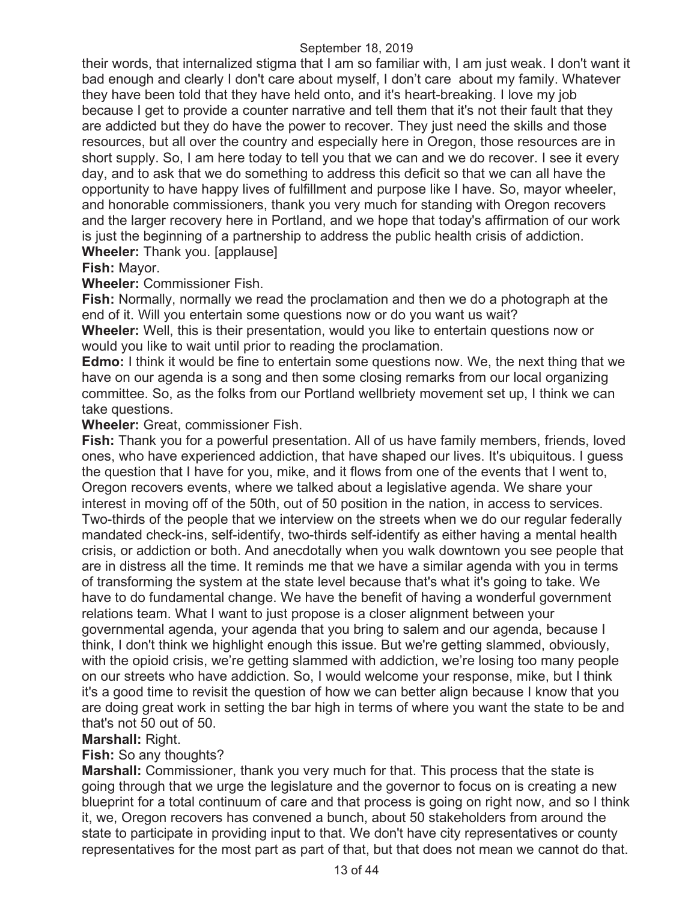their words, that internalized stigma that I am so familiar with, I am just weak. I don't want it bad enough and clearly I don't care about myself, I don't care about my family. Whatever they have been told that they have held onto, and it's heart-breaking. I love my job because I get to provide a counter narrative and tell them that it's not their fault that they are addicted but they do have the power to recover. They just need the skills and those resources, but all over the country and especially here in Oregon, those resources are in short supply. So, I am here today to tell you that we can and we do recover. I see it every day, and to ask that we do something to address this deficit so that we can all have the opportunity to have happy lives of fulfillment and purpose like I have. So, mayor wheeler, and honorable commissioners, thank you very much for standing with Oregon recovers and the larger recovery here in Portland, and we hope that today's affirmation of our work is just the beginning of a partnership to address the public health crisis of addiction.

**Wheeler:** Thank you. [applause]

**Fish:** Mayor.

**Wheeler:** Commissioner Fish.

**Fish:** Normally, normally we read the proclamation and then we do a photograph at the end of it. Will you entertain some questions now or do you want us wait?

**Wheeler:** Well, this is their presentation, would you like to entertain questions now or would you like to wait until prior to reading the proclamation.

**Edmo:** I think it would be fine to entertain some questions now. We, the next thing that we have on our agenda is a song and then some closing remarks from our local organizing committee. So, as the folks from our Portland wellbriety movement set up, I think we can take questions.

**Wheeler:** Great, commissioner Fish.

**Fish:** Thank you for a powerful presentation. All of us have family members, friends, loved ones, who have experienced addiction, that have shaped our lives. It's ubiquitous. I guess the question that I have for you, mike, and it flows from one of the events that I went to, Oregon recovers events, where we talked about a legislative agenda. We share your interest in moving off of the 50th, out of 50 position in the nation, in access to services. Two-thirds of the people that we interview on the streets when we do our regular federally mandated check-ins, self-identify, two-thirds self-identify as either having a mental health crisis, or addiction or both. And anecdotally when you walk downtown you see people that are in distress all the time. It reminds me that we have a similar agenda with you in terms of transforming the system at the state level because that's what it's going to take. We have to do fundamental change. We have the benefit of having a wonderful government relations team. What I want to just propose is a closer alignment between your governmental agenda, your agenda that you bring to salem and our agenda, because I think, I don't think we highlight enough this issue. But we're getting slammed, obviously, with the opioid crisis, we're getting slammed with addiction, we're losing too many people on our streets who have addiction. So, I would welcome your response, mike, but I think it's a good time to revisit the question of how we can better align because I know that you are doing great work in setting the bar high in terms of where you want the state to be and that's not 50 out of 50.

**Marshall:** Right.

**Fish:** So any thoughts?

**Marshall:** Commissioner, thank you very much for that. This process that the state is going through that we urge the legislature and the governor to focus on is creating a new blueprint for a total continuum of care and that process is going on right now, and so I think it, we, Oregon recovers has convened a bunch, about 50 stakeholders from around the state to participate in providing input to that. We don't have city representatives or county representatives for the most part as part of that, but that does not mean we cannot do that.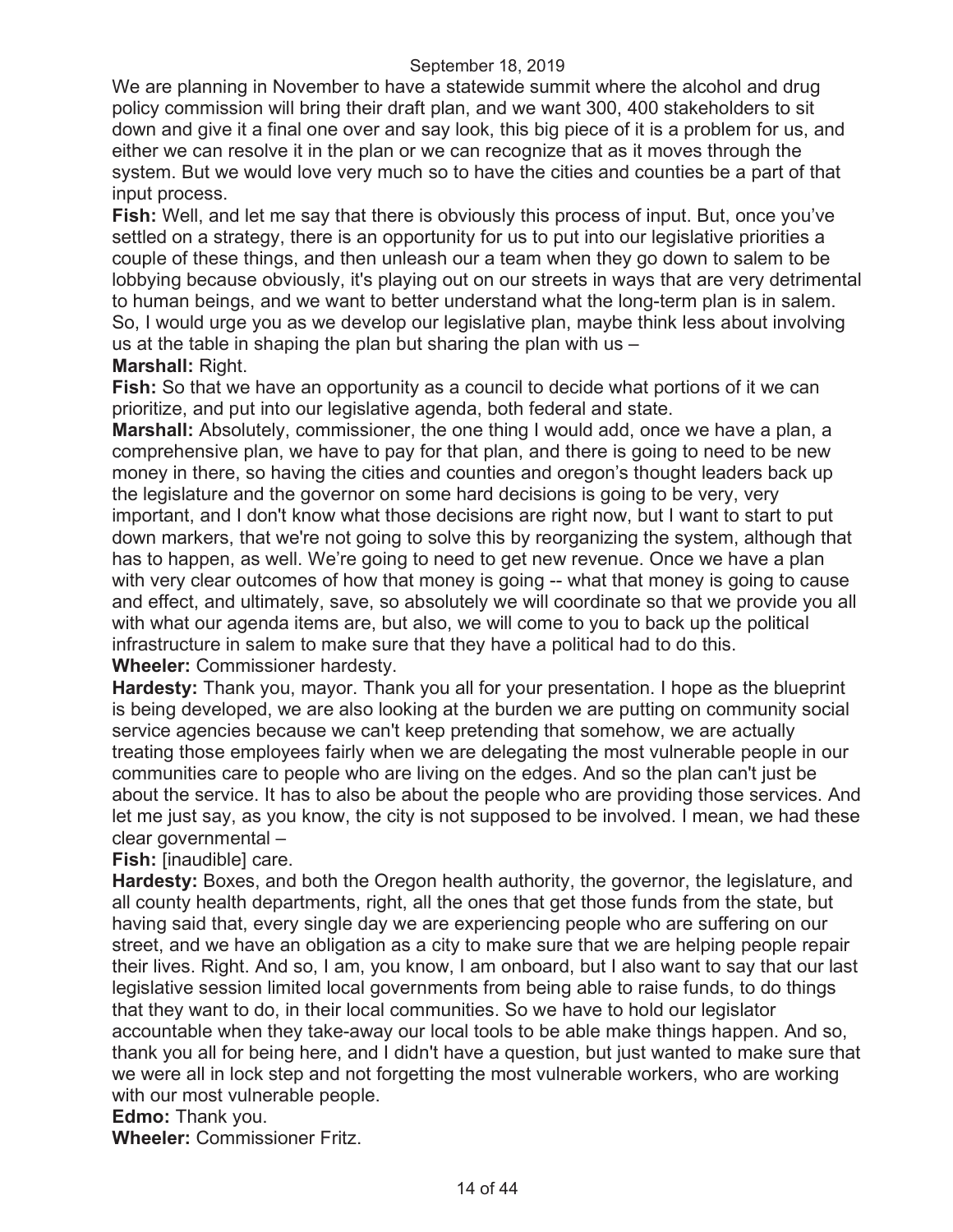We are planning in November to have a statewide summit where the alcohol and drug policy commission will bring their draft plan, and we want 300, 400 stakeholders to sit down and give it a final one over and say look, this big piece of it is a problem for us, and either we can resolve it in the plan or we can recognize that as it moves through the system. But we would love very much so to have the cities and counties be a part of that input process.

**Fish:** Well, and let me say that there is obviously this process of input. But, once you've settled on a strategy, there is an opportunity for us to put into our legislative priorities a couple of these things, and then unleash our a team when they go down to salem to be lobbying because obviously, it's playing out on our streets in ways that are very detrimental to human beings, and we want to better understand what the long-term plan is in salem. So, I would urge you as we develop our legislative plan, maybe think less about involving us at the table in shaping the plan but sharing the plan with us –

**Marshall:** Right.

**Fish:** So that we have an opportunity as a council to decide what portions of it we can prioritize, and put into our legislative agenda, both federal and state.

**Marshall:** Absolutely, commissioner, the one thing I would add, once we have a plan, a comprehensive plan, we have to pay for that plan, and there is going to need to be new money in there, so having the cities and counties and oregon's thought leaders back up the legislature and the governor on some hard decisions is going to be very, very important, and I don't know what those decisions are right now, but I want to start to put down markers, that we're not going to solve this by reorganizing the system, although that has to happen, as well. We're going to need to get new revenue. Once we have a plan with very clear outcomes of how that money is going -- what that money is going to cause and effect, and ultimately, save, so absolutely we will coordinate so that we provide you all with what our agenda items are, but also, we will come to you to back up the political infrastructure in salem to make sure that they have a political had to do this.

**Wheeler:** Commissioner hardesty.

**Hardesty:** Thank you, mayor. Thank you all for your presentation. I hope as the blueprint is being developed, we are also looking at the burden we are putting on community social service agencies because we can't keep pretending that somehow, we are actually treating those employees fairly when we are delegating the most vulnerable people in our communities care to people who are living on the edges. And so the plan can't just be about the service. It has to also be about the people who are providing those services. And let me just say, as you know, the city is not supposed to be involved. I mean, we had these clear governmental –

**Fish:** [inaudible] care.

**Hardesty:** Boxes, and both the Oregon health authority, the governor, the legislature, and all county health departments, right, all the ones that get those funds from the state, but having said that, every single day we are experiencing people who are suffering on our street, and we have an obligation as a city to make sure that we are helping people repair their lives. Right. And so, I am, you know, I am onboard, but I also want to say that our last legislative session limited local governments from being able to raise funds, to do things that they want to do, in their local communities. So we have to hold our legislator accountable when they take-away our local tools to be able make things happen. And so, thank you all for being here, and I didn't have a question, but just wanted to make sure that we were all in lock step and not forgetting the most vulnerable workers, who are working with our most vulnerable people.

**Edmo:** Thank you.

**Wheeler:** Commissioner Fritz.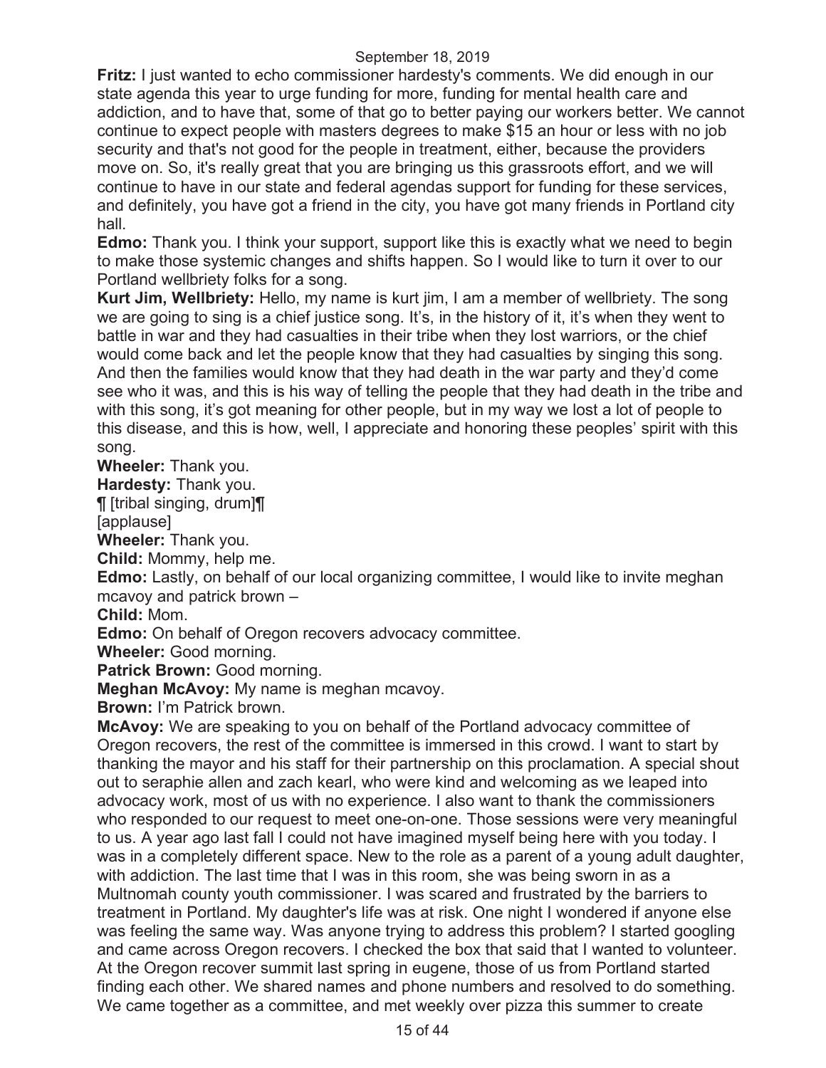**Fritz:** I just wanted to echo commissioner hardesty's comments. We did enough in our state agenda this year to urge funding for more, funding for mental health care and addiction, and to have that, some of that go to better paying our workers better. We cannot continue to expect people with masters degrees to make $15 an hour or less with no job security and that's not good for the people in treatment, either, because the providers move on. So, it's really great that you are bringing us this grassroots effort, and we will continue to have in our state and federal agendas support for funding for these services, and definitely, you have got a friend in the city, you have got many friends in Portland city hall.

**Edmo:** Thank you. I think your support, support like this is exactly what we need to begin to make those systemic changes and shifts happen. So I would like to turn it over to our Portland wellbriety folks for a song.

**Kurt Jim, Wellbriety:** Hello, my name is kurt jim, I am a member of wellbriety. The song we are going to sing is a chief justice song. It's, in the history of it, it's when they went to battle in war and they had casualties in their tribe when they lost warriors, or the chief would come back and let the people know that they had casualties by singing this song. And then the families would know that they had death in the war party and they'd come see who it was, and this is his way of telling the people that they had death in the tribe and with this song, it's got meaning for other people, but in my way we lost a lot of people to this disease, and this is how, well, I appreciate and honoring these peoples' spirit with this song.

**Wheeler:** Thank you.

**Hardesty:** Thank you.

¶ [tribal singing, drum]¶

[applause]

**Wheeler:** Thank you.

**Child:** Mommy, help me.

**Edmo:** Lastly, on behalf of our local organizing committee, I would like to invite meghan mcavoy and patrick brown –

**Child:** Mom.

**Edmo:** On behalf of Oregon recovers advocacy committee.

**Wheeler:** Good morning.

**Patrick Brown:** Good morning.

**Meghan McAvoy:** My name is meghan mcavoy.

**Brown:** I'm Patrick brown.

**McAvoy:** We are speaking to you on behalf of the Portland advocacy committee of Oregon recovers, the rest of the committee is immersed in this crowd. I want to start by thanking the mayor and his staff for their partnership on this proclamation. A special shout out to seraphie allen and zach kearl, who were kind and welcoming as we leaped into advocacy work, most of us with no experience. I also want to thank the commissioners who responded to our request to meet one-on-one. Those sessions were very meaningful to us. A year ago last fall I could not have imagined myself being here with you today. I was in a completely different space. New to the role as a parent of a young adult daughter, with addiction. The last time that I was in this room, she was being sworn in as a Multnomah county youth commissioner. I was scared and frustrated by the barriers to treatment in Portland. My daughter's life was at risk. One night I wondered if anyone else was feeling the same way. Was anyone trying to address this problem? I started googling and came across Oregon recovers. I checked the box that said that I wanted to volunteer. At the Oregon recover summit last spring in eugene, those of us from Portland started finding each other. We shared names and phone numbers and resolved to do something. We came together as a committee, and met weekly over pizza this summer to create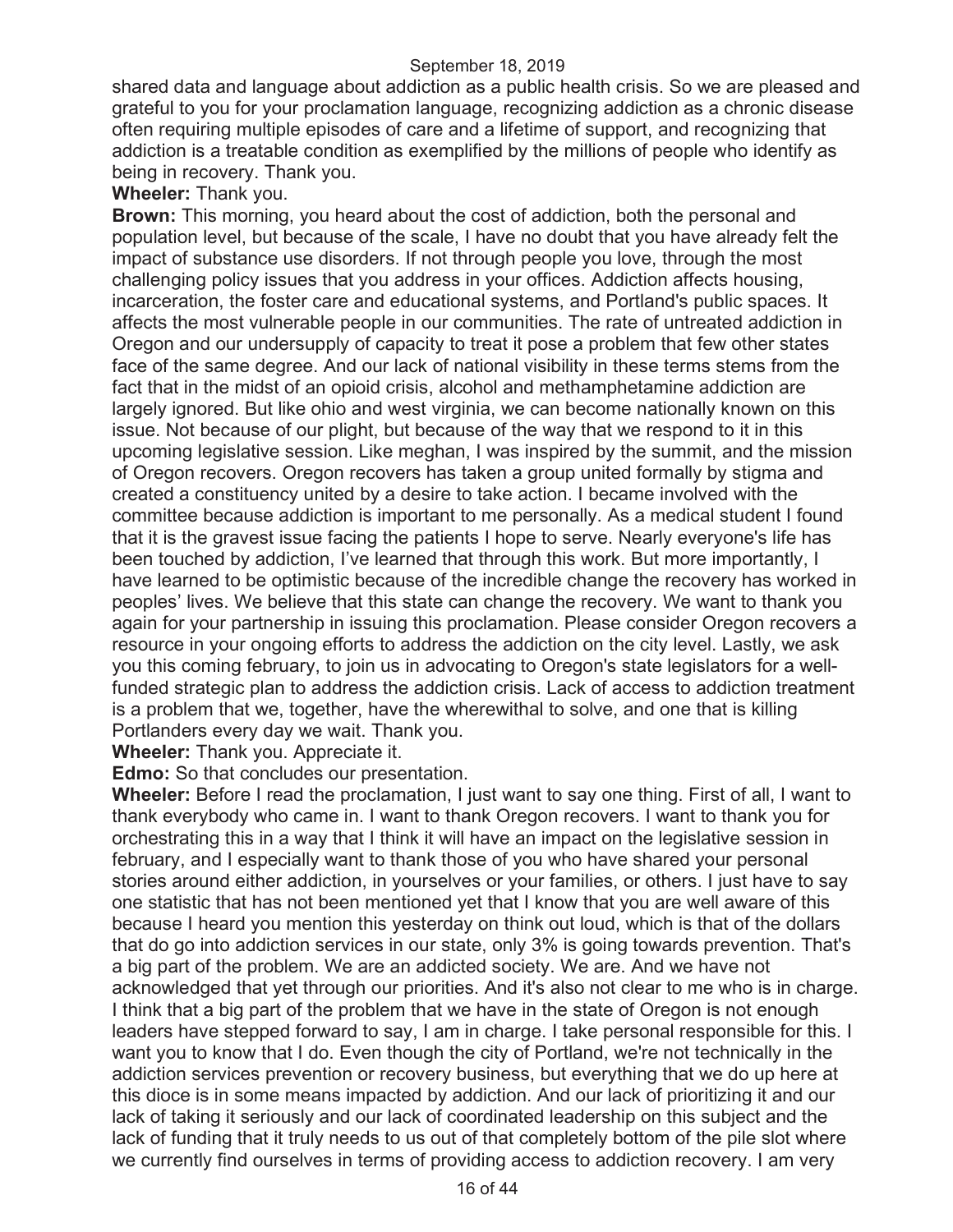shared data and language about addiction as a public health crisis. So we are pleased and grateful to you for your proclamation language, recognizing addiction as a chronic disease often requiring multiple episodes of care and a lifetime of support, and recognizing that addiction is a treatable condition as exemplified by the millions of people who identify as being in recovery. Thank you.

**Wheeler:** Thank you.

**Brown:** This morning, you heard about the cost of addiction, both the personal and population level, but because of the scale, I have no doubt that you have already felt the impact of substance use disorders. If not through people you love, through the most challenging policy issues that you address in your offices. Addiction affects housing, incarceration, the foster care and educational systems, and Portland's public spaces. It affects the most vulnerable people in our communities. The rate of untreated addiction in Oregon and our undersupply of capacity to treat it pose a problem that few other states face of the same degree. And our lack of national visibility in these terms stems from the fact that in the midst of an opioid crisis, alcohol and methamphetamine addiction are largely ignored. But like ohio and west virginia, we can become nationally known on this issue. Not because of our plight, but because of the way that we respond to it in this upcoming legislative session. Like meghan, I was inspired by the summit, and the mission of Oregon recovers. Oregon recovers has taken a group united formally by stigma and created a constituency united by a desire to take action. I became involved with the committee because addiction is important to me personally. As a medical student I found that it is the gravest issue facing the patients I hope to serve. Nearly everyone's life has been touched by addiction, I've learned that through this work. But more importantly, I have learned to be optimistic because of the incredible change the recovery has worked in peoples' lives. We believe that this state can change the recovery. We want to thank you again for your partnership in issuing this proclamation. Please consider Oregon recovers a resource in your ongoing efforts to address the addiction on the city level. Lastly, we ask you this coming february, to join us in advocating to Oregon's state legislators for a well-funded strategic plan to address the addiction crisis. Lack of access to addiction treatment is a problem that we, together, have the wherewithal to solve, and one that is killing Portlanders every day we wait. Thank you.

**Wheeler:** Thank you. Appreciate it.

**Edmo:** So that concludes our presentation.

**Wheeler:** Before I read the proclamation, I just want to say one thing. First of all, I want to thank everybody who came in. I want to thank Oregon recovers. I want to thank you for orchestrating this in a way that I think it will have an impact on the legislative session in february, and I especially want to thank those of you who have shared your personal stories around either addiction, in yourselves or your families, or others. I just have to say one statistic that has not been mentioned yet that I know that you are well aware of this because I heard you mention this yesterday on think out loud, which is that of the dollars that do go into addiction services in our state, only 3% is going towards prevention. That's a big part of the problem. We are an addicted society. We are. And we have not acknowledged that yet through our priorities. And it's also not clear to me who is in charge. I think that a big part of the problem that we have in the state of Oregon is not enough leaders have stepped forward to say, I am in charge. I take personal responsible for this. I want you to know that I do. Even though the city of Portland, we're not technically in the addiction services prevention or recovery business, but everything that we do up here at this dioce is in some means impacted by addiction. And our lack of prioritizing it and our lack of taking it seriously and our lack of coordinated leadership on this subject and the lack of funding that it truly needs to us out of that completely bottom of the pile slot where we currently find ourselves in terms of providing access to addiction recovery. I am very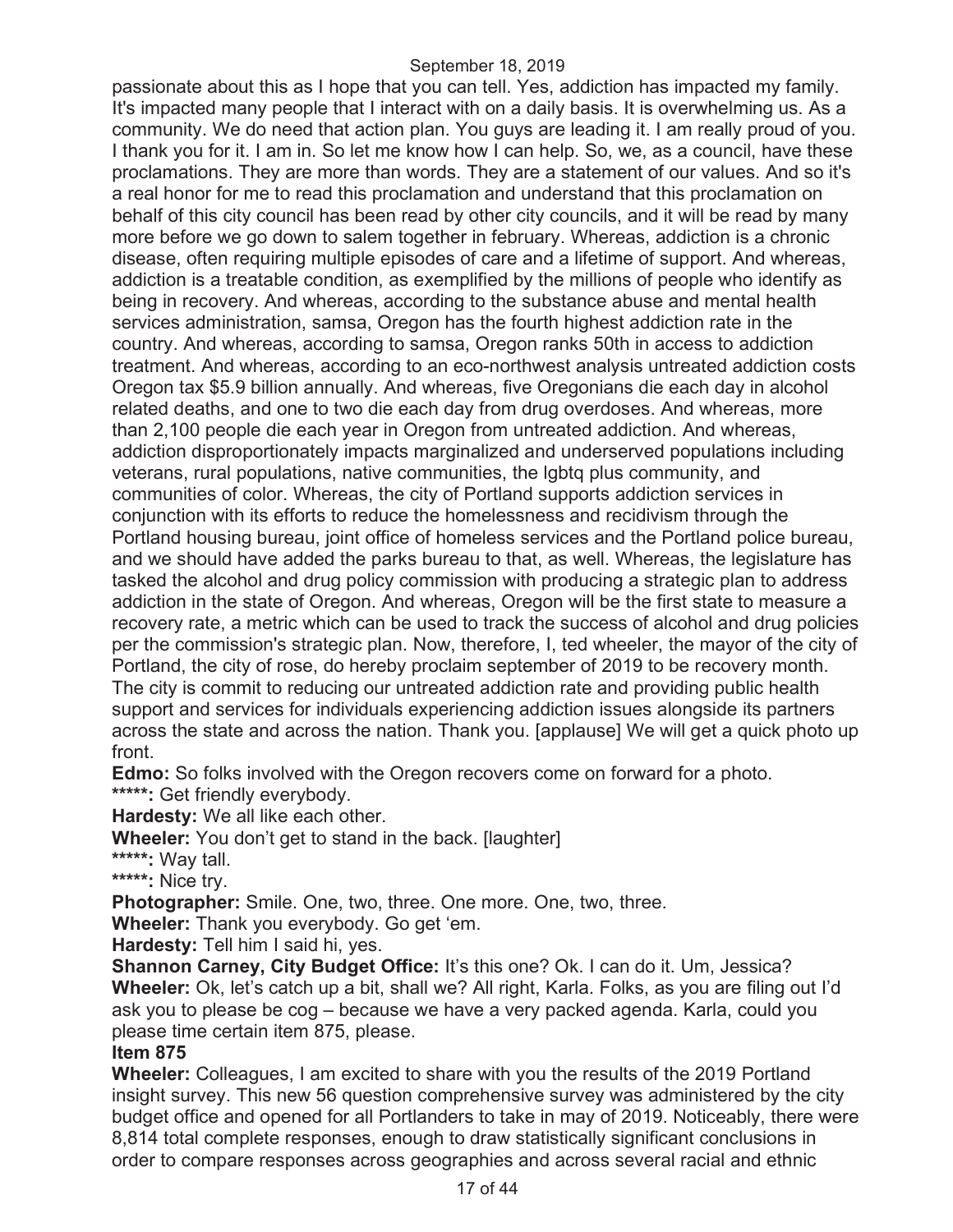passionate about this as I hope that you can tell. Yes, addiction has impacted my family. It's impacted many people that I interact with on a daily basis. It is overwhelming us. As a community. We do need that action plan. You guys are leading it. I am really proud of you. I thank you for it. I am in. So let me know how I can help. So, we, as a council, have these proclamations. They are more than words. They are a statement of our values. And so it's a real honor for me to read this proclamation and understand that this proclamation on behalf of this city council has been read by other city councils, and it will be read by many more before we go down to salem together in february. Whereas, addiction is a chronic disease, often requiring multiple episodes of care and a lifetime of support. And whereas, addiction is a treatable condition, as exemplified by the millions of people who identify as being in recovery. And whereas, according to the substance abuse and mental health services administration, samsa, Oregon has the fourth highest addiction rate in the country. And whereas, according to samsa, Oregon ranks 50th in access to addiction treatment. And whereas, according to an eco-northwest analysis untreated addiction costs Oregon tax $5.9 billion annually. And whereas, five Oregonians die each day in alcohol related deaths, and one to two die each day from drug overdoses. And whereas, more than 2,100 people die each year in Oregon from untreated addiction. And whereas, addiction disproportionately impacts marginalized and underserved populations including veterans, rural populations, native communities, the lgbtq plus community, and communities of color. Whereas, the city of Portland supports addiction services in conjunction with its efforts to reduce the homelessness and recidivism through the Portland housing bureau, joint office of homeless services and the Portland police bureau, and we should have added the parks bureau to that, as well. Whereas, the legislature has tasked the alcohol and drug policy commission with producing a strategic plan to address addiction in the state of Oregon. And whereas, Oregon will be the first state to measure a recovery rate, a metric which can be used to track the success of alcohol and drug policies per the commission's strategic plan. Now, therefore, I, ted wheeler, the mayor of the city of Portland, the city of rose, do hereby proclaim september of 2019 to be recovery month. The city is commit to reducing our untreated addiction rate and providing public health support and services for individuals experiencing addiction issues alongside its partners across the state and across the nation. Thank you. [applause] We will get a quick photo up front.

**Edmo:** So folks involved with the Oregon recovers come on forward for a photo.

*****: Get friendly everybody.

**Hardesty:** We all like each other.

**Wheeler:** You don't get to stand in the back. [laughter]

*****: Way tall.

*****: Nice try.

**Photographer:** Smile. One, two, three. One more. One, two, three.

**Wheeler:** Thank you everybody. Go get 'em.

**Hardesty:** Tell him I said hi, yes.

**Shannon Carney, City Budget Office:** It's this one? Ok. I can do it. Um, Jessica?

**Wheeler:** Ok, let's catch up a bit, shall we? All right, Karla. Folks, as you are filing out I'd ask you to please be cog – because we have a very packed agenda. Karla, could you please time certain item 875, please.

**Item 875**

**Wheeler:** Colleagues, I am excited to share with you the results of the 2019 Portland insight survey. This new 56 question comprehensive survey was administered by the city budget office and opened for all Portlanders to take in may of 2019. Noticeably, there were 8,814 total complete responses, enough to draw statistically significant conclusions in order to compare responses across geographies and across several racial and ethnic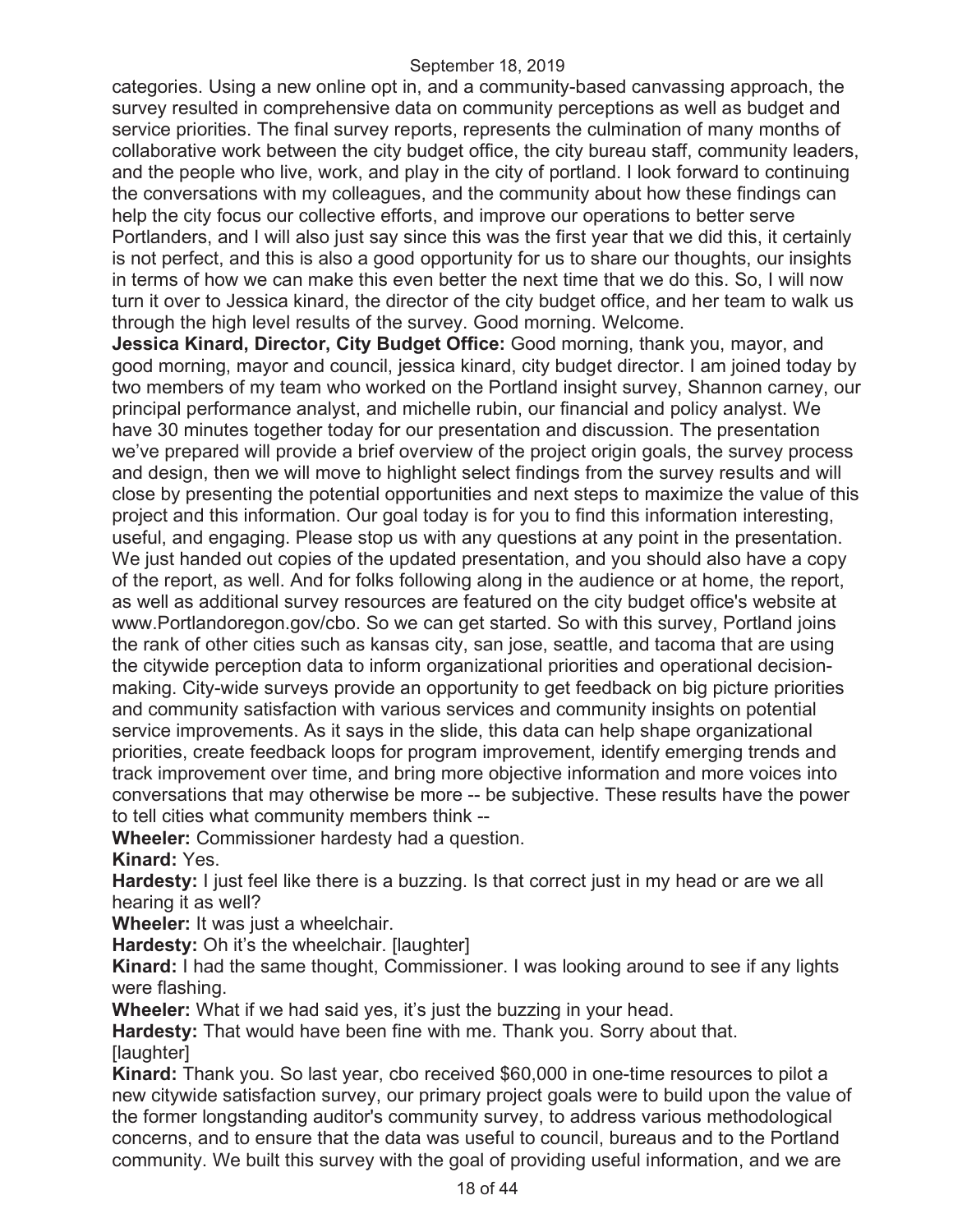categories. Using a new online opt in, and a community-based canvassing approach, the survey resulted in comprehensive data on community perceptions as well as budget and service priorities. The final survey reports, represents the culmination of many months of collaborative work between the city budget office, the city bureau staff, community leaders, and the people who live, work, and play in the city of portland. I look forward to continuing the conversations with my colleagues, and the community about how these findings can help the city focus our collective efforts, and improve our operations to better serve Portlanders, and I will also just say since this was the first year that we did this, it certainly is not perfect, and this is also a good opportunity for us to share our thoughts, our insights in terms of how we can make this even better the next time that we do this. So, I will now turn it over to Jessica kinard, the director of the city budget office, and her team to walk us through the high level results of the survey. Good morning. Welcome.

**Jessica Kinard, Director, City Budget Office:** Good morning, thank you, mayor, and good morning, mayor and council, jessica kinard, city budget director. I am joined today by two members of my team who worked on the Portland insight survey, Shannon carney, our principal performance analyst, and michelle rubin, our financial and policy analyst. We have 30 minutes together today for our presentation and discussion. The presentation we've prepared will provide a brief overview of the project origin goals, the survey process and design, then we will move to highlight select findings from the survey results and will close by presenting the potential opportunities and next steps to maximize the value of this project and this information. Our goal today is for you to find this information interesting, useful, and engaging. Please stop us with any questions at any point in the presentation. We just handed out copies of the updated presentation, and you should also have a copy of the report, as well. And for folks following along in the audience or at home, the report, as well as additional survey resources are featured on the city budget office's website at www.Portlandoregon.gov/cbo. So we can get started. So with this survey, Portland joins the rank of other cities such as kansas city, san jose, seattle, and tacoma that are using the citywide perception data to inform organizational priorities and operational decision-making. City-wide surveys provide an opportunity to get feedback on big picture priorities and community satisfaction with various services and community insights on potential service improvements. As it says in the slide, this data can help shape organizational priorities, create feedback loops for program improvement, identify emerging trends and track improvement over time, and bring more objective information and more voices into conversations that may otherwise be more -- be subjective. These results have the power to tell cities what community members think --

**Wheeler:** Commissioner hardesty had a question.

**Kinard:** Yes.

**Hardesty:** I just feel like there is a buzzing. Is that correct just in my head or are we all hearing it as well?

**Wheeler:** It was just a wheelchair.

**Hardesty:** Oh it's the wheelchair. [laughter]

**Kinard:** I had the same thought, Commissioner. I was looking around to see if any lights were flashing.

**Wheeler:** What if we had said yes, it's just the buzzing in your head.

**Hardesty:** That would have been fine with me. Thank you. Sorry about that. [laughter]

**Kinard:** Thank you. So last year, cbo received $60,000 in one-time resources to pilot a new citywide satisfaction survey, our primary project goals were to build upon the value of the former longstanding auditor's community survey, to address various methodological concerns, and to ensure that the data was useful to council, bureaus and to the Portland community. We built this survey with the goal of providing useful information, and we are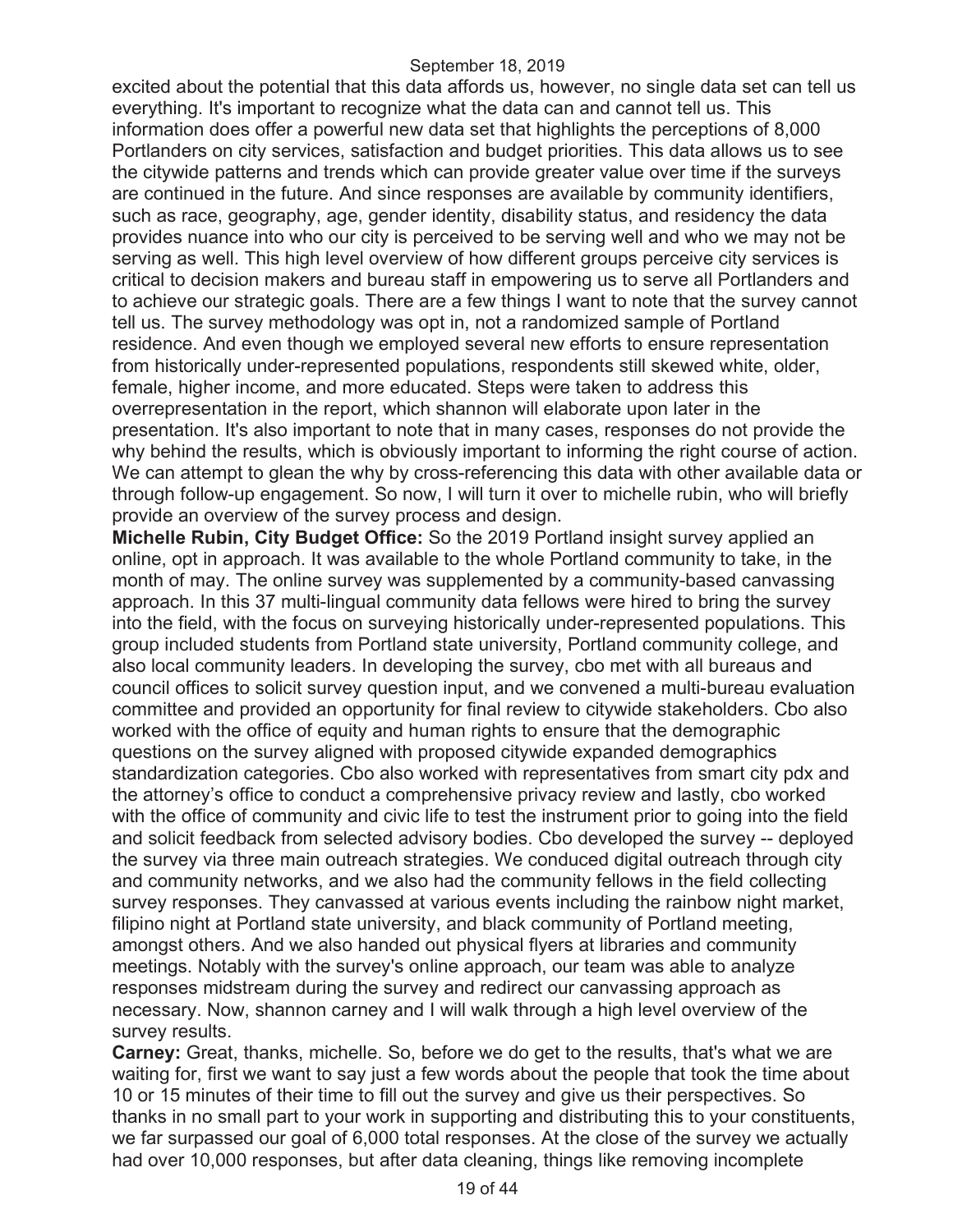excited about the potential that this data affords us, however, no single data set can tell us everything. It's important to recognize what the data can and cannot tell us. This information does offer a powerful new data set that highlights the perceptions of 8,000 Portlanders on city services, satisfaction and budget priorities. This data allows us to see the citywide patterns and trends which can provide greater value over time if the surveys are continued in the future. And since responses are available by community identifiers, such as race, geography, age, gender identity, disability status, and residency the data provides nuance into who our city is perceived to be serving well and who we may not be serving as well. This high level overview of how different groups perceive city services is critical to decision makers and bureau staff in empowering us to serve all Portlanders and to achieve our strategic goals. There are a few things I want to note that the survey cannot tell us. The survey methodology was opt in, not a randomized sample of Portland residence. And even though we employed several new efforts to ensure representation from historically under-represented populations, respondents still skewed white, older, female, higher income, and more educated. Steps were taken to address this overrepresentation in the report, which shannon will elaborate upon later in the presentation. It's also important to note that in many cases, responses do not provide the why behind the results, which is obviously important to informing the right course of action. We can attempt to glean the why by cross-referencing this data with other available data or through follow-up engagement. So now, I will turn it over to michelle rubin, who will briefly provide an overview of the survey process and design.

**Michelle Rubin, City Budget Office:** So the 2019 Portland insight survey applied an online, opt in approach. It was available to the whole Portland community to take, in the month of may. The online survey was supplemented by a community-based canvassing approach. In this 37 multi-lingual community data fellows were hired to bring the survey into the field, with the focus on surveying historically under-represented populations. This group included students from Portland state university, Portland community college, and also local community leaders. In developing the survey, cbo met with all bureaus and council offices to solicit survey question input, and we convened a multi-bureau evaluation committee and provided an opportunity for final review to citywide stakeholders. Cbo also worked with the office of equity and human rights to ensure that the demographic questions on the survey aligned with proposed citywide expanded demographics standardization categories. Cbo also worked with representatives from smart city pdx and the attorney's office to conduct a comprehensive privacy review and lastly, cbo worked with the office of community and civic life to test the instrument prior to going into the field and solicit feedback from selected advisory bodies. Cbo developed the survey -- deployed the survey via three main outreach strategies. We conduced digital outreach through city and community networks, and we also had the community fellows in the field collecting survey responses. They canvassed at various events including the rainbow night market, filipino night at Portland state university, and black community of Portland meeting, amongst others. And we also handed out physical flyers at libraries and community meetings. Notably with the survey's online approach, our team was able to analyze responses midstream during the survey and redirect our canvassing approach as necessary. Now, shannon carney and I will walk through a high level overview of the survey results.

**Carney:** Great, thanks, michelle. So, before we do get to the results, that's what we are waiting for, first we want to say just a few words about the people that took the time about 10 or 15 minutes of their time to fill out the survey and give us their perspectives. So thanks in no small part to your work in supporting and distributing this to your constituents, we far surpassed our goal of 6,000 total responses. At the close of the survey we actually had over 10,000 responses, but after data cleaning, things like removing incomplete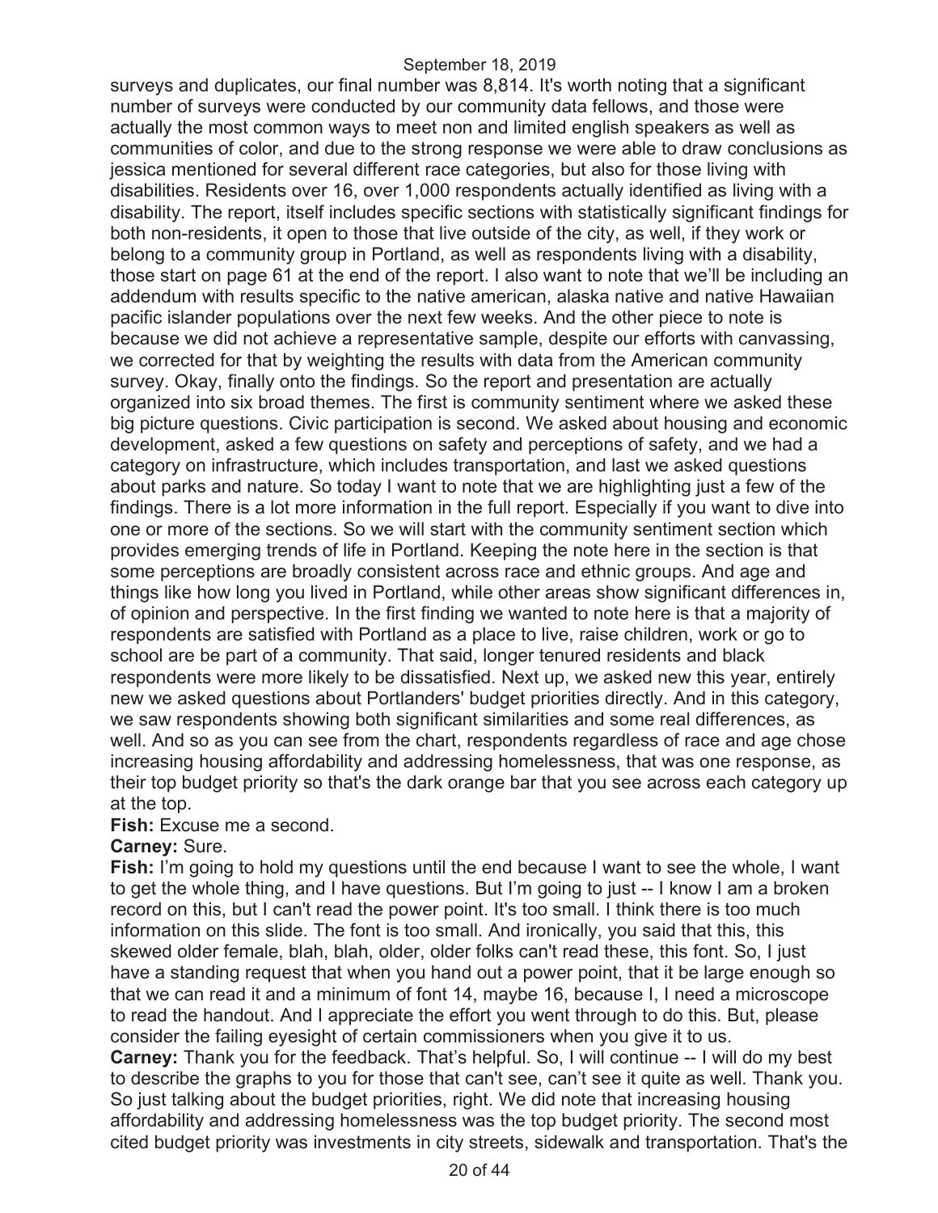surveys and duplicates, our final number was 8,814. It's worth noting that a significant number of surveys were conducted by our community data fellows, and those were actually the most common ways to meet non and limited english speakers as well as communities of color, and due to the strong response we were able to draw conclusions as jessica mentioned for several different race categories, but also for those living with disabilities. Residents over 16, over 1,000 respondents actually identified as living with a disability. The report, itself includes specific sections with statistically significant findings for both non-residents, it open to those that live outside of the city, as well, if they work or belong to a community group in Portland, as well as respondents living with a disability, those start on page 61 at the end of the report. I also want to note that we'll be including an addendum with results specific to the native american, alaska native and native Hawaiian pacific islander populations over the next few weeks. And the other piece to note is because we did not achieve a representative sample, despite our efforts with canvassing, we corrected for that by weighting the results with data from the American community survey. Okay, finally onto the findings. So the report and presentation are actually organized into six broad themes. The first is community sentiment where we asked these big picture questions. Civic participation is second. We asked about housing and economic development, asked a few questions on safety and perceptions of safety, and we had a category on infrastructure, which includes transportation, and last we asked questions about parks and nature. So today I want to note that we are highlighting just a few of the findings. There is a lot more information in the full report. Especially if you want to dive into one or more of the sections. So we will start with the community sentiment section which provides emerging trends of life in Portland. Keeping the note here in the section is that some perceptions are broadly consistent across race and ethnic groups. And age and things like how long you lived in Portland, while other areas show significant differences in, of opinion and perspective. In the first finding we wanted to note here is that a majority of respondents are satisfied with Portland as a place to live, raise children, work or go to school are be part of a community. That said, longer tenured residents and black respondents were more likely to be dissatisfied. Next up, we asked new this year, entirely new we asked questions about Portlanders' budget priorities directly. And in this category, we saw respondents showing both significant similarities and some real differences, as well. And so as you can see from the chart, respondents regardless of race and age chose increasing housing affordability and addressing homelessness, that was one response, as their top budget priority so that's the dark orange bar that you see across each category up at the top.

**Fish:** Excuse me a second.

**Carney:** Sure.

**Fish:** I'm going to hold my questions until the end because I want to see the whole, I want to get the whole thing, and I have questions. But I'm going to just -- I know I am a broken record on this, but I can't read the power point. It's too small. I think there is too much information on this slide. The font is too small. And ironically, you said that this, this skewed older female, blah, blah, older, older folks can't read these, this font. So, I just have a standing request that when you hand out a power point, that it be large enough so that we can read it and a minimum of font 14, maybe 16, because I, I need a microscope to read the handout. And I appreciate the effort you went through to do this. But, please consider the failing eyesight of certain commissioners when you give it to us.

**Carney:** Thank you for the feedback. That's helpful. So, I will continue -- I will do my best to describe the graphs to you for those that can't see, can't see it quite as well. Thank you. So just talking about the budget priorities, right. We did note that increasing housing affordability and addressing homelessness was the top budget priority. The second most cited budget priority was investments in city streets, sidewalk and transportation. That's the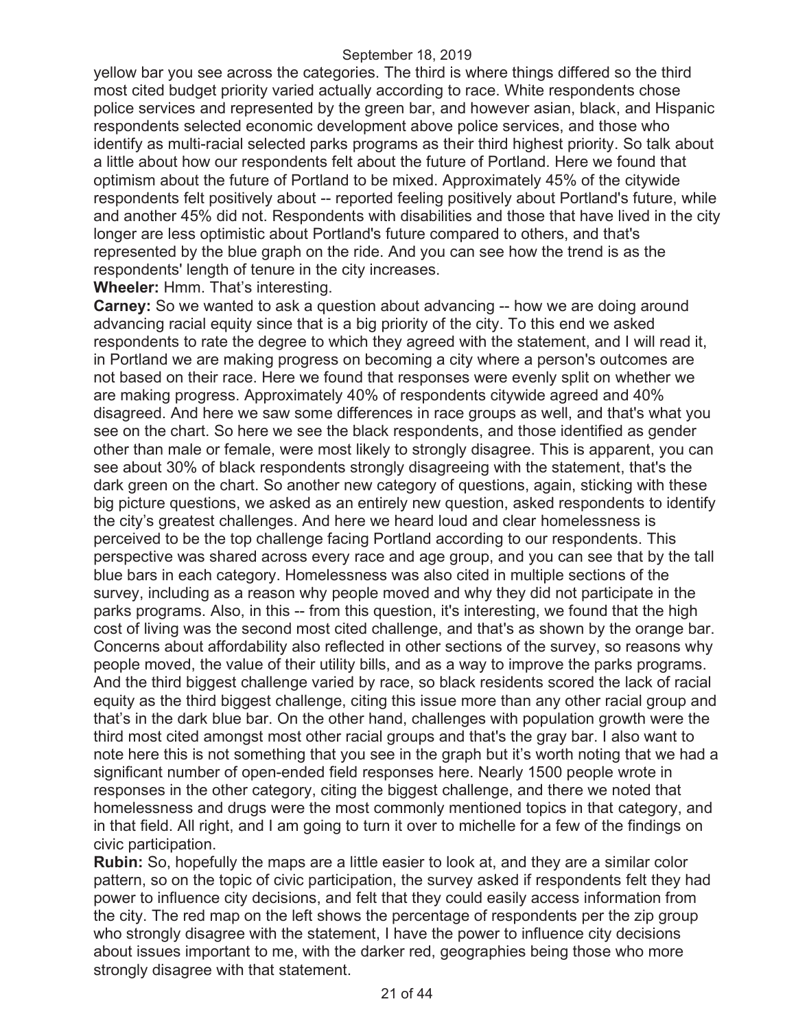yellow bar you see across the categories. The third is where things differed so the third most cited budget priority varied actually according to race. White respondents chose police services and represented by the green bar, and however asian, black, and Hispanic respondents selected economic development above police services, and those who identify as multi-racial selected parks programs as their third highest priority. So talk about a little about how our respondents felt about the future of Portland. Here we found that optimism about the future of Portland to be mixed. Approximately 45% of the citywide respondents felt positively about -- reported feeling positively about Portland's future, while and another 45% did not. Respondents with disabilities and those that have lived in the city longer are less optimistic about Portland's future compared to others, and that's represented by the blue graph on the ride. And you can see how the trend is as the respondents' length of tenure in the city increases.

**Wheeler:** Hmm. That's interesting.

**Carney:** So we wanted to ask a question about advancing -- how we are doing around advancing racial equity since that is a big priority of the city. To this end we asked respondents to rate the degree to which they agreed with the statement, and I will read it, in Portland we are making progress on becoming a city where a person's outcomes are not based on their race. Here we found that responses were evenly split on whether we are making progress. Approximately 40% of respondents citywide agreed and 40% disagreed. And here we saw some differences in race groups as well, and that's what you see on the chart. So here we see the black respondents, and those identified as gender other than male or female, were most likely to strongly disagree. This is apparent, you can see about 30% of black respondents strongly disagreeing with the statement, that's the dark green on the chart. So another new category of questions, again, sticking with these big picture questions, we asked as an entirely new question, asked respondents to identify the city's greatest challenges. And here we heard loud and clear homelessness is perceived to be the top challenge facing Portland according to our respondents. This perspective was shared across every race and age group, and you can see that by the tall blue bars in each category. Homelessness was also cited in multiple sections of the survey, including as a reason why people moved and why they did not participate in the parks programs. Also, in this -- from this question, it's interesting, we found that the high cost of living was the second most cited challenge, and that's as shown by the orange bar. Concerns about affordability also reflected in other sections of the survey, so reasons why people moved, the value of their utility bills, and as a way to improve the parks programs. And the third biggest challenge varied by race, so black residents scored the lack of racial equity as the third biggest challenge, citing this issue more than any other racial group and that's in the dark blue bar. On the other hand, challenges with population growth were the third most cited amongst most other racial groups and that's the gray bar. I also want to note here this is not something that you see in the graph but it's worth noting that we had a significant number of open-ended field responses here. Nearly 1500 people wrote in responses in the other category, citing the biggest challenge, and there we noted that homelessness and drugs were the most commonly mentioned topics in that category, and in that field. All right, and I am going to turn it over to michelle for a few of the findings on civic participation.

**Rubin:** So, hopefully the maps are a little easier to look at, and they are a similar color pattern, so on the topic of civic participation, the survey asked if respondents felt they had power to influence city decisions, and felt that they could easily access information from the city. The red map on the left shows the percentage of respondents per the zip group who strongly disagree with the statement, I have the power to influence city decisions about issues important to me, with the darker red, geographies being those who more strongly disagree with that statement.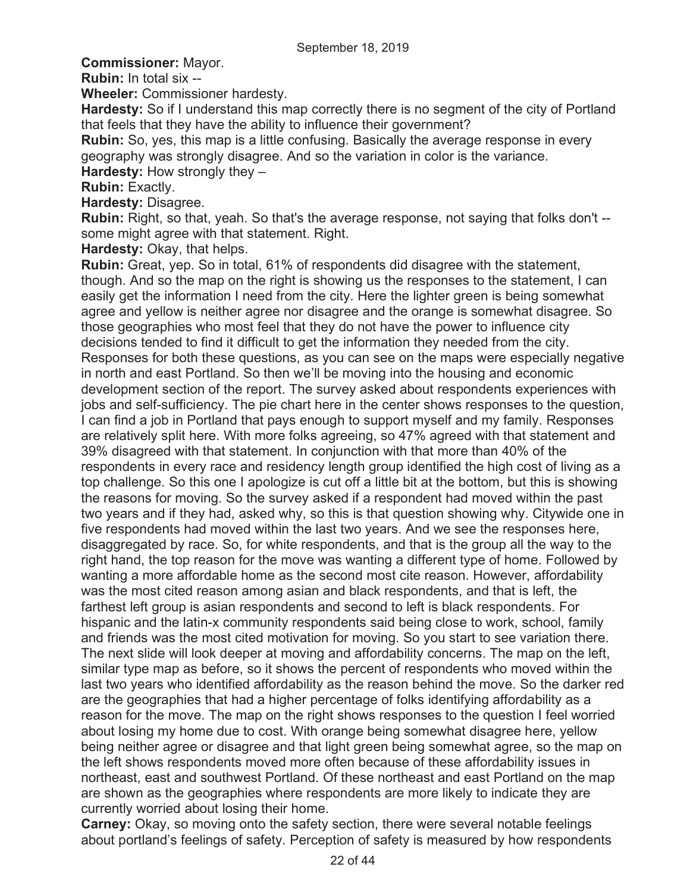**Commissioner:** Mayor.

**Rubin:** In total six --

**Wheeler:** Commissioner hardesty.

**Hardesty:** So if I understand this map correctly there is no segment of the city of Portland that feels that they have the ability to influence their government?

**Rubin:** So, yes, this map is a little confusing. Basically the average response in every geography was strongly disagree. And so the variation in color is the variance.

**Hardesty:** How strongly they –

**Rubin:** Exactly.

**Hardesty:** Disagree.

**Rubin:** Right, so that, yeah. So that's the average response, not saying that folks don't -- some might agree with that statement. Right.

**Hardesty:** Okay, that helps.

**Rubin:** Great, yep. So in total, 61% of respondents did disagree with the statement, though. And so the map on the right is showing us the responses to the statement, I can easily get the information I need from the city. Here the lighter green is being somewhat agree and yellow is neither agree nor disagree and the orange is somewhat disagree. So those geographies who most feel that they do not have the power to influence city decisions tended to find it difficult to get the information they needed from the city. Responses for both these questions, as you can see on the maps were especially negative in north and east Portland. So then we'll be moving into the housing and economic development section of the report. The survey asked about respondents experiences with jobs and self-sufficiency. The pie chart here in the center shows responses to the question, I can find a job in Portland that pays enough to support myself and my family. Responses are relatively split here. With more folks agreeing, so 47% agreed with that statement and 39% disagreed with that statement. In conjunction with that more than 40% of the respondents in every race and residency length group identified the high cost of living as a top challenge. So this one I apologize is cut off a little bit at the bottom, but this is showing the reasons for moving. So the survey asked if a respondent had moved within the past two years and if they had, asked why, so this is that question showing why. Citywide one in five respondents had moved within the last two years. And we see the responses here, disaggregated by race. So, for white respondents, and that is the group all the way to the right hand, the top reason for the move was wanting a different type of home. Followed by wanting a more affordable home as the second most cite reason. However, affordability was the most cited reason among asian and black respondents, and that is left, the farthest left group is asian respondents and second to left is black respondents. For hispanic and the latin-x community respondents said being close to work, school, family and friends was the most cited motivation for moving. So you start to see variation there. The next slide will look deeper at moving and affordability concerns. The map on the left, similar type map as before, so it shows the percent of respondents who moved within the last two years who identified affordability as the reason behind the move. So the darker red are the geographies that had a higher percentage of folks identifying affordability as a reason for the move. The map on the right shows responses to the question I feel worried about losing my home due to cost. With orange being somewhat disagree here, yellow being neither agree or disagree and that light green being somewhat agree, so the map on the left shows respondents moved more often because of these affordability issues in northeast, east and southwest Portland. Of these northeast and east Portland on the map are shown as the geographies where respondents are more likely to indicate they are currently worried about losing their home.

**Carney:** Okay, so moving onto the safety section, there were several notable feelings about portland's feelings of safety. Perception of safety is measured by how respondents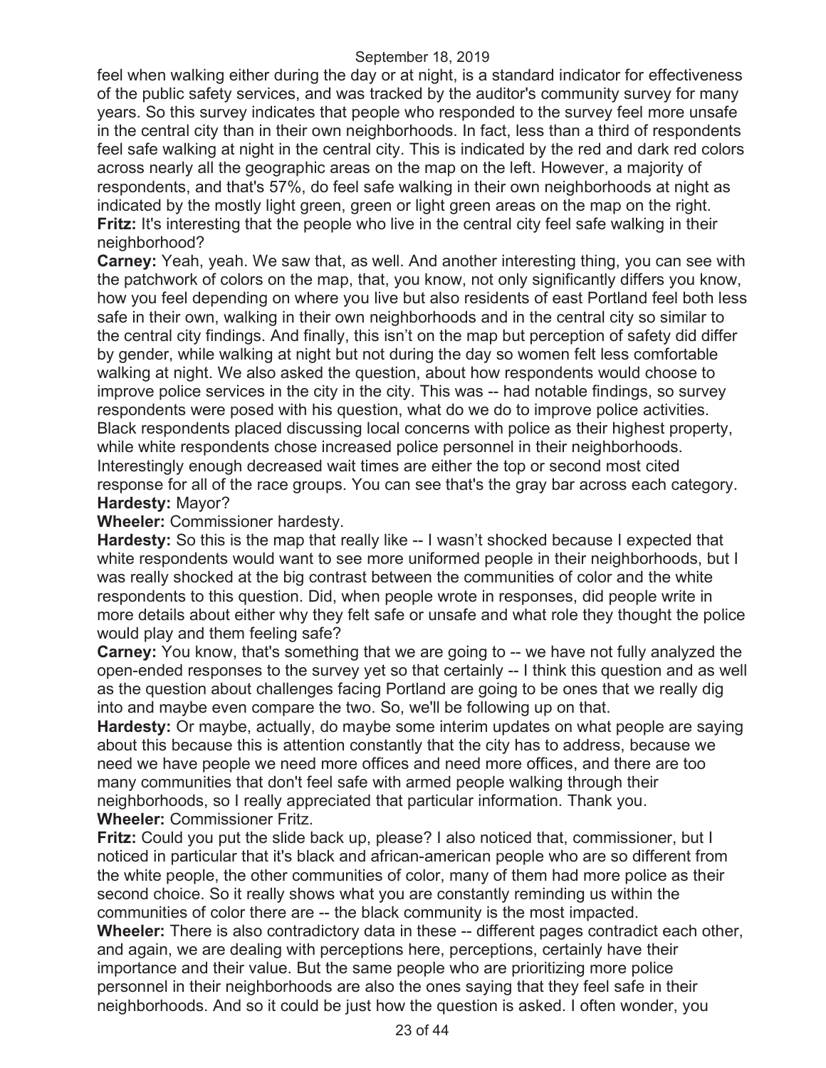feel when walking either during the day or at night, is a standard indicator for effectiveness of the public safety services, and was tracked by the auditor's community survey for many years. So this survey indicates that people who responded to the survey feel more unsafe in the central city than in their own neighborhoods. In fact, less than a third of respondents feel safe walking at night in the central city. This is indicated by the red and dark red colors across nearly all the geographic areas on the map on the left. However, a majority of respondents, and that's 57%, do feel safe walking in their own neighborhoods at night as indicated by the mostly light green, green or light green areas on the map on the right.

**Fritz:** It's interesting that the people who live in the central city feel safe walking in their neighborhood?

**Carney:** Yeah, yeah. We saw that, as well. And another interesting thing, you can see with the patchwork of colors on the map, that, you know, not only significantly differs you know, how you feel depending on where you live but also residents of east Portland feel both less safe in their own, walking in their own neighborhoods and in the central city so similar to the central city findings. And finally, this isn't on the map but perception of safety did differ by gender, while walking at night but not during the day so women felt less comfortable walking at night. We also asked the question, about how respondents would choose to improve police services in the city in the city. This was -- had notable findings, so survey respondents were posed with his question, what do we do to improve police activities. Black respondents placed discussing local concerns with police as their highest property, while white respondents chose increased police personnel in their neighborhoods. Interestingly enough decreased wait times are either the top or second most cited response for all of the race groups. You can see that's the gray bar across each category.

**Hardesty:** Mayor?

**Wheeler:** Commissioner hardesty.

**Hardesty:** So this is the map that really like -- I wasn't shocked because I expected that white respondents would want to see more uniformed people in their neighborhoods, but I was really shocked at the big contrast between the communities of color and the white respondents to this question. Did, when people wrote in responses, did people write in more details about either why they felt safe or unsafe and what role they thought the police would play and them feeling safe?

**Carney:** You know, that's something that we are going to -- we have not fully analyzed the open-ended responses to the survey yet so that certainly -- I think this question and as well as the question about challenges facing Portland are going to be ones that we really dig into and maybe even compare the two. So, we'll be following up on that.

**Hardesty:** Or maybe, actually, do maybe some interim updates on what people are saying about this because this is attention constantly that the city has to address, because we need we have people we need more offices and need more offices, and there are too many communities that don't feel safe with armed people walking through their neighborhoods, so I really appreciated that particular information. Thank you.

**Wheeler:** Commissioner Fritz.

**Fritz:** Could you put the slide back up, please? I also noticed that, commissioner, but I noticed in particular that it's black and african-american people who are so different from the white people, the other communities of color, many of them had more police as their second choice. So it really shows what you are constantly reminding us within the communities of color there are -- the black community is the most impacted.

**Wheeler:** There is also contradictory data in these -- different pages contradict each other, and again, we are dealing with perceptions here, perceptions, certainly have their importance and their value. But the same people who are prioritizing more police personnel in their neighborhoods are also the ones saying that they feel safe in their neighborhoods. And so it could be just how the question is asked. I often wonder, you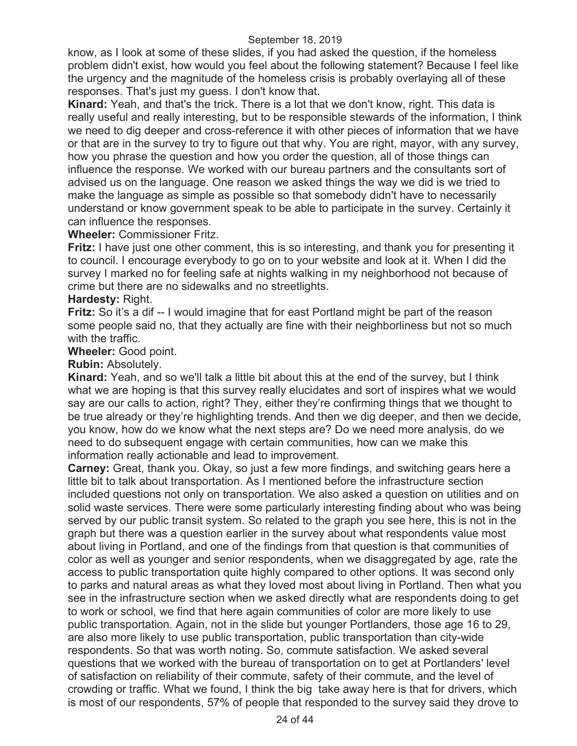know, as I look at some of these slides, if you had asked the question, if the homeless problem didn't exist, how would you feel about the following statement? Because I feel like the urgency and the magnitude of the homeless crisis is probably overlaying all of these responses. That's just my guess. I don't know that.

**Kinard:** Yeah, and that's the trick. There is a lot that we don't know, right. This data is really useful and really interesting, but to be responsible stewards of the information, I think we need to dig deeper and cross-reference it with other pieces of information that we have or that are in the survey to try to figure out that why. You are right, mayor, with any survey, how you phrase the question and how you order the question, all of those things can influence the response. We worked with our bureau partners and the consultants sort of advised us on the language. One reason we asked things the way we did is we tried to make the language as simple as possible so that somebody didn't have to necessarily understand or know government speak to be able to participate in the survey. Certainly it can influence the responses.

**Wheeler:** Commissioner Fritz.

**Fritz:** I have just one other comment, this is so interesting, and thank you for presenting it to council. I encourage everybody to go on to your website and look at it. When I did the survey I marked no for feeling safe at nights walking in my neighborhood not because of crime but there are no sidewalks and no streetlights.

**Hardesty:** Right.

**Fritz:** So it's a dif -- I would imagine that for east Portland might be part of the reason some people said no, that they actually are fine with their neighborliness but not so much with the traffic.

**Wheeler:** Good point.

**Rubin:** Absolutely.

**Kinard:** Yeah, and so we'll talk a little bit about this at the end of the survey, but I think what we are hoping is that this survey really elucidates and sort of inspires what we would say are our calls to action, right? They, either they're confirming things that we thought to be true already or they're highlighting trends. And then we dig deeper, and then we decide, you know, how do we know what the next steps are? Do we need more analysis, do we need to do subsequent engage with certain communities, how can we make this information really actionable and lead to improvement.

**Carney:** Great, thank you. Okay, so just a few more findings, and switching gears here a little bit to talk about transportation. As I mentioned before the infrastructure section included questions not only on transportation. We also asked a question on utilities and on solid waste services. There were some particularly interesting finding about who was being served by our public transit system. So related to the graph you see here, this is not in the graph but there was a question earlier in the survey about what respondents value most about living in Portland, and one of the findings from that question is that communities of color as well as younger and senior respondents, when we disaggregated by age, rate the access to public transportation quite highly compared to other options. It was second only to parks and natural areas as what they loved most about living in Portland. Then what you see in the infrastructure section when we asked directly what are respondents doing to get to work or school, we find that here again communities of color are more likely to use public transportation. Again, not in the slide but younger Portlanders, those age 16 to 29, are also more likely to use public transportation, public transportation than city-wide respondents. So that was worth noting. So, commute satisfaction. We asked several questions that we worked with the bureau of transportation on to get at Portlanders' level of satisfaction on reliability of their commute, safety of their commute, and the level of crowding or traffic. What we found, I think the big take away here is that for drivers, which is most of our respondents, 57% of people that responded to the survey said they drove to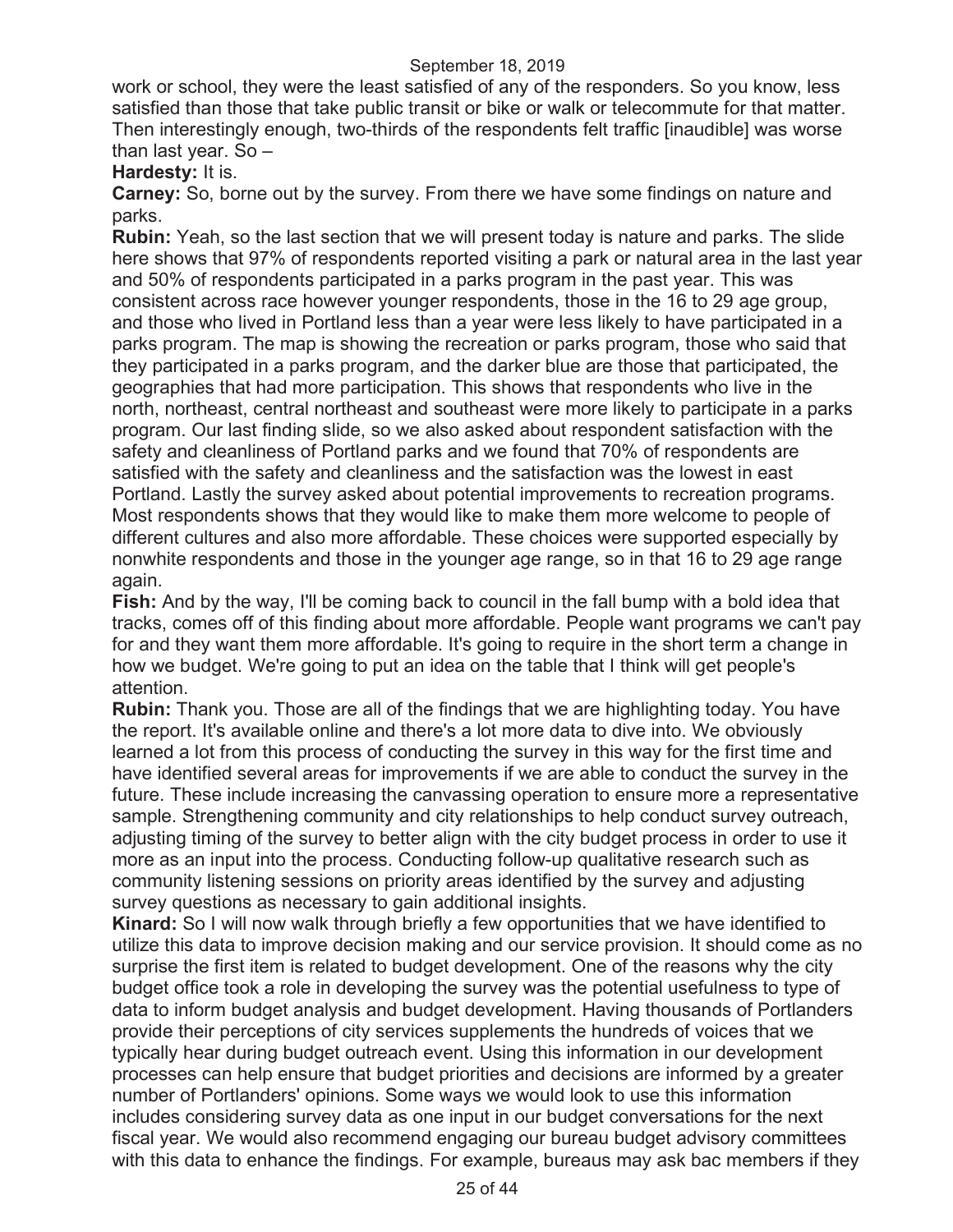work or school, they were the least satisfied of any of the responders. So you know, less satisfied than those that take public transit or bike or walk or telecommute for that matter. Then interestingly enough, two-thirds of the respondents felt traffic [inaudible] was worse than last year. So –

**Hardesty:** It is.

**Carney:** So, borne out by the survey. From there we have some findings on nature and parks.

**Rubin:** Yeah, so the last section that we will present today is nature and parks. The slide here shows that 97% of respondents reported visiting a park or natural area in the last year and 50% of respondents participated in a parks program in the past year. This was consistent across race however younger respondents, those in the 16 to 29 age group, and those who lived in Portland less than a year were less likely to have participated in a parks program. The map is showing the recreation or parks program, those who said that they participated in a parks program, and the darker blue are those that participated, the geographies that had more participation. This shows that respondents who live in the north, northeast, central northeast and southeast were more likely to participate in a parks program. Our last finding slide, so we also asked about respondent satisfaction with the safety and cleanliness of Portland parks and we found that 70% of respondents are satisfied with the safety and cleanliness and the satisfaction was the lowest in east Portland. Lastly the survey asked about potential improvements to recreation programs. Most respondents shows that they would like to make them more welcome to people of different cultures and also more affordable. These choices were supported especially by nonwhite respondents and those in the younger age range, so in that 16 to 29 age range again.

**Fish:** And by the way, I'll be coming back to council in the fall bump with a bold idea that tracks, comes off of this finding about more affordable. People want programs we can't pay for and they want them more affordable. It's going to require in the short term a change in how we budget. We're going to put an idea on the table that I think will get people's attention.

**Rubin:** Thank you. Those are all of the findings that we are highlighting today. You have the report. It's available online and there's a lot more data to dive into. We obviously learned a lot from this process of conducting the survey in this way for the first time and have identified several areas for improvements if we are able to conduct the survey in the future. These include increasing the canvassing operation to ensure more a representative sample. Strengthening community and city relationships to help conduct survey outreach, adjusting timing of the survey to better align with the city budget process in order to use it more as an input into the process. Conducting follow-up qualitative research such as community listening sessions on priority areas identified by the survey and adjusting survey questions as necessary to gain additional insights.

**Kinard:** So I will now walk through briefly a few opportunities that we have identified to utilize this data to improve decision making and our service provision. It should come as no surprise the first item is related to budget development. One of the reasons why the city budget office took a role in developing the survey was the potential usefulness to type of data to inform budget analysis and budget development. Having thousands of Portlanders provide their perceptions of city services supplements the hundreds of voices that we typically hear during budget outreach event. Using this information in our development processes can help ensure that budget priorities and decisions are informed by a greater number of Portlanders' opinions. Some ways we would look to use this information includes considering survey data as one input in our budget conversations for the next fiscal year. We would also recommend engaging our bureau budget advisory committees with this data to enhance the findings. For example, bureaus may ask bac members if they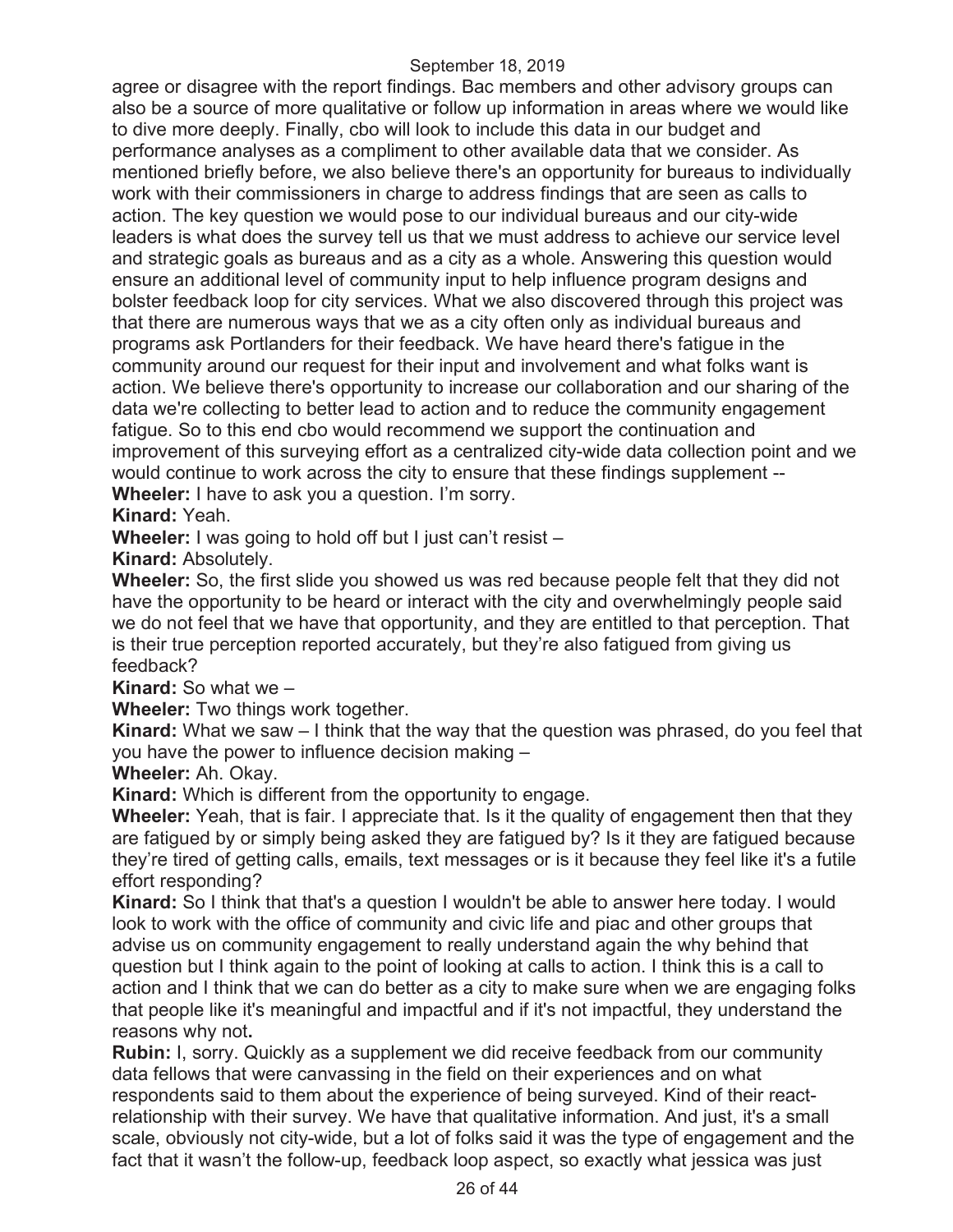agree or disagree with the report findings. Bac members and other advisory groups can also be a source of more qualitative or follow up information in areas where we would like to dive more deeply. Finally, cbo will look to include this data in our budget and performance analyses as a compliment to other available data that we consider. As mentioned briefly before, we also believe there's an opportunity for bureaus to individually work with their commissioners in charge to address findings that are seen as calls to action. The key question we would pose to our individual bureaus and our city-wide leaders is what does the survey tell us that we must address to achieve our service level and strategic goals as bureaus and as a city as a whole. Answering this question would ensure an additional level of community input to help influence program designs and bolster feedback loop for city services. What we also discovered through this project was that there are numerous ways that we as a city often only as individual bureaus and programs ask Portlanders for their feedback. We have heard there's fatigue in the community around our request for their input and involvement and what folks want is action. We believe there's opportunity to increase our collaboration and our sharing of the data we're collecting to better lead to action and to reduce the community engagement fatigue. So to this end cbo would recommend we support the continuation and improvement of this surveying effort as a centralized city-wide data collection point and we would continue to work across the city to ensure that these findings supplement --

**Wheeler:** I have to ask you a question. I'm sorry.

**Kinard:** Yeah.

**Wheeler:** I was going to hold off but I just can't resist –

**Kinard:** Absolutely.

**Wheeler:** So, the first slide you showed us was red because people felt that they did not have the opportunity to be heard or interact with the city and overwhelmingly people said we do not feel that we have that opportunity, and they are entitled to that perception. That is their true perception reported accurately, but they're also fatigued from giving us feedback?

**Kinard:** So what we –

**Wheeler:** Two things work together.

**Kinard:** What we saw – I think that the way that the question was phrased, do you feel that you have the power to influence decision making –

**Wheeler:** Ah. Okay.

**Kinard:** Which is different from the opportunity to engage.

**Wheeler:** Yeah, that is fair. I appreciate that. Is it the quality of engagement then that they are fatigued by or simply being asked they are fatigued by? Is it they are fatigued because they're tired of getting calls, emails, text messages or is it because they feel like it's a futile effort responding?

**Kinard:** So I think that that's a question I wouldn't be able to answer here today. I would look to work with the office of community and civic life and piac and other groups that advise us on community engagement to really understand again the why behind that question but I think again to the point of looking at calls to action. I think this is a call to action and I think that we can do better as a city to make sure when we are engaging folks that people like it's meaningful and impactful and if it's not impactful, they understand the reasons why not.

**Rubin:** I, sorry. Quickly as a supplement we did receive feedback from our community data fellows that were canvassing in the field on their experiences and on what respondents said to them about the experience of being surveyed. Kind of their react-relationship with their survey. We have that qualitative information. And just, it's a small scale, obviously not city-wide, but a lot of folks said it was the type of engagement and the fact that it wasn't the follow-up, feedback loop aspect, so exactly what jessica was just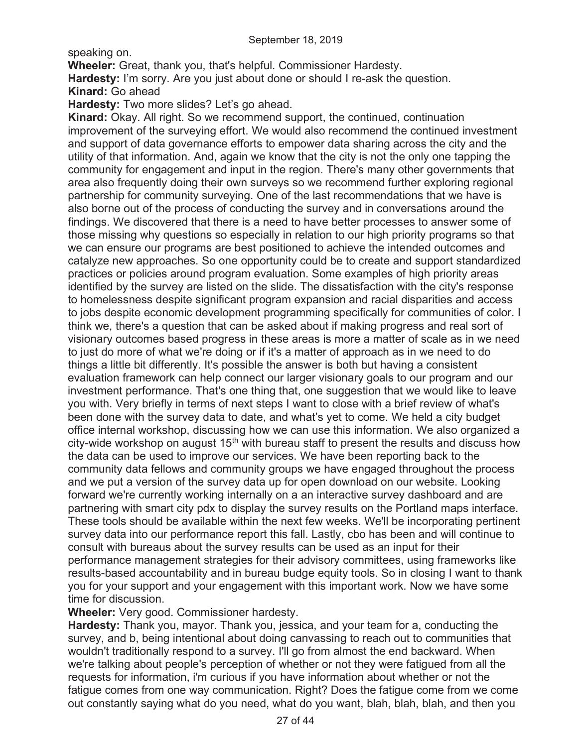speaking on.

**Wheeler:** Great, thank you, that's helpful. Commissioner Hardesty.

**Hardesty:** I'm sorry. Are you just about done or should I re-ask the question.

**Kinard:** Go ahead

**Hardesty:** Two more slides? Let's go ahead.

**Kinard:** Okay. All right. So we recommend support, the continued, continuation improvement of the surveying effort. We would also recommend the continued investment and support of data governance efforts to empower data sharing across the city and the utility of that information. And, again we know that the city is not the only one tapping the community for engagement and input in the region. There's many other governments that area also frequently doing their own surveys so we recommend further exploring regional partnership for community surveying. One of the last recommendations that we have is also borne out of the process of conducting the survey and in conversations around the findings. We discovered that there is a need to have better processes to answer some of those missing why questions so especially in relation to our high priority programs so that we can ensure our programs are best positioned to achieve the intended outcomes and catalyze new approaches. So one opportunity could be to create and support standardized practices or policies around program evaluation. Some examples of high priority areas identified by the survey are listed on the slide. The dissatisfaction with the city's response to homelessness despite significant program expansion and racial disparities and access to jobs despite economic development programming specifically for communities of color. I think we, there's a question that can be asked about if making progress and real sort of visionary outcomes based progress in these areas is more a matter of scale as in we need to just do more of what we're doing or if it's a matter of approach as in we need to do things a little bit differently. It's possible the answer is both but having a consistent evaluation framework can help connect our larger visionary goals to our program and our investment performance. That's one thing that, one suggestion that we would like to leave you with. Very briefly in terms of next steps I want to close with a brief review of what's been done with the survey data to date, and what's yet to come. We held a city budget office internal workshop, discussing how we can use this information. We also organized a city-wide workshop on august 15th with bureau staff to present the results and discuss how the data can be used to improve our services. We have been reporting back to the community data fellows and community groups we have engaged throughout the process and we put a version of the survey data up for open download on our website. Looking forward we're currently working internally on a an interactive survey dashboard and are partnering with smart city pdx to display the survey results on the Portland maps interface. These tools should be available within the next few weeks. We'll be incorporating pertinent survey data into our performance report this fall. Lastly, cbo has been and will continue to consult with bureaus about the survey results can be used as an input for their performance management strategies for their advisory committees, using frameworks like results-based accountability and in bureau budge equity tools. So in closing I want to thank you for your support and your engagement with this important work. Now we have some time for discussion.

**Wheeler:** Very good. Commissioner hardesty.

**Hardesty:** Thank you, mayor. Thank you, jessica, and your team for a, conducting the survey, and b, being intentional about doing canvassing to reach out to communities that wouldn't traditionally respond to a survey. I'll go from almost the end backward. When we're talking about people's perception of whether or not they were fatigued from all the requests for information, i'm curious if you have information about whether or not the fatigue comes from one way communication. Right? Does the fatigue come from we come out constantly saying what do you need, what do you want, blah, blah, blah, and then you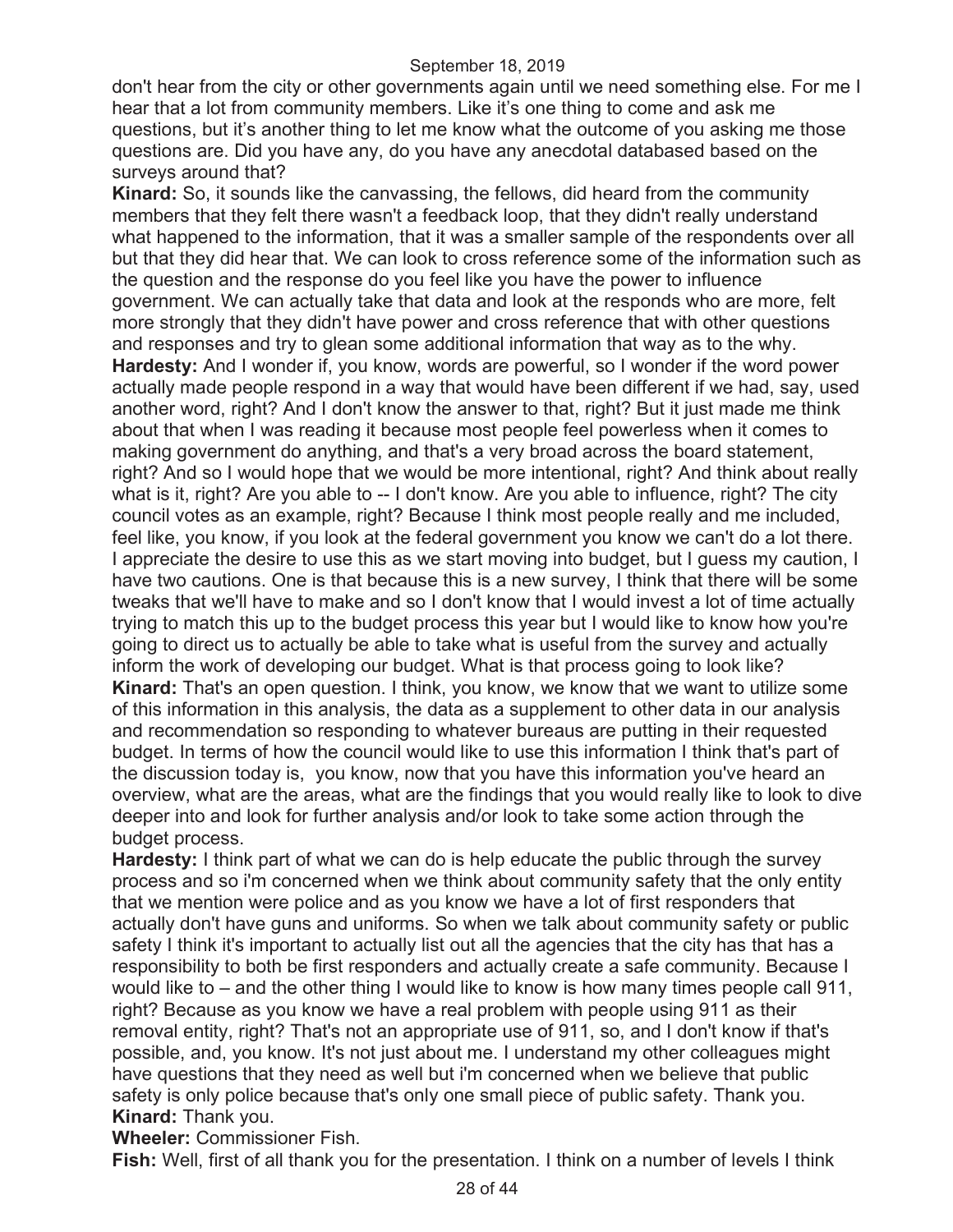don't hear from the city or other governments again until we need something else. For me I hear that a lot from community members. Like it's one thing to come and ask me questions, but it's another thing to let me know what the outcome of you asking me those questions are. Did you have any, do you have any anecdotal databased based on the surveys around that?

**Kinard:** So, it sounds like the canvassing, the fellows, did heard from the community members that they felt there wasn't a feedback loop, that they didn't really understand what happened to the information, that it was a smaller sample of the respondents over all but that they did hear that. We can look to cross reference some of the information such as the question and the response do you feel like you have the power to influence government. We can actually take that data and look at the responds who are more, felt more strongly that they didn't have power and cross reference that with other questions and responses and try to glean some additional information that way as to the why.

**Hardesty:** And I wonder if, you know, words are powerful, so I wonder if the word power actually made people respond in a way that would have been different if we had, say, used another word, right? And I don't know the answer to that, right? But it just made me think about that when I was reading it because most people feel powerless when it comes to making government do anything, and that's a very broad across the board statement, right? And so I would hope that we would be more intentional, right? And think about really what is it, right? Are you able to -- I don't know. Are you able to influence, right? The city council votes as an example, right? Because I think most people really and me included, feel like, you know, if you look at the federal government you know we can't do a lot there. I appreciate the desire to use this as we start moving into budget, but I guess my caution, I have two cautions. One is that because this is a new survey, I think that there will be some tweaks that we'll have to make and so I don't know that I would invest a lot of time actually trying to match this up to the budget process this year but I would like to know how you're going to direct us to actually be able to take what is useful from the survey and actually inform the work of developing our budget. What is that process going to look like?

**Kinard:** That's an open question. I think, you know, we know that we want to utilize some of this information in this analysis, the data as a supplement to other data in our analysis and recommendation so responding to whatever bureaus are putting in their requested budget. In terms of how the council would like to use this information I think that's part of the discussion today is, you know, now that you have this information you've heard an overview, what are the areas, what are the findings that you would really like to look to dive deeper into and look for further analysis and/or look to take some action through the budget process.

**Hardesty:** I think part of what we can do is help educate the public through the survey process and so i'm concerned when we think about community safety that the only entity that we mention were police and as you know we have a lot of first responders that actually don't have guns and uniforms. So when we talk about community safety or public safety I think it's important to actually list out all the agencies that the city has that has a responsibility to both be first responders and actually create a safe community. Because I would like to – and the other thing I would like to know is how many times people call 911, right? Because as you know we have a real problem with people using 911 as their removal entity, right? That's not an appropriate use of 911, so, and I don't know if that's possible, and, you know. It's not just about me. I understand my other colleagues might have questions that they need as well but i'm concerned when we believe that public safety is only police because that's only one small piece of public safety. Thank you.

**Kinard:** Thank you.

**Wheeler:** Commissioner Fish.

**Fish:** Well, first of all thank you for the presentation. I think on a number of levels I think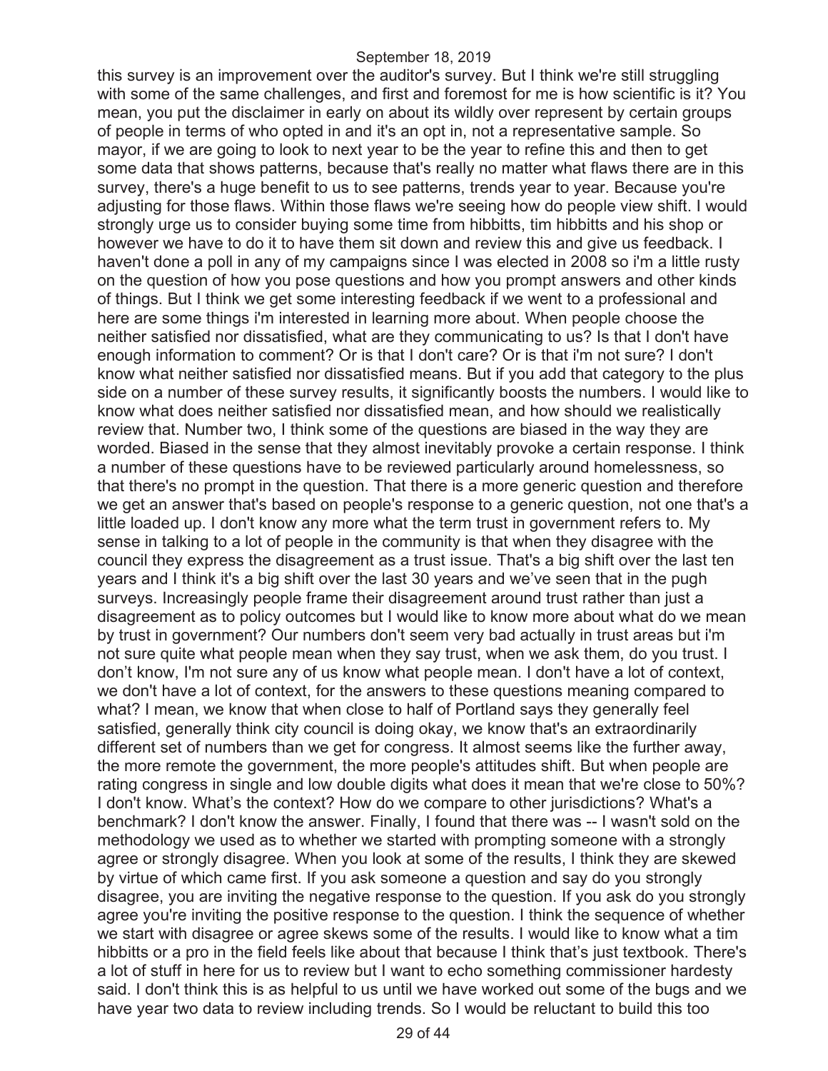this survey is an improvement over the auditor's survey. But I think we're still struggling with some of the same challenges, and first and foremost for me is how scientific is it? You mean, you put the disclaimer in early on about its wildly over represent by certain groups of people in terms of who opted in and it's an opt in, not a representative sample. So mayor, if we are going to look to next year to be the year to refine this and then to get some data that shows patterns, because that's really no matter what flaws there are in this survey, there's a huge benefit to us to see patterns, trends year to year. Because you're adjusting for those flaws. Within those flaws we're seeing how do people view shift. I would strongly urge us to consider buying some time from hibbitts, tim hibbitts and his shop or however we have to do it to have them sit down and review this and give us feedback. I haven't done a poll in any of my campaigns since I was elected in 2008 so i'm a little rusty on the question of how you pose questions and how you prompt answers and other kinds of things. But I think we get some interesting feedback if we went to a professional and here are some things i'm interested in learning more about. When people choose the neither satisfied nor dissatisfied, what are they communicating to us? Is that I don't have enough information to comment? Or is that I don't care? Or is that i'm not sure? I don't know what neither satisfied nor dissatisfied means. But if you add that category to the plus side on a number of these survey results, it significantly boosts the numbers. I would like to know what does neither satisfied nor dissatisfied mean, and how should we realistically review that. Number two, I think some of the questions are biased in the way they are worded. Biased in the sense that they almost inevitably provoke a certain response. I think a number of these questions have to be reviewed particularly around homelessness, so that there's no prompt in the question. That there is a more generic question and therefore we get an answer that's based on people's response to a generic question, not one that's a little loaded up. I don't know any more what the term trust in government refers to. My sense in talking to a lot of people in the community is that when they disagree with the council they express the disagreement as a trust issue. That's a big shift over the last ten years and I think it's a big shift over the last 30 years and we've seen that in the pugh surveys. Increasingly people frame their disagreement around trust rather than just a disagreement as to policy outcomes but I would like to know more about what do we mean by trust in government? Our numbers don't seem very bad actually in trust areas but i'm not sure quite what people mean when they say trust, when we ask them, do you trust. I don't know, I'm not sure any of us know what people mean. I don't have a lot of context, we don't have a lot of context, for the answers to these questions meaning compared to what? I mean, we know that when close to half of Portland says they generally feel satisfied, generally think city council is doing okay, we know that's an extraordinarily different set of numbers than we get for congress. It almost seems like the further away, the more remote the government, the more people's attitudes shift. But when people are rating congress in single and low double digits what does it mean that we're close to 50%? I don't know. What's the context? How do we compare to other jurisdictions? What's a benchmark? I don't know the answer. Finally, I found that there was -- I wasn't sold on the methodology we used as to whether we started with prompting someone with a strongly agree or strongly disagree. When you look at some of the results, I think they are skewed by virtue of which came first. If you ask someone a question and say do you strongly disagree, you are inviting the negative response to the question. If you ask do you strongly agree you're inviting the positive response to the question. I think the sequence of whether we start with disagree or agree skews some of the results. I would like to know what a tim hibbitts or a pro in the field feels like about that because I think that's just textbook. There's a lot of stuff in here for us to review but I want to echo something commissioner hardesty said. I don't think this is as helpful to us until we have worked out some of the bugs and we have year two data to review including trends. So I would be reluctant to build this too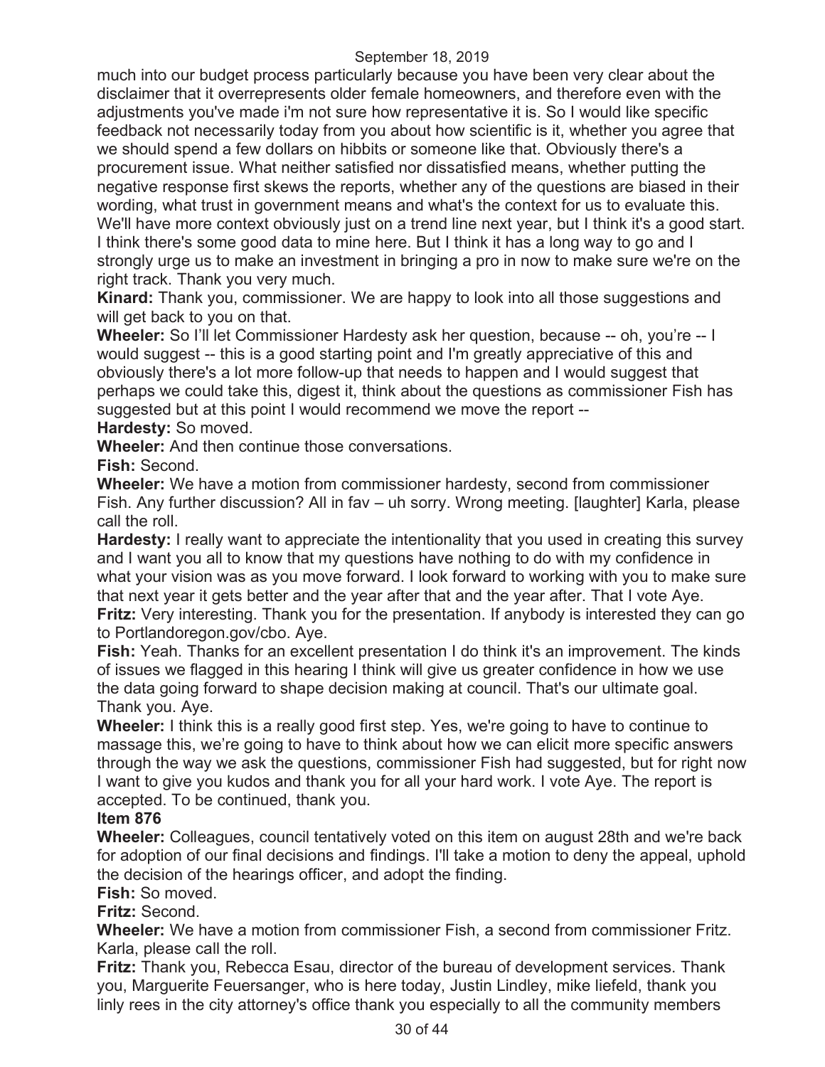much into our budget process particularly because you have been very clear about the disclaimer that it overrepresents older female homeowners, and therefore even with the adjustments you've made i'm not sure how representative it is. So I would like specific feedback not necessarily today from you about how scientific is it, whether you agree that we should spend a few dollars on hibbits or someone like that. Obviously there's a procurement issue. What neither satisfied nor dissatisfied means, whether putting the negative response first skews the reports, whether any of the questions are biased in their wording, what trust in government means and what's the context for us to evaluate this. We'll have more context obviously just on a trend line next year, but I think it's a good start. I think there's some good data to mine here. But I think it has a long way to go and I strongly urge us to make an investment in bringing a pro in now to make sure we're on the right track. Thank you very much.

**Kinard:** Thank you, commissioner. We are happy to look into all those suggestions and will get back to you on that.

**Wheeler:** So I'll let Commissioner Hardesty ask her question, because -- oh, you're -- I would suggest -- this is a good starting point and I'm greatly appreciative of this and obviously there's a lot more follow-up that needs to happen and I would suggest that perhaps we could take this, digest it, think about the questions as commissioner Fish has suggested but at this point I would recommend we move the report --

**Hardesty:** So moved.

**Wheeler:** And then continue those conversations.

**Fish:** Second.

**Wheeler:** We have a motion from commissioner hardesty, second from commissioner Fish. Any further discussion? All in fav – uh sorry. Wrong meeting. [laughter] Karla, please call the roll.

**Hardesty:** I really want to appreciate the intentionality that you used in creating this survey and I want you all to know that my questions have nothing to do with my confidence in what your vision was as you move forward. I look forward to working with you to make sure that next year it gets better and the year after that and the year after. That I vote Aye.

**Fritz:** Very interesting. Thank you for the presentation. If anybody is interested they can go to Portlandoregon.gov/cbo. Aye.

**Fish:** Yeah. Thanks for an excellent presentation I do think it's an improvement. The kinds of issues we flagged in this hearing I think will give us greater confidence in how we use the data going forward to shape decision making at council. That's our ultimate goal. Thank you. Aye.

**Wheeler:** I think this is a really good first step. Yes, we're going to have to continue to massage this, we're going to have to think about how we can elicit more specific answers through the way we ask the questions, commissioner Fish had suggested, but for right now I want to give you kudos and thank you for all your hard work. I vote Aye. The report is accepted. To be continued, thank you.

**Item 876**

**Wheeler:** Colleagues, council tentatively voted on this item on august 28th and we're back for adoption of our final decisions and findings. I'll take a motion to deny the appeal, uphold the decision of the hearings officer, and adopt the finding.

**Fish:** So moved.

**Fritz:** Second.

**Wheeler:** We have a motion from commissioner Fish, a second from commissioner Fritz. Karla, please call the roll.

**Fritz:** Thank you, Rebecca Esau, director of the bureau of development services. Thank you, Marguerite Feuersanger, who is here today, Justin Lindley, mike liefeld, thank you linly rees in the city attorney's office thank you especially to all the community members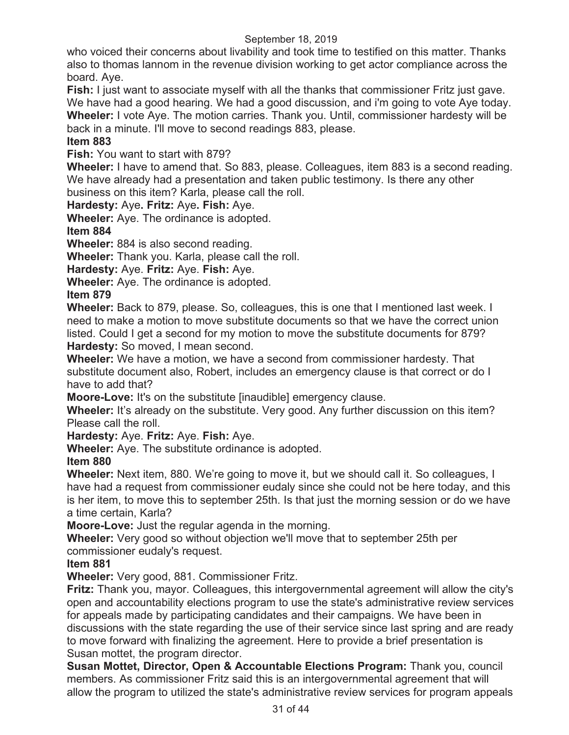who voiced their concerns about livability and took time to testified on this matter. Thanks also to thomas lannom in the revenue division working to get actor compliance across the board. Aye.

**Fish:** I just want to associate myself with all the thanks that commissioner Fritz just gave. We have had a good hearing. We had a good discussion, and i'm going to vote Aye today.

**Wheeler:** I vote Aye. The motion carries. Thank you. Until, commissioner hardesty will be back in a minute. I'll move to second readings 883, please.

**Item 883**

**Fish:** You want to start with 879?

**Wheeler:** I have to amend that. So 883, please. Colleagues, item 883 is a second reading. We have already had a presentation and taken public testimony. Is there any other business on this item? Karla, please call the roll.

**Hardesty:** Aye**. Fritz:** Aye**. Fish:** Aye.

**Wheeler:** Aye. The ordinance is adopted.

**Item 884**

**Wheeler:** 884 is also second reading.

**Wheeler:** Thank you. Karla, please call the roll.

**Hardesty:** Aye. **Fritz:** Aye. **Fish:** Aye.

**Wheeler:** Aye. The ordinance is adopted.

**Item 879**

**Wheeler:** Back to 879, please. So, colleagues, this is one that I mentioned last week. I need to make a motion to move substitute documents so that we have the correct union listed. Could I get a second for my motion to move the substitute documents for 879?

**Hardesty:** So moved, I mean second.

**Wheeler:** We have a motion, we have a second from commissioner hardesty. That substitute document also, Robert, includes an emergency clause is that correct or do I have to add that?

**Moore-Love:** It's on the substitute [inaudible] emergency clause.

**Wheeler:** It's already on the substitute. Very good. Any further discussion on this item? Please call the roll.

**Hardesty:** Aye. **Fritz:** Aye. **Fish:** Aye.

**Wheeler:** Aye. The substitute ordinance is adopted.

**Item 880**

**Wheeler:** Next item, 880. We're going to move it, but we should call it. So colleagues, I have had a request from commissioner eudaly since she could not be here today, and this is her item, to move this to september 25th. Is that just the morning session or do we have a time certain, Karla?

**Moore-Love:** Just the regular agenda in the morning.

**Wheeler:** Very good so without objection we'll move that to september 25th per commissioner eudaly's request.

**Item 881**

**Wheeler:** Very good, 881. Commissioner Fritz.

**Fritz:** Thank you, mayor. Colleagues, this intergovernmental agreement will allow the city's open and accountability elections program to use the state's administrative review services for appeals made by participating candidates and their campaigns. We have been in discussions with the state regarding the use of their service since last spring and are ready to move forward with finalizing the agreement. Here to provide a brief presentation is Susan mottet, the program director.

**Susan Mottet, Director, Open & Accountable Elections Program:** Thank you, council members. As commissioner Fritz said this is an intergovernmental agreement that will allow the program to utilized the state's administrative review services for program appeals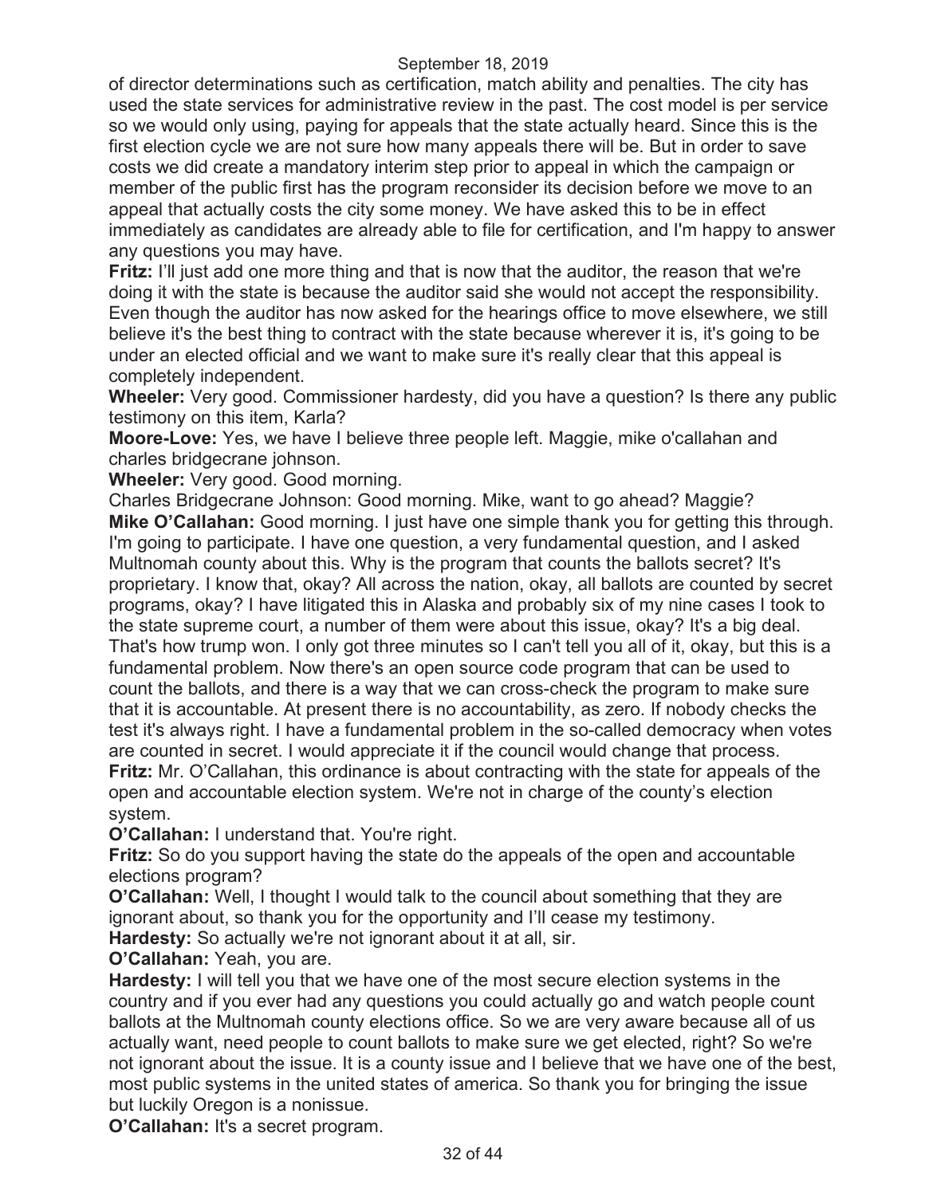of director determinations such as certification, match ability and penalties. The city has used the state services for administrative review in the past. The cost model is per service so we would only using, paying for appeals that the state actually heard. Since this is the first election cycle we are not sure how many appeals there will be. But in order to save costs we did create a mandatory interim step prior to appeal in which the campaign or member of the public first has the program reconsider its decision before we move to an appeal that actually costs the city some money. We have asked this to be in effect immediately as candidates are already able to file for certification, and I'm happy to answer any questions you may have.

**Fritz:** I'll just add one more thing and that is now that the auditor, the reason that we're doing it with the state is because the auditor said she would not accept the responsibility. Even though the auditor has now asked for the hearings office to move elsewhere, we still believe it's the best thing to contract with the state because wherever it is, it's going to be under an elected official and we want to make sure it's really clear that this appeal is completely independent.

**Wheeler:** Very good. Commissioner hardesty, did you have a question? Is there any public testimony on this item, Karla?

**Moore-Love:** Yes, we have I believe three people left. Maggie, mike o'callahan and charles bridgecrane johnson.

**Wheeler:** Very good. Good morning.

Charles Bridgecrane Johnson: Good morning. Mike, want to go ahead? Maggie?

**Mike O'Callahan:** Good morning. I just have one simple thank you for getting this through. I'm going to participate. I have one question, a very fundamental question, and I asked Multnomah county about this. Why is the program that counts the ballots secret? It's proprietary. I know that, okay? All across the nation, okay, all ballots are counted by secret programs, okay? I have litigated this in Alaska and probably six of my nine cases I took to the state supreme court, a number of them were about this issue, okay? It's a big deal. That's how trump won. I only got three minutes so I can't tell you all of it, okay, but this is a fundamental problem. Now there's an open source code program that can be used to count the ballots, and there is a way that we can cross-check the program to make sure that it is accountable. At present there is no accountability, as zero. If nobody checks the test it's always right. I have a fundamental problem in the so-called democracy when votes are counted in secret. I would appreciate it if the council would change that process.

**Fritz:** Mr. O'Callahan, this ordinance is about contracting with the state for appeals of the open and accountable election system. We're not in charge of the county's election system.

**O'Callahan:** I understand that. You're right.

**Fritz:** So do you support having the state do the appeals of the open and accountable elections program?

**O'Callahan:** Well, I thought I would talk to the council about something that they are ignorant about, so thank you for the opportunity and I'll cease my testimony.

**Hardesty:** So actually we're not ignorant about it at all, sir.

**O'Callahan:** Yeah, you are.

**Hardesty:** I will tell you that we have one of the most secure election systems in the country and if you ever had any questions you could actually go and watch people count ballots at the Multnomah county elections office. So we are very aware because all of us actually want, need people to count ballots to make sure we get elected, right? So we're not ignorant about the issue. It is a county issue and I believe that we have one of the best, most public systems in the united states of america. So thank you for bringing the issue but luckily Oregon is a nonissue.

**O'Callahan:** It's a secret program.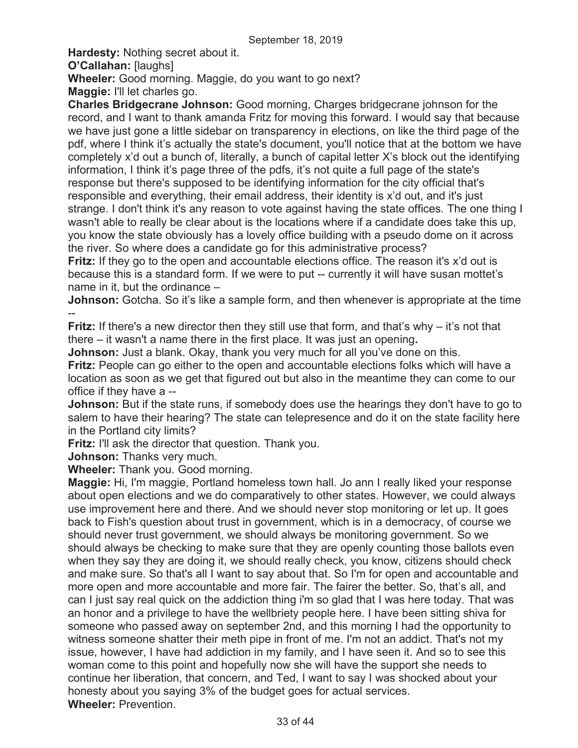**Hardesty:** Nothing secret about it.

**O'Callahan:** [laughs]

**Wheeler:** Good morning. Maggie, do you want to go next?

**Maggie:** I'll let charles go.

**Charles Bridgecrane Johnson:** Good morning, Charges bridgecrane johnson for the record, and I want to thank amanda Fritz for moving this forward. I would say that because we have just gone a little sidebar on transparency in elections, on like the third page of the pdf, where I think it's actually the state's document, you'll notice that at the bottom we have completely x'd out a bunch of, literally, a bunch of capital letter X's block out the identifying information, I think it's page three of the pdfs, it's not quite a full page of the state's response but there's supposed to be identifying information for the city official that's responsible and everything, their email address, their identity is x'd out, and it's just strange. I don't think it's any reason to vote against having the state offices. The one thing I wasn't able to really be clear about is the locations where if a candidate does take this up, you know the state obviously has a lovely office building with a pseudo dome on it across the river. So where does a candidate go for this administrative process?

**Fritz:** If they go to the open and accountable elections office. The reason it's x'd out is because this is a standard form. If we were to put -- currently it will have susan mottet's name in it, but the ordinance –

**Johnson:** Gotcha. So it's like a sample form, and then whenever is appropriate at the time --

**Fritz:** If there's a new director then they still use that form, and that's why – it's not that there – it wasn't a name there in the first place. It was just an opening**.**

**Johnson:** Just a blank. Okay, thank you very much for all you've done on this.

**Fritz:** People can go either to the open and accountable elections folks which will have a location as soon as we get that figured out but also in the meantime they can come to our office if they have a --

**Johnson:** But if the state runs, if somebody does use the hearings they don't have to go to salem to have their hearing? The state can telepresence and do it on the state facility here in the Portland city limits?

**Fritz:** I'll ask the director that question. Thank you.

**Johnson:** Thanks very much.

**Wheeler:** Thank you. Good morning.

**Maggie:** Hi, I'm maggie, Portland homeless town hall. Jo ann I really liked your response about open elections and we do comparatively to other states. However, we could always use improvement here and there. And we should never stop monitoring or let up. It goes back to Fish's question about trust in government, which is in a democracy, of course we should never trust government, we should always be monitoring government. So we should always be checking to make sure that they are openly counting those ballots even when they say they are doing it, we should really check, you know, citizens should check and make sure. So that's all I want to say about that. So I'm for open and accountable and more open and more accountable and more fair. The fairer the better. So, that's all, and can I just say real quick on the addiction thing i'm so glad that I was here today. That was an honor and a privilege to have the wellbriety people here. I have been sitting shiva for someone who passed away on september 2nd, and this morning I had the opportunity to witness someone shatter their meth pipe in front of me. I'm not an addict. That's not my issue, however, I have had addiction in my family, and I have seen it. And so to see this woman come to this point and hopefully now she will have the support she needs to continue her liberation, that concern, and Ted, I want to say I was shocked about your honesty about you saying 3% of the budget goes for actual services.

**Wheeler:** Prevention.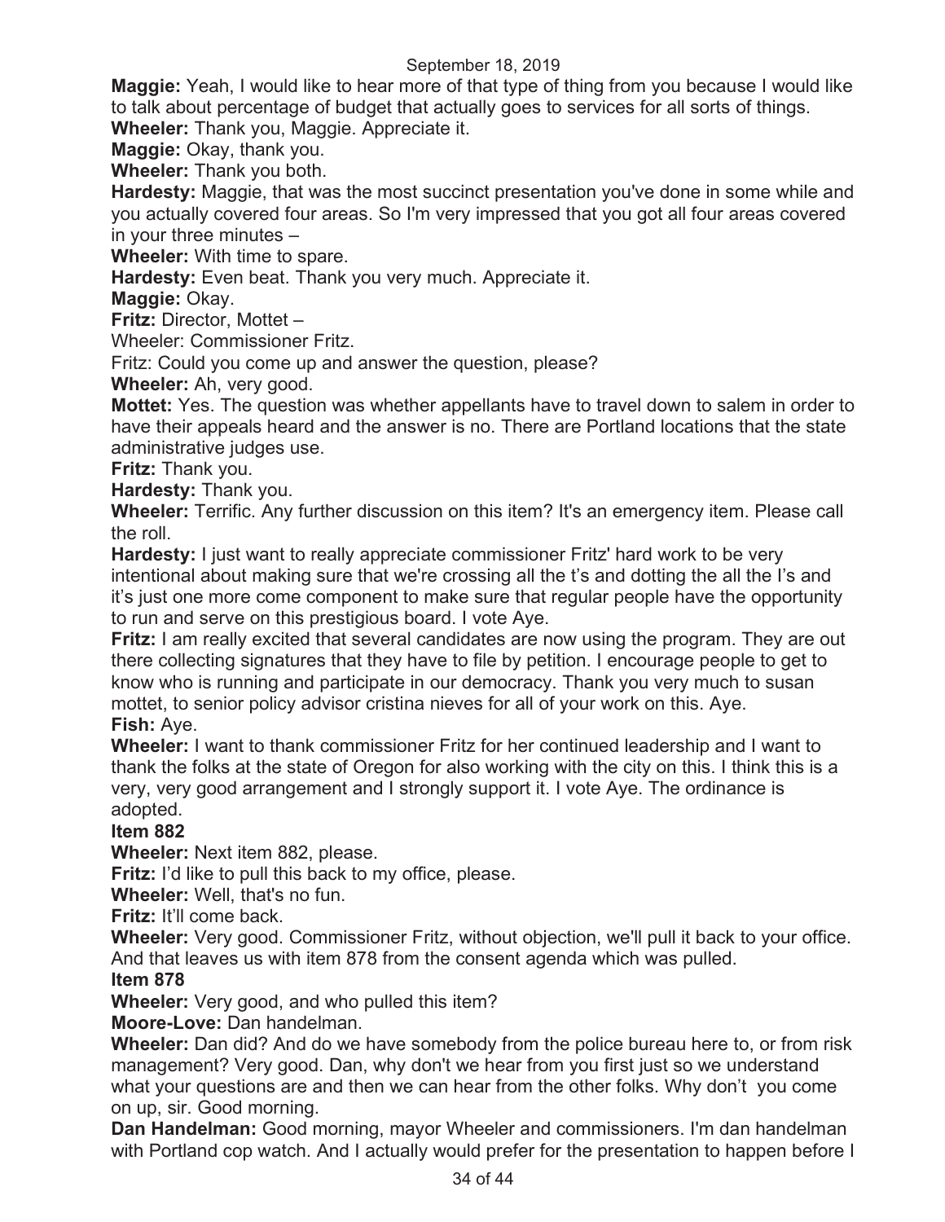**Maggie:** Yeah, I would like to hear more of that type of thing from you because I would like to talk about percentage of budget that actually goes to services for all sorts of things.

**Wheeler:** Thank you, Maggie. Appreciate it.

**Maggie:** Okay, thank you.

**Wheeler:** Thank you both.

**Hardesty:** Maggie, that was the most succinct presentation you've done in some while and you actually covered four areas. So I'm very impressed that you got all four areas covered in your three minutes –

**Wheeler:** With time to spare.

**Hardesty:** Even beat. Thank you very much. Appreciate it.

**Maggie:** Okay.

**Fritz:** Director, Mottet –

Wheeler: Commissioner Fritz.

Fritz: Could you come up and answer the question, please?

**Wheeler:** Ah, very good.

**Mottet:** Yes. The question was whether appellants have to travel down to salem in order to have their appeals heard and the answer is no. There are Portland locations that the state administrative judges use.

**Fritz:** Thank you.

**Hardesty:** Thank you.

**Wheeler:** Terrific. Any further discussion on this item? It's an emergency item. Please call the roll.

**Hardesty:** I just want to really appreciate commissioner Fritz' hard work to be very intentional about making sure that we're crossing all the t's and dotting the all the I's and it's just one more come component to make sure that regular people have the opportunity to run and serve on this prestigious board. I vote Aye.

**Fritz:** I am really excited that several candidates are now using the program. They are out there collecting signatures that they have to file by petition. I encourage people to get to know who is running and participate in our democracy. Thank you very much to susan mottet, to senior policy advisor cristina nieves for all of your work on this. Aye.

**Fish:** Aye.

**Wheeler:** I want to thank commissioner Fritz for her continued leadership and I want to thank the folks at the state of Oregon for also working with the city on this. I think this is a very, very good arrangement and I strongly support it. I vote Aye. The ordinance is adopted.

**Item 882**

**Wheeler:** Next item 882, please.

**Fritz:** I'd like to pull this back to my office, please.

**Wheeler:** Well, that's no fun.

**Fritz:** It'll come back.

**Wheeler:** Very good. Commissioner Fritz, without objection, we'll pull it back to your office. And that leaves us with item 878 from the consent agenda which was pulled.

**Item 878**

**Wheeler:** Very good, and who pulled this item?

**Moore-Love:** Dan handelman.

**Wheeler:** Dan did? And do we have somebody from the police bureau here to, or from risk management? Very good. Dan, why don't we hear from you first just so we understand what your questions are and then we can hear from the other folks. Why don't you come on up, sir. Good morning.

**Dan Handelman:** Good morning, mayor Wheeler and commissioners. I'm dan handelman with Portland cop watch. And I actually would prefer for the presentation to happen before I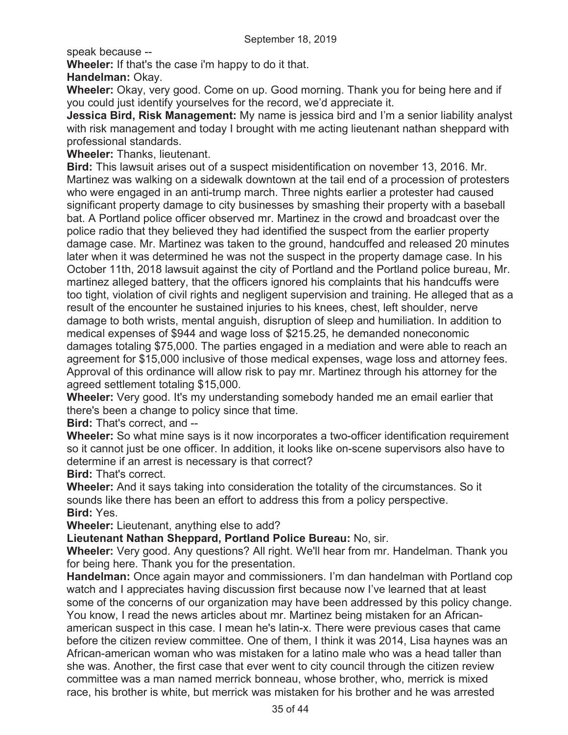speak because --

**Wheeler:** If that's the case i'm happy to do it that.

**Handelman:** Okay.

**Wheeler:** Okay, very good. Come on up. Good morning. Thank you for being here and if you could just identify yourselves for the record, we'd appreciate it.

**Jessica Bird, Risk Management:** My name is jessica bird and I'm a senior liability analyst with risk management and today I brought with me acting lieutenant nathan sheppard with professional standards.

**Wheeler:** Thanks, lieutenant.

**Bird:** This lawsuit arises out of a suspect misidentification on november 13, 2016. Mr. Martinez was walking on a sidewalk downtown at the tail end of a procession of protesters who were engaged in an anti-trump march. Three nights earlier a protester had caused significant property damage to city businesses by smashing their property with a baseball bat. A Portland police officer observed mr. Martinez in the crowd and broadcast over the police radio that they believed they had identified the suspect from the earlier property damage case. Mr. Martinez was taken to the ground, handcuffed and released 20 minutes later when it was determined he was not the suspect in the property damage case. In his October 11th, 2018 lawsuit against the city of Portland and the Portland police bureau, Mr. martinez alleged battery, that the officers ignored his complaints that his handcuffs were too tight, violation of civil rights and negligent supervision and training. He alleged that as a result of the encounter he sustained injuries to his knees, chest, left shoulder, nerve damage to both wrists, mental anguish, disruption of sleep and humiliation. In addition to medical expenses of $944 and wage loss of $215.25, he demanded noneconomic damages totaling $75,000. The parties engaged in a mediation and were able to reach an agreement for $15,000 inclusive of those medical expenses, wage loss and attorney fees. Approval of this ordinance will allow risk to pay mr. Martinez through his attorney for the agreed settlement totaling $15,000.

**Wheeler:** Very good. It's my understanding somebody handed me an email earlier that there's been a change to policy since that time.

**Bird:** That's correct, and --

**Wheeler:** So what mine says is it now incorporates a two-officer identification requirement so it cannot just be one officer. In addition, it looks like on-scene supervisors also have to determine if an arrest is necessary is that correct?

**Bird:** That's correct.

**Wheeler:** And it says taking into consideration the totality of the circumstances. So it sounds like there has been an effort to address this from a policy perspective.

**Bird:** Yes.

**Wheeler:** Lieutenant, anything else to add?

**Lieutenant Nathan Sheppard, Portland Police Bureau:** No, sir.

**Wheeler:** Very good. Any questions? All right. We'll hear from mr. Handelman. Thank you for being here. Thank you for the presentation.

**Handelman:** Once again mayor and commissioners. I'm dan handelman with Portland cop watch and I appreciates having discussion first because now I've learned that at least some of the concerns of our organization may have been addressed by this policy change. You know, I read the news articles about mr. Martinez being mistaken for an African-american suspect in this case. I mean he's latin-x. There were previous cases that came before the citizen review committee. One of them, I think it was 2014, Lisa haynes was an African-american woman who was mistaken for a latino male who was a head taller than she was. Another, the first case that ever went to city council through the citizen review committee was a man named merrick bonneau, whose brother, who, merrick is mixed race, his brother is white, but merrick was mistaken for his brother and he was arrested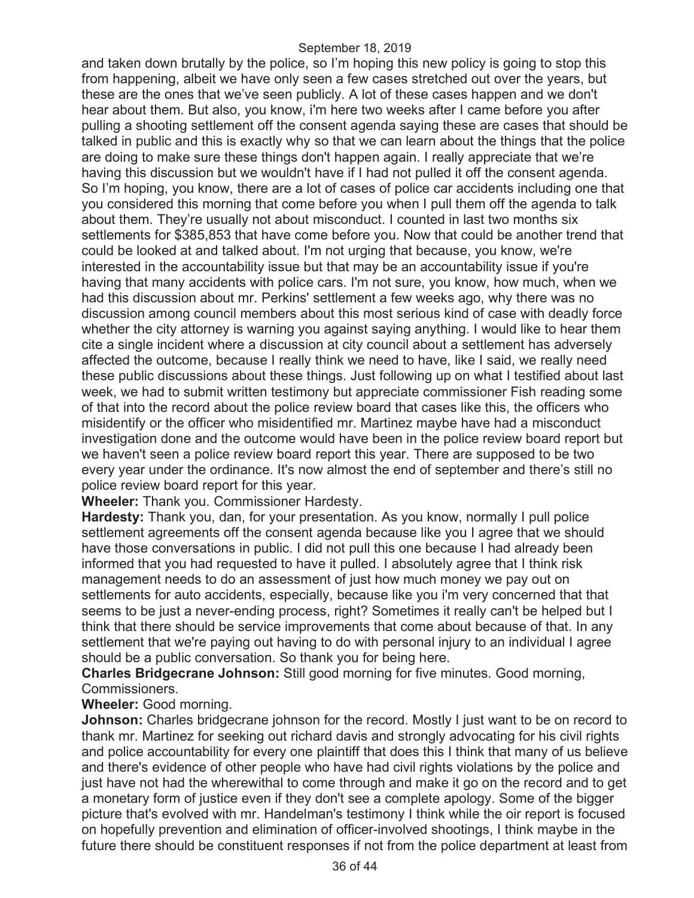and taken down brutally by the police, so I'm hoping this new policy is going to stop this from happening, albeit we have only seen a few cases stretched out over the years, but these are the ones that we've seen publicly. A lot of these cases happen and we don't hear about them. But also, you know, i'm here two weeks after I came before you after pulling a shooting settlement off the consent agenda saying these are cases that should be talked in public and this is exactly why so that we can learn about the things that the police are doing to make sure these things don't happen again. I really appreciate that we're having this discussion but we wouldn't have if I had not pulled it off the consent agenda. So I'm hoping, you know, there are a lot of cases of police car accidents including one that you considered this morning that come before you when I pull them off the agenda to talk about them. They're usually not about misconduct. I counted in last two months six settlements for $385,853 that have come before you. Now that could be another trend that could be looked at and talked about. I'm not urging that because, you know, we're interested in the accountability issue but that may be an accountability issue if you're having that many accidents with police cars. I'm not sure, you know, how much, when we had this discussion about mr. Perkins' settlement a few weeks ago, why there was no discussion among council members about this most serious kind of case with deadly force whether the city attorney is warning you against saying anything. I would like to hear them cite a single incident where a discussion at city council about a settlement has adversely affected the outcome, because I really think we need to have, like I said, we really need these public discussions about these things. Just following up on what I testified about last week, we had to submit written testimony but appreciate commissioner Fish reading some of that into the record about the police review board that cases like this, the officers who misidentify or the officer who misidentified mr. Martinez maybe have had a misconduct investigation done and the outcome would have been in the police review board report but we haven't seen a police review board report this year. There are supposed to be two every year under the ordinance. It's now almost the end of september and there's still no police review board report for this year.

**Wheeler:** Thank you. Commissioner Hardesty.

**Hardesty:** Thank you, dan, for your presentation. As you know, normally I pull police settlement agreements off the consent agenda because like you I agree that we should have those conversations in public. I did not pull this one because I had already been informed that you had requested to have it pulled. I absolutely agree that I think risk management needs to do an assessment of just how much money we pay out on settlements for auto accidents, especially, because like you i'm very concerned that that seems to be just a never-ending process, right? Sometimes it really can't be helped but I think that there should be service improvements that come about because of that. In any settlement that we're paying out having to do with personal injury to an individual I agree should be a public conversation. So thank you for being here.

**Charles Bridgecrane Johnson:** Still good morning for five minutes. Good morning, Commissioners.

**Wheeler:** Good morning.

**Johnson:** Charles bridgecrane johnson for the record. Mostly I just want to be on record to thank mr. Martinez for seeking out richard davis and strongly advocating for his civil rights and police accountability for every one plaintiff that does this I think that many of us believe and there's evidence of other people who have had civil rights violations by the police and just have not had the wherewithal to come through and make it go on the record and to get a monetary form of justice even if they don't see a complete apology. Some of the bigger picture that's evolved with mr. Handelman's testimony I think while the oir report is focused on hopefully prevention and elimination of officer-involved shootings, I think maybe in the future there should be constituent responses if not from the police department at least from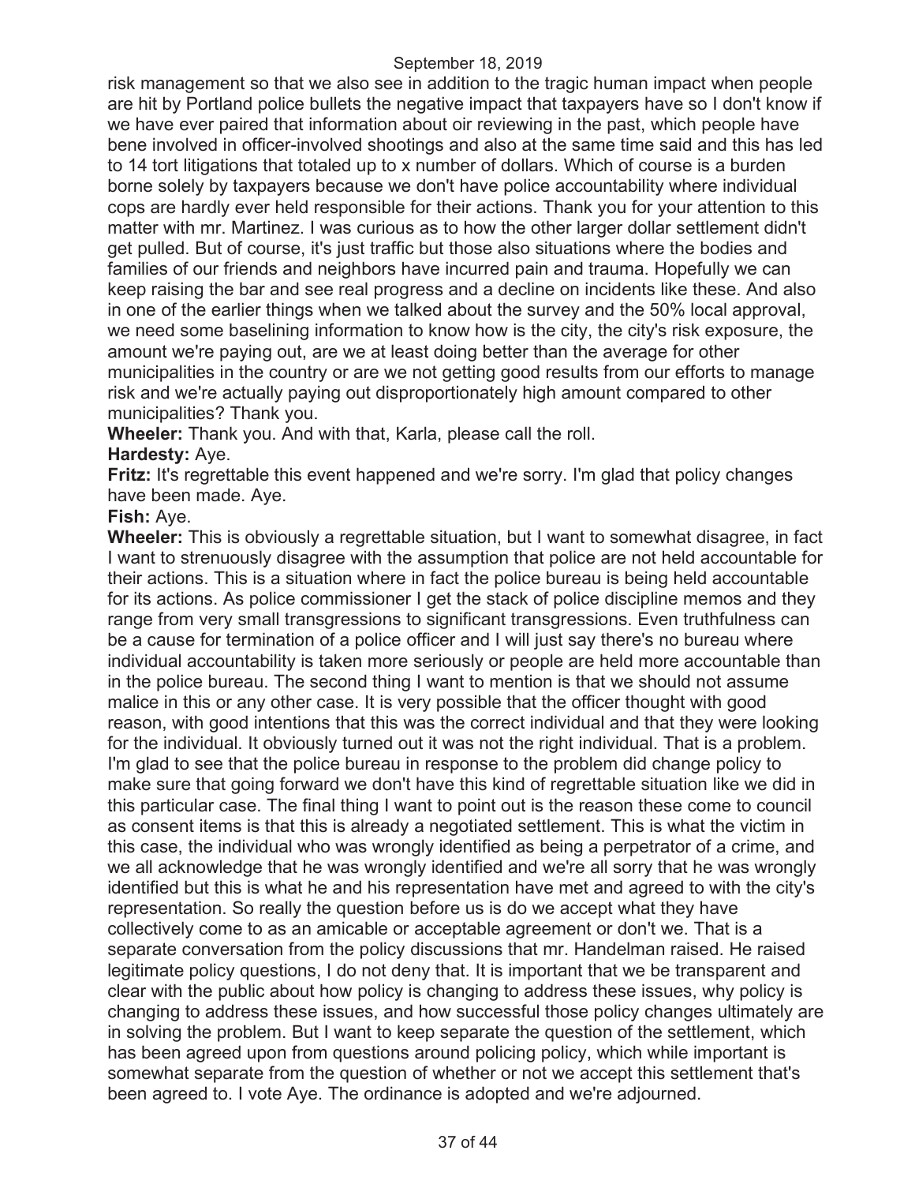risk management so that we also see in addition to the tragic human impact when people are hit by Portland police bullets the negative impact that taxpayers have so I don't know if we have ever paired that information about oir reviewing in the past, which people have bene involved in officer-involved shootings and also at the same time said and this has led to 14 tort litigations that totaled up to x number of dollars. Which of course is a burden borne solely by taxpayers because we don't have police accountability where individual cops are hardly ever held responsible for their actions. Thank you for your attention to this matter with mr. Martinez. I was curious as to how the other larger dollar settlement didn't get pulled. But of course, it's just traffic but those also situations where the bodies and families of our friends and neighbors have incurred pain and trauma. Hopefully we can keep raising the bar and see real progress and a decline on incidents like these. And also in one of the earlier things when we talked about the survey and the 50% local approval, we need some baselining information to know how is the city, the city's risk exposure, the amount we're paying out, are we at least doing better than the average for other municipalities in the country or are we not getting good results from our efforts to manage risk and we're actually paying out disproportionately high amount compared to other municipalities? Thank you.

**Wheeler:** Thank you. And with that, Karla, please call the roll.

**Hardesty:** Aye.

**Fritz:** It's regrettable this event happened and we're sorry. I'm glad that policy changes have been made. Aye.

**Fish:** Aye.

**Wheeler:** This is obviously a regrettable situation, but I want to somewhat disagree, in fact I want to strenuously disagree with the assumption that police are not held accountable for their actions. This is a situation where in fact the police bureau is being held accountable for its actions. As police commissioner I get the stack of police discipline memos and they range from very small transgressions to significant transgressions. Even truthfulness can be a cause for termination of a police officer and I will just say there's no bureau where individual accountability is taken more seriously or people are held more accountable than in the police bureau. The second thing I want to mention is that we should not assume malice in this or any other case. It is very possible that the officer thought with good reason, with good intentions that this was the correct individual and that they were looking for the individual. It obviously turned out it was not the right individual. That is a problem. I'm glad to see that the police bureau in response to the problem did change policy to make sure that going forward we don't have this kind of regrettable situation like we did in this particular case. The final thing I want to point out is the reason these come to council as consent items is that this is already a negotiated settlement. This is what the victim in this case, the individual who was wrongly identified as being a perpetrator of a crime, and we all acknowledge that he was wrongly identified and we're all sorry that he was wrongly identified but this is what he and his representation have met and agreed to with the city's representation. So really the question before us is do we accept what they have collectively come to as an amicable or acceptable agreement or don't we. That is a separate conversation from the policy discussions that mr. Handelman raised. He raised legitimate policy questions, I do not deny that. It is important that we be transparent and clear with the public about how policy is changing to address these issues, why policy is changing to address these issues, and how successful those policy changes ultimately are in solving the problem. But I want to keep separate the question of the settlement, which has been agreed upon from questions around policing policy, which while important is somewhat separate from the question of whether or not we accept this settlement that's been agreed to. I vote Aye. The ordinance is adopted and we're adjourned.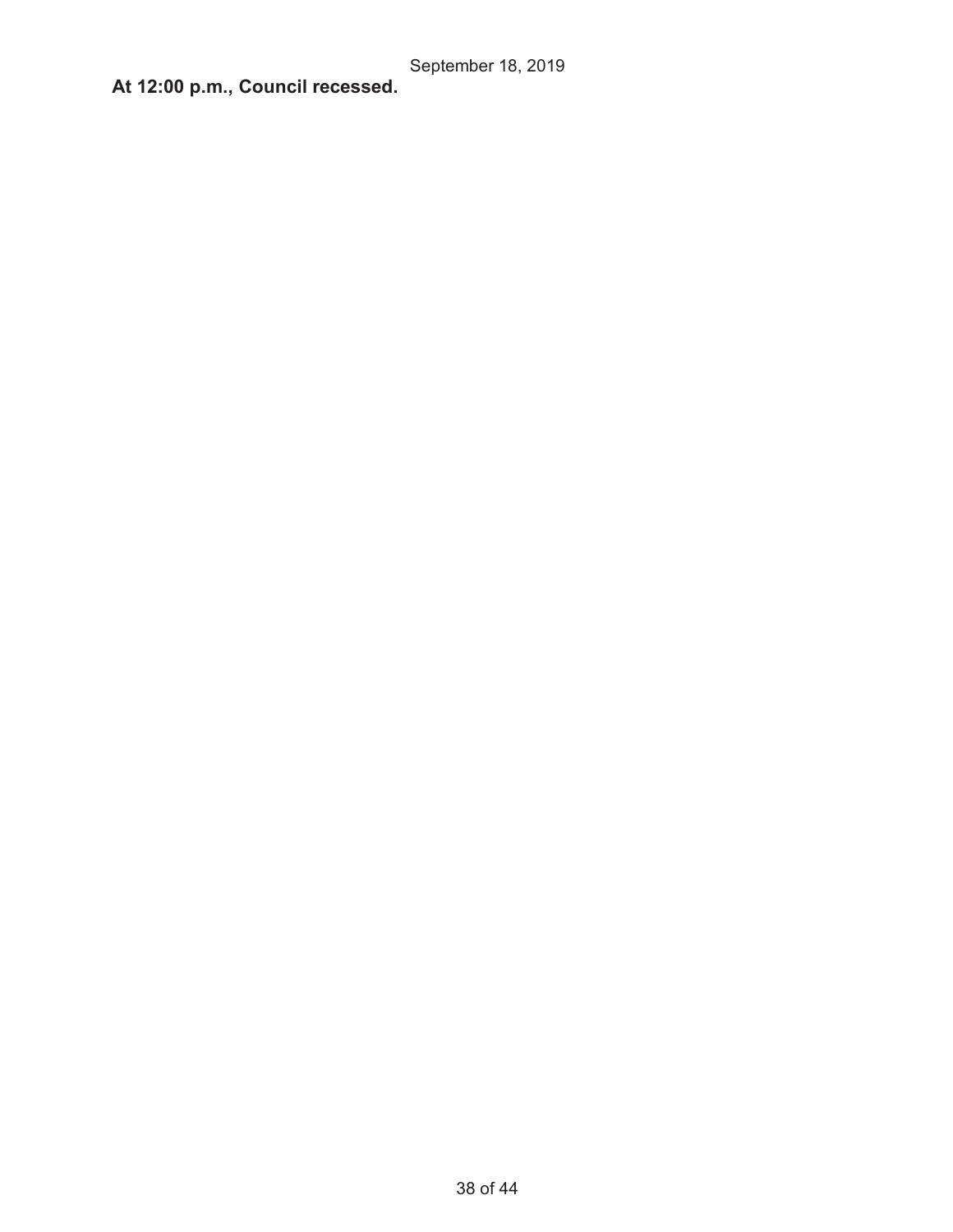**At 12:00 p.m., Council recessed.**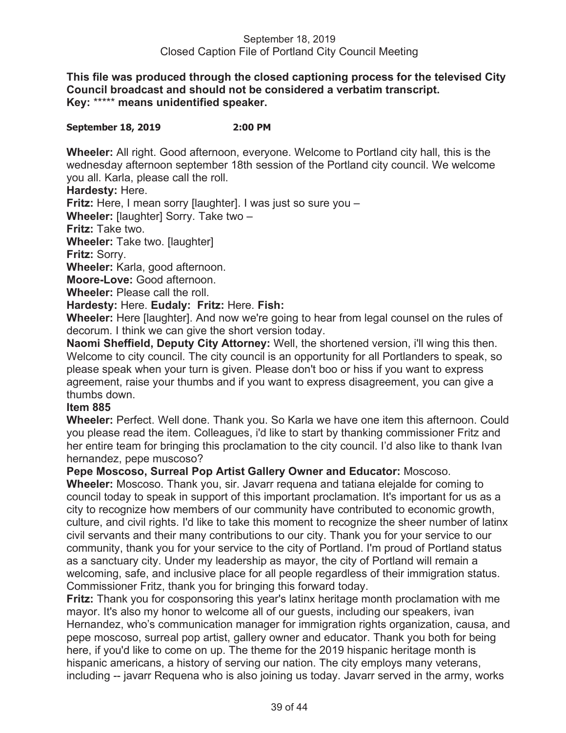September 18, 2019
Closed Caption File of Portland City Council Meeting

**This file was produced through the closed captioning process for the televised City Council broadcast and should not be considered a verbatim transcript.**
**Key:** ***** **means unidentified speaker.**

**September 18, 2019 2:00 PM**

**Wheeler:** All right. Good afternoon, everyone. Welcome to Portland city hall, this is the wednesday afternoon september 18th session of the Portland city council. We welcome you all. Karla, please call the roll.

**Hardesty:** Here.

**Fritz:** Here, I mean sorry [laughter]. I was just so sure you –

**Wheeler:** [laughter] Sorry. Take two –

**Fritz:** Take two.

**Wheeler:** Take two. [laughter]

**Fritz:** Sorry.

**Wheeler:** Karla, good afternoon.

**Moore-Love:** Good afternoon.

**Wheeler:** Please call the roll.

**Hardesty:** Here. **Eudaly: Fritz:** Here. **Fish:**

**Wheeler:** Here [laughter]. And now we're going to hear from legal counsel on the rules of decorum. I think we can give the short version today.

**Naomi Sheffield, Deputy City Attorney:** Well, the shortened version, i'll wing this then. Welcome to city council. The city council is an opportunity for all Portlanders to speak, so please speak when your turn is given. Please don't boo or hiss if you want to express agreement, raise your thumbs and if you want to express disagreement, you can give a thumbs down.

**Item 885**

**Wheeler:** Perfect. Well done. Thank you. So Karla we have one item this afternoon. Could you please read the item. Colleagues, i'd like to start by thanking commissioner Fritz and her entire team for bringing this proclamation to the city council. I'd also like to thank Ivan hernandez, pepe muscoso?

**Pepe Moscoso, Surreal Pop Artist Gallery Owner and Educator:** Moscoso.

**Wheeler:** Moscoso. Thank you, sir. Javarr requena and tatiana elejalde for coming to council today to speak in support of this important proclamation. It's important for us as a city to recognize how members of our community have contributed to economic growth, culture, and civil rights. I'd like to take this moment to recognize the sheer number of latinx civil servants and their many contributions to our city. Thank you for your service to our community, thank you for your service to the city of Portland. I'm proud of Portland status as a sanctuary city. Under my leadership as mayor, the city of Portland will remain a welcoming, safe, and inclusive place for all people regardless of their immigration status. Commissioner Fritz, thank you for bringing this forward today.

**Fritz:** Thank you for cosponsoring this year's latinx heritage month proclamation with me mayor. It's also my honor to welcome all of our guests, including our speakers, ivan Hernandez, who's communication manager for immigration rights organization, causa, and pepe moscoso, surreal pop artist, gallery owner and educator. Thank you both for being here, if you'd like to come on up. The theme for the 2019 hispanic heritage month is hispanic americans, a history of serving our nation. The city employs many veterans, including -- javarr Requena who is also joining us today. Javarr served in the army, works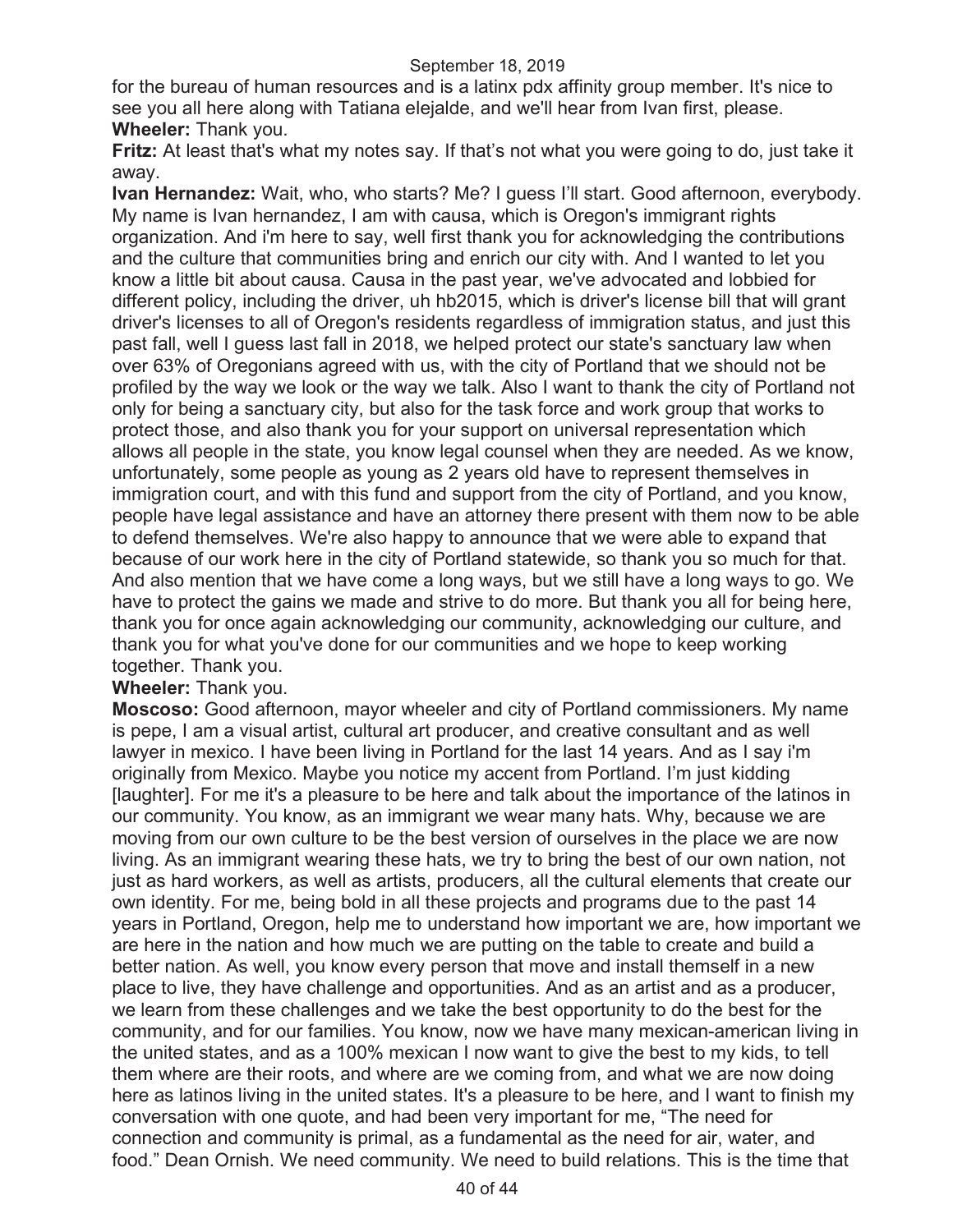for the bureau of human resources and is a latinx pdx affinity group member. It's nice to see you all here along with Tatiana elejalde, and we'll hear from Ivan first, please.

**Wheeler:** Thank you.

**Fritz:** At least that's what my notes say. If that's not what you were going to do, just take it away.

**Ivan Hernandez:** Wait, who, who starts? Me? I guess I'll start. Good afternoon, everybody. My name is Ivan hernandez, I am with causa, which is Oregon's immigrant rights organization. And i'm here to say, well first thank you for acknowledging the contributions and the culture that communities bring and enrich our city with. And I wanted to let you know a little bit about causa. Causa in the past year, we've advocated and lobbied for different policy, including the driver, uh hb2015, which is driver's license bill that will grant driver's licenses to all of Oregon's residents regardless of immigration status, and just this past fall, well I guess last fall in 2018, we helped protect our state's sanctuary law when over 63% of Oregonians agreed with us, with the city of Portland that we should not be profiled by the way we look or the way we talk. Also I want to thank the city of Portland not only for being a sanctuary city, but also for the task force and work group that works to protect those, and also thank you for your support on universal representation which allows all people in the state, you know legal counsel when they are needed. As we know, unfortunately, some people as young as 2 years old have to represent themselves in immigration court, and with this fund and support from the city of Portland, and you know, people have legal assistance and have an attorney there present with them now to be able to defend themselves. We're also happy to announce that we were able to expand that because of our work here in the city of Portland statewide, so thank you so much for that. And also mention that we have come a long ways, but we still have a long ways to go. We have to protect the gains we made and strive to do more. But thank you all for being here, thank you for once again acknowledging our community, acknowledging our culture, and thank you for what you've done for our communities and we hope to keep working together. Thank you.

**Wheeler:** Thank you.

**Moscoso:** Good afternoon, mayor wheeler and city of Portland commissioners. My name is pepe, I am a visual artist, cultural art producer, and creative consultant and as well lawyer in mexico. I have been living in Portland for the last 14 years. And as I say i'm originally from Mexico. Maybe you notice my accent from Portland. I'm just kidding [laughter]. For me it's a pleasure to be here and talk about the importance of the latinos in our community. You know, as an immigrant we wear many hats. Why, because we are moving from our own culture to be the best version of ourselves in the place we are now living. As an immigrant wearing these hats, we try to bring the best of our own nation, not just as hard workers, as well as artists, producers, all the cultural elements that create our own identity. For me, being bold in all these projects and programs due to the past 14 years in Portland, Oregon, help me to understand how important we are, how important we are here in the nation and how much we are putting on the table to create and build a better nation. As well, you know every person that move and install themself in a new place to live, they have challenge and opportunities. And as an artist and as a producer, we learn from these challenges and we take the best opportunity to do the best for the community, and for our families. You know, now we have many mexican-american living in the united states, and as a 100% mexican I now want to give the best to my kids, to tell them where are their roots, and where are we coming from, and what we are now doing here as latinos living in the united states. It's a pleasure to be here, and I want to finish my conversation with one quote, and had been very important for me, "The need for connection and community is primal, as a fundamental as the need for air, water, and food." Dean Ornish. We need community. We need to build relations. This is the time that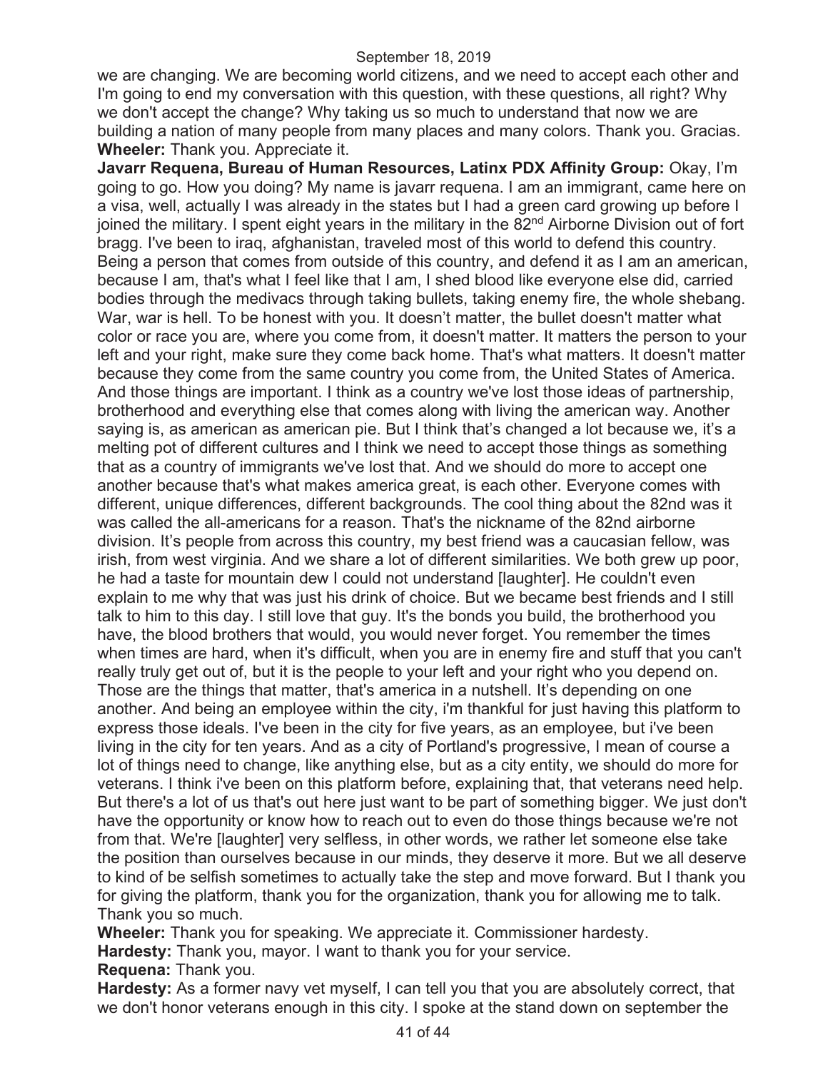we are changing. We are becoming world citizens, and we need to accept each other and I'm going to end my conversation with this question, with these questions, all right? Why we don't accept the change? Why taking us so much to understand that now we are building a nation of many people from many places and many colors. Thank you. Gracias.

**Wheeler:** Thank you. Appreciate it.

**Javarr Requena, Bureau of Human Resources, Latinx PDX Affinity Group:** Okay, I'm going to go. How you doing? My name is javarr requena. I am an immigrant, came here on a visa, well, actually I was already in the states but I had a green card growing up before I joined the military. I spent eight years in the military in the 82nd Airborne Division out of fort bragg. I've been to iraq, afghanistan, traveled most of this world to defend this country. Being a person that comes from outside of this country, and defend it as I am an american, because I am, that's what I feel like that I am, I shed blood like everyone else did, carried bodies through the medivacs through taking bullets, taking enemy fire, the whole shebang. War, war is hell. To be honest with you. It doesn't matter, the bullet doesn't matter what color or race you are, where you come from, it doesn't matter. It matters the person to your left and your right, make sure they come back home. That's what matters. It doesn't matter because they come from the same country you come from, the United States of America. And those things are important. I think as a country we've lost those ideas of partnership, brotherhood and everything else that comes along with living the american way. Another saying is, as american as american pie. But I think that's changed a lot because we, it's a melting pot of different cultures and I think we need to accept those things as something that as a country of immigrants we've lost that. And we should do more to accept one another because that's what makes america great, is each other. Everyone comes with different, unique differences, different backgrounds. The cool thing about the 82nd was it was called the all-americans for a reason. That's the nickname of the 82nd airborne division. It's people from across this country, my best friend was a caucasian fellow, was irish, from west virginia. And we share a lot of different similarities. We both grew up poor, he had a taste for mountain dew I could not understand [laughter]. He couldn't even explain to me why that was just his drink of choice. But we became best friends and I still talk to him to this day. I still love that guy. It's the bonds you build, the brotherhood you have, the blood brothers that would, you would never forget. You remember the times when times are hard, when it's difficult, when you are in enemy fire and stuff that you can't really truly get out of, but it is the people to your left and your right who you depend on. Those are the things that matter, that's america in a nutshell. It's depending on one another. And being an employee within the city, i'm thankful for just having this platform to express those ideals. I've been in the city for five years, as an employee, but i've been living in the city for ten years. And as a city of Portland's progressive, I mean of course a lot of things need to change, like anything else, but as a city entity, we should do more for veterans. I think i've been on this platform before, explaining that, that veterans need help. But there's a lot of us that's out here just want to be part of something bigger. We just don't have the opportunity or know how to reach out to even do those things because we're not from that. We're [laughter] very selfless, in other words, we rather let someone else take the position than ourselves because in our minds, they deserve it more. But we all deserve to kind of be selfish sometimes to actually take the step and move forward. But I thank you for giving the platform, thank you for the organization, thank you for allowing me to talk. Thank you so much.

**Wheeler:** Thank you for speaking. We appreciate it. Commissioner hardesty.

**Hardesty:** Thank you, mayor. I want to thank you for your service.

**Requena:** Thank you.

**Hardesty:** As a former navy vet myself, I can tell you that you are absolutely correct, that we don't honor veterans enough in this city. I spoke at the stand down on september the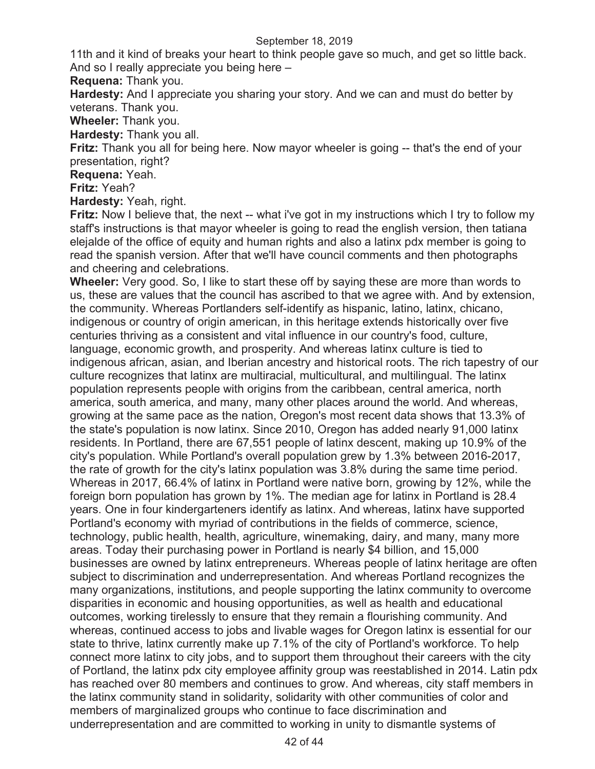11th and it kind of breaks your heart to think people gave so much, and get so little back. And so I really appreciate you being here –

**Requena:** Thank you.

**Hardesty:** And I appreciate you sharing your story. And we can and must do better by veterans. Thank you.

**Wheeler:** Thank you.

**Hardesty:** Thank you all.

**Fritz:** Thank you all for being here. Now mayor wheeler is going -- that's the end of your presentation, right?

**Requena:** Yeah.

**Fritz:** Yeah?

**Hardesty:** Yeah, right.

**Fritz:** Now I believe that, the next -- what i've got in my instructions which I try to follow my staff's instructions is that mayor wheeler is going to read the english version, then tatiana elejalde of the office of equity and human rights and also a latinx pdx member is going to read the spanish version. After that we'll have council comments and then photographs and cheering and celebrations.

**Wheeler:** Very good. So, I like to start these off by saying these are more than words to us, these are values that the council has ascribed to that we agree with. And by extension, the community. Whereas Portlanders self-identify as hispanic, latino, latinx, chicano, indigenous or country of origin american, in this heritage extends historically over five centuries thriving as a consistent and vital influence in our country's food, culture, language, economic growth, and prosperity. And whereas latinx culture is tied to indigenous african, asian, and Iberian ancestry and historical roots. The rich tapestry of our culture recognizes that latinx are multiracial, multicultural, and multilingual. The latinx population represents people with origins from the caribbean, central america, north america, south america, and many, many other places around the world. And whereas, growing at the same pace as the nation, Oregon's most recent data shows that 13.3% of the state's population is now latinx. Since 2010, Oregon has added nearly 91,000 latinx residents. In Portland, there are 67,551 people of latinx descent, making up 10.9% of the city's population. While Portland's overall population grew by 1.3% between 2016-2017, the rate of growth for the city's latinx population was 3.8% during the same time period. Whereas in 2017, 66.4% of latinx in Portland were native born, growing by 12%, while the foreign born population has grown by 1%. The median age for latinx in Portland is 28.4 years. One in four kindergarteners identify as latinx. And whereas, latinx have supported Portland's economy with myriad of contributions in the fields of commerce, science, technology, public health, health, agriculture, winemaking, dairy, and many, many more areas. Today their purchasing power in Portland is nearly $4 billion, and 15,000 businesses are owned by latinx entrepreneurs. Whereas people of latinx heritage are often subject to discrimination and underrepresentation. And whereas Portland recognizes the many organizations, institutions, and people supporting the latinx community to overcome disparities in economic and housing opportunities, as well as health and educational outcomes, working tirelessly to ensure that they remain a flourishing community. And whereas, continued access to jobs and livable wages for Oregon latinx is essential for our state to thrive, latinx currently make up 7.1% of the city of Portland's workforce. To help connect more latinx to city jobs, and to support them throughout their careers with the city of Portland, the latinx pdx city employee affinity group was reestablished in 2014. Latin pdx has reached over 80 members and continues to grow. And whereas, city staff members in the latinx community stand in solidarity, solidarity with other communities of color and members of marginalized groups who continue to face discrimination and underrepresentation and are committed to working in unity to dismantle systems of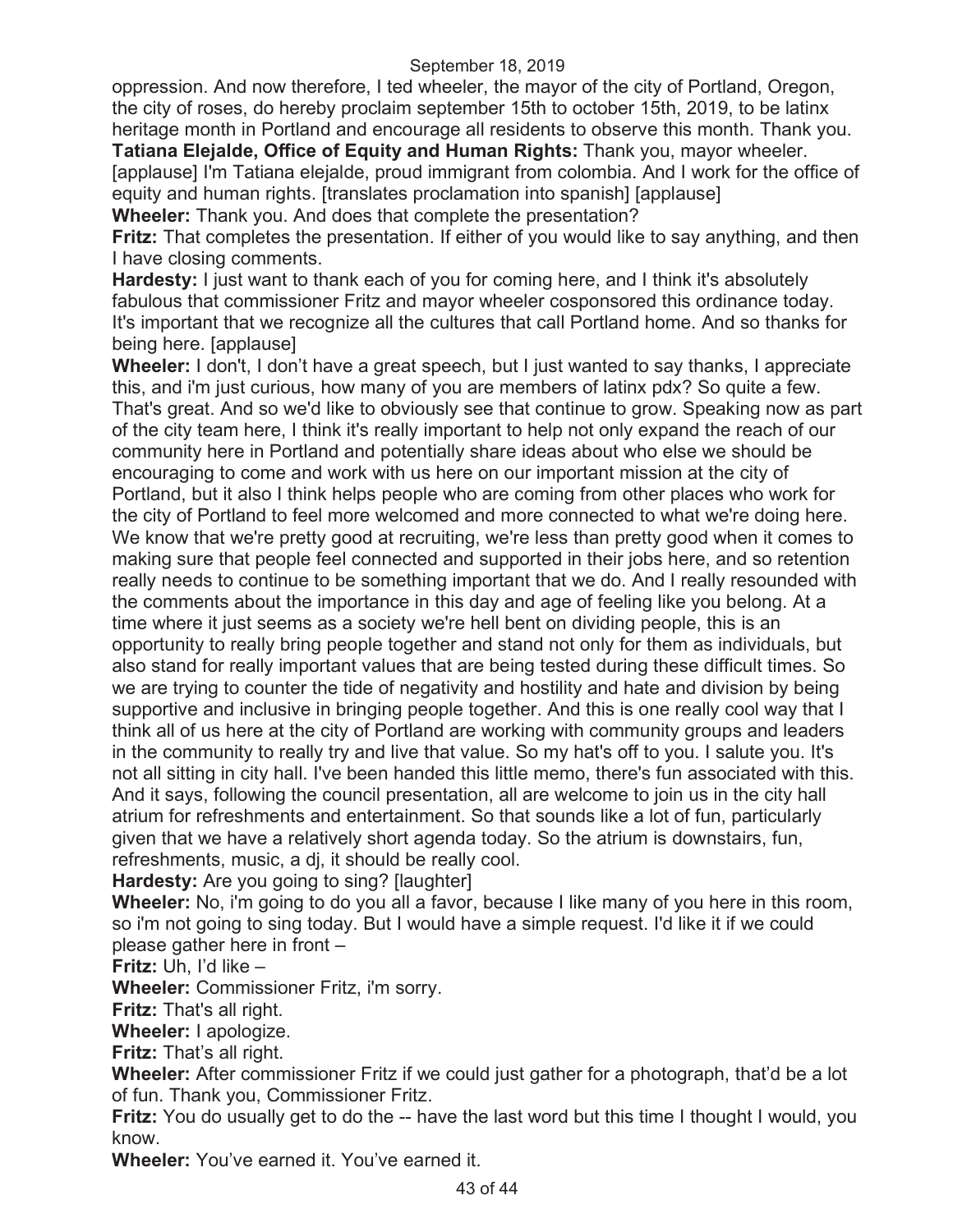oppression. And now therefore, I ted wheeler, the mayor of the city of Portland, Oregon, the city of roses, do hereby proclaim september 15th to october 15th, 2019, to be latinx heritage month in Portland and encourage all residents to observe this month. Thank you.

**Tatiana Elejalde, Office of Equity and Human Rights:** Thank you, mayor wheeler. [applause] I'm Tatiana elejalde, proud immigrant from colombia. And I work for the office of equity and human rights. [translates proclamation into spanish] [applause]

**Wheeler:** Thank you. And does that complete the presentation?

**Fritz:** That completes the presentation. If either of you would like to say anything, and then I have closing comments.

**Hardesty:** I just want to thank each of you for coming here, and I think it's absolutely fabulous that commissioner Fritz and mayor wheeler cosponsored this ordinance today. It's important that we recognize all the cultures that call Portland home. And so thanks for being here. [applause]

**Wheeler:** I don't, I don't have a great speech, but I just wanted to say thanks, I appreciate this, and i'm just curious, how many of you are members of latinx pdx? So quite a few. That's great. And so we'd like to obviously see that continue to grow. Speaking now as part of the city team here, I think it's really important to help not only expand the reach of our community here in Portland and potentially share ideas about who else we should be encouraging to come and work with us here on our important mission at the city of Portland, but it also I think helps people who are coming from other places who work for the city of Portland to feel more welcomed and more connected to what we're doing here. We know that we're pretty good at recruiting, we're less than pretty good when it comes to making sure that people feel connected and supported in their jobs here, and so retention really needs to continue to be something important that we do. And I really resounded with the comments about the importance in this day and age of feeling like you belong. At a time where it just seems as a society we're hell bent on dividing people, this is an opportunity to really bring people together and stand not only for them as individuals, but also stand for really important values that are being tested during these difficult times. So we are trying to counter the tide of negativity and hostility and hate and division by being supportive and inclusive in bringing people together. And this is one really cool way that I think all of us here at the city of Portland are working with community groups and leaders in the community to really try and live that value. So my hat's off to you. I salute you. It's not all sitting in city hall. I've been handed this little memo, there's fun associated with this. And it says, following the council presentation, all are welcome to join us in the city hall atrium for refreshments and entertainment. So that sounds like a lot of fun, particularly given that we have a relatively short agenda today. So the atrium is downstairs, fun, refreshments, music, a dj, it should be really cool.

**Hardesty:** Are you going to sing? [laughter]

**Wheeler:** No, i'm going to do you all a favor, because I like many of you here in this room, so i'm not going to sing today. But I would have a simple request. I'd like it if we could please gather here in front –

**Fritz:** Uh, I'd like –

**Wheeler:** Commissioner Fritz, i'm sorry.

**Fritz:** That's all right.

**Wheeler:** I apologize.

**Fritz:** That's all right.

**Wheeler:** After commissioner Fritz if we could just gather for a photograph, that'd be a lot of fun. Thank you, Commissioner Fritz.

**Fritz:** You do usually get to do the -- have the last word but this time I thought I would, you know.

**Wheeler:** You've earned it. You've earned it.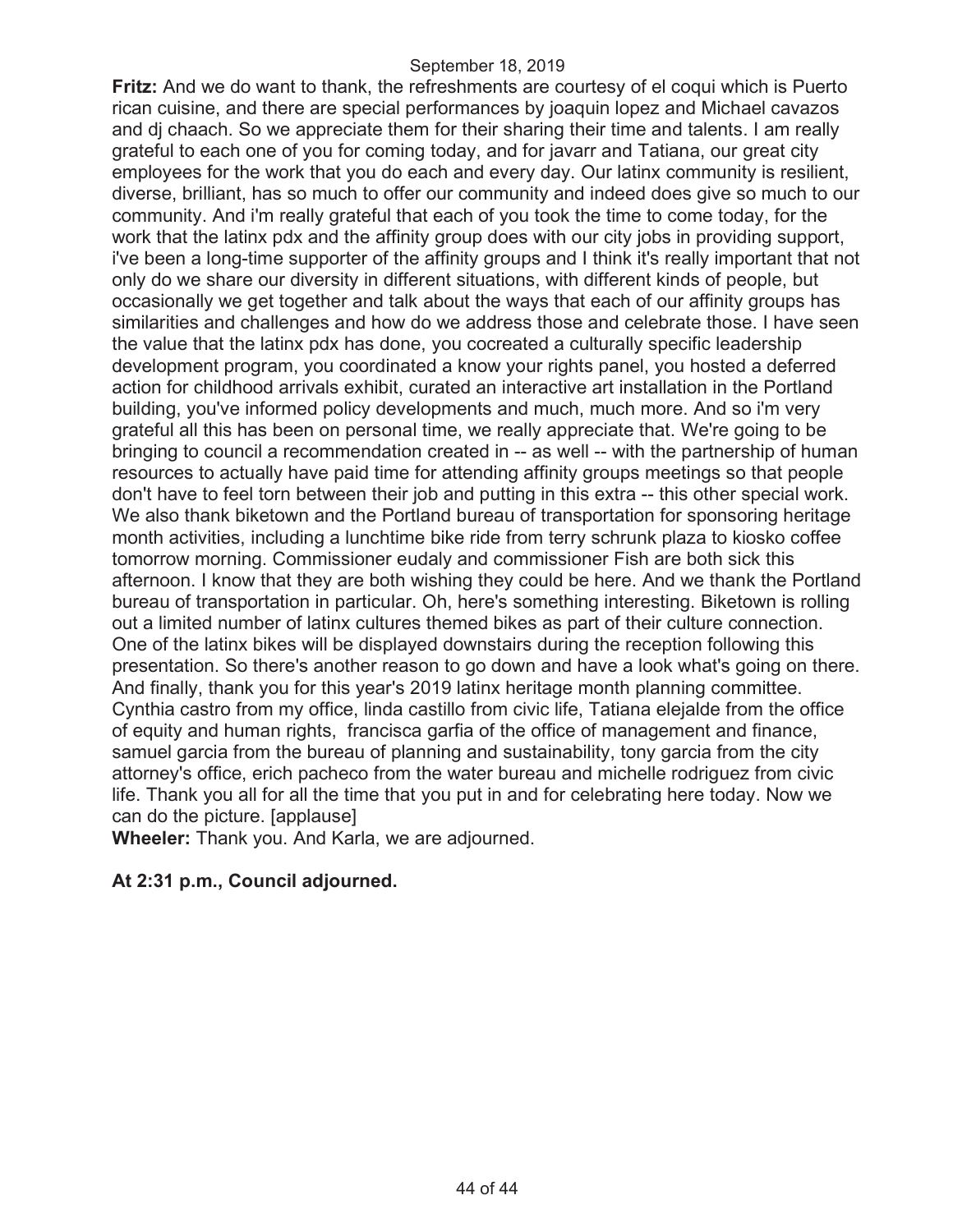**Fritz:** And we do want to thank, the refreshments are courtesy of el coqui which is Puerto rican cuisine, and there are special performances by joaquin lopez and Michael cavazos and dj chaach. So we appreciate them for their sharing their time and talents. I am really grateful to each one of you for coming today, and for javarr and Tatiana, our great city employees for the work that you do each and every day. Our latinx community is resilient, diverse, brilliant, has so much to offer our community and indeed does give so much to our community. And i'm really grateful that each of you took the time to come today, for the work that the latinx pdx and the affinity group does with our city jobs in providing support, i've been a long-time supporter of the affinity groups and I think it's really important that not only do we share our diversity in different situations, with different kinds of people, but occasionally we get together and talk about the ways that each of our affinity groups has similarities and challenges and how do we address those and celebrate those. I have seen the value that the latinx pdx has done, you cocreated a culturally specific leadership development program, you coordinated a know your rights panel, you hosted a deferred action for childhood arrivals exhibit, curated an interactive art installation in the Portland building, you've informed policy developments and much, much more. And so i'm very grateful all this has been on personal time, we really appreciate that. We're going to be bringing to council a recommendation created in -- as well -- with the partnership of human resources to actually have paid time for attending affinity groups meetings so that people don't have to feel torn between their job and putting in this extra -- this other special work. We also thank biketown and the Portland bureau of transportation for sponsoring heritage month activities, including a lunchtime bike ride from terry schrunk plaza to kiosko coffee tomorrow morning. Commissioner eudaly and commissioner Fish are both sick this afternoon. I know that they are both wishing they could be here. And we thank the Portland bureau of transportation in particular. Oh, here's something interesting. Biketown is rolling out a limited number of latinx cultures themed bikes as part of their culture connection. One of the latinx bikes will be displayed downstairs during the reception following this presentation. So there's another reason to go down and have a look what's going on there. And finally, thank you for this year's 2019 latinx heritage month planning committee. Cynthia castro from my office, linda castillo from civic life, Tatiana elejalde from the office of equity and human rights, francisca garfia of the office of management and finance, samuel garcia from the bureau of planning and sustainability, tony garcia from the city attorney's office, erich pacheco from the water bureau and michelle rodriguez from civic life. Thank you all for all the time that you put in and for celebrating here today. Now we can do the picture. [applause]

**Wheeler:** Thank you. And Karla, we are adjourned.

**At 2:31 p.m., Council adjourned.**